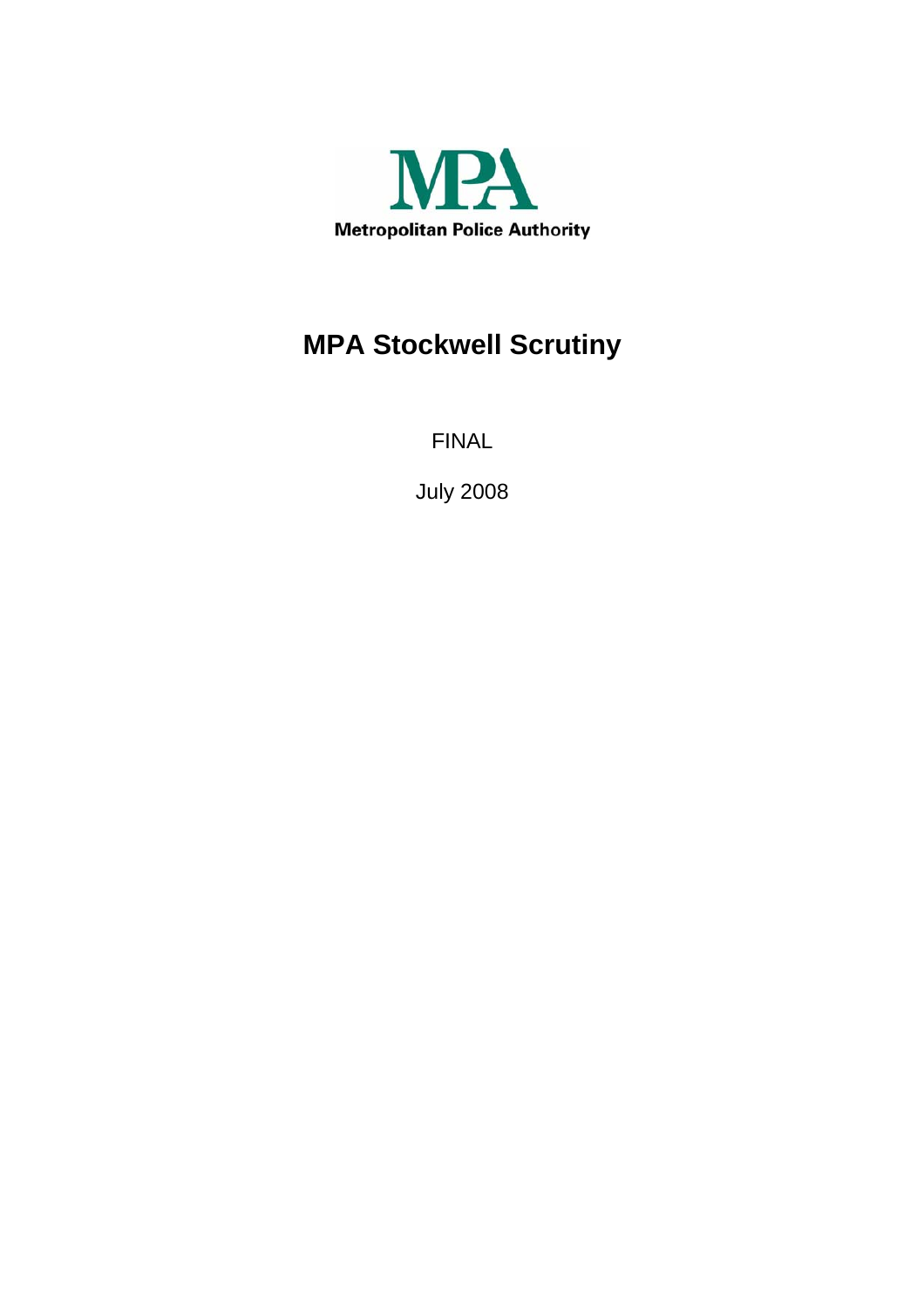MPA

Metropolitan Police Authority

# MPA Stockwell Scrutiny

FINAL

July 2008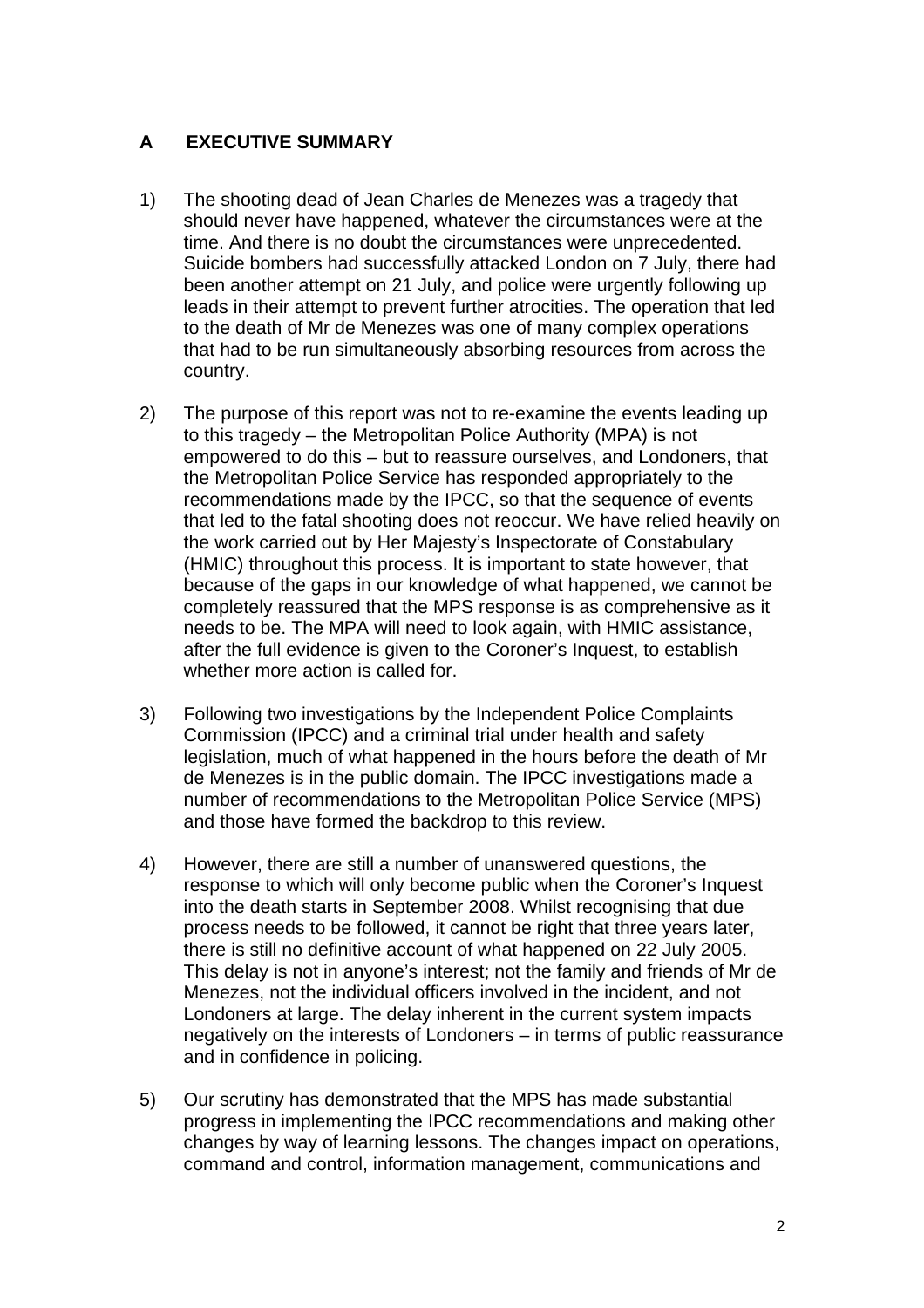## A EXECUTIVE SUMMARY

1) The shooting dead of Jean Charles de Menezes was a tragedy that should never have happened, whatever the circumstances were at the time. And there is no doubt the circumstances were unprecedented. Suicide bombers had successfully attacked London on 7 July, there had been another attempt on 21 July, and police were urgently following up leads in their attempt to prevent further atrocities. The operation that led to the death of Mr de Menezes was one of many complex operations that had to be run simultaneously absorbing resources from across the country.

2) The purpose of this report was not to re-examine the events leading up to this tragedy – the Metropolitan Police Authority (MPA) is not empowered to do this – but to reassure ourselves, and Londoners, that the Metropolitan Police Service has responded appropriately to the recommendations made by the IPCC, so that the sequence of events that led to the fatal shooting does not reoccur. We have relied heavily on the work carried out by Her Majesty's Inspectorate of Constabulary (HMIC) throughout this process. It is important to state however, that because of the gaps in our knowledge of what happened, we cannot be completely reassured that the MPS response is as comprehensive as it needs to be. The MPA will need to look again, with HMIC assistance, after the full evidence is given to the Coroner's Inquest, to establish whether more action is called for.

3) Following two investigations by the Independent Police Complaints Commission (IPCC) and a criminal trial under health and safety legislation, much of what happened in the hours before the death of Mr de Menezes is in the public domain. The IPCC investigations made a number of recommendations to the Metropolitan Police Service (MPS) and those have formed the backdrop to this review.

4) However, there are still a number of unanswered questions, the response to which will only become public when the Coroner's Inquest into the death starts in September 2008. Whilst recognising that due process needs to be followed, it cannot be right that three years later, there is still no definitive account of what happened on 22 July 2005. This delay is not in anyone's interest; not the family and friends of Mr de Menezes, not the individual officers involved in the incident, and not Londoners at large. The delay inherent in the current system impacts negatively on the interests of Londoners – in terms of public reassurance and in confidence in policing.

5) Our scrutiny has demonstrated that the MPS has made substantial progress in implementing the IPCC recommendations and making other changes by way of learning lessons. The changes impact on operations, command and control, information management, communications and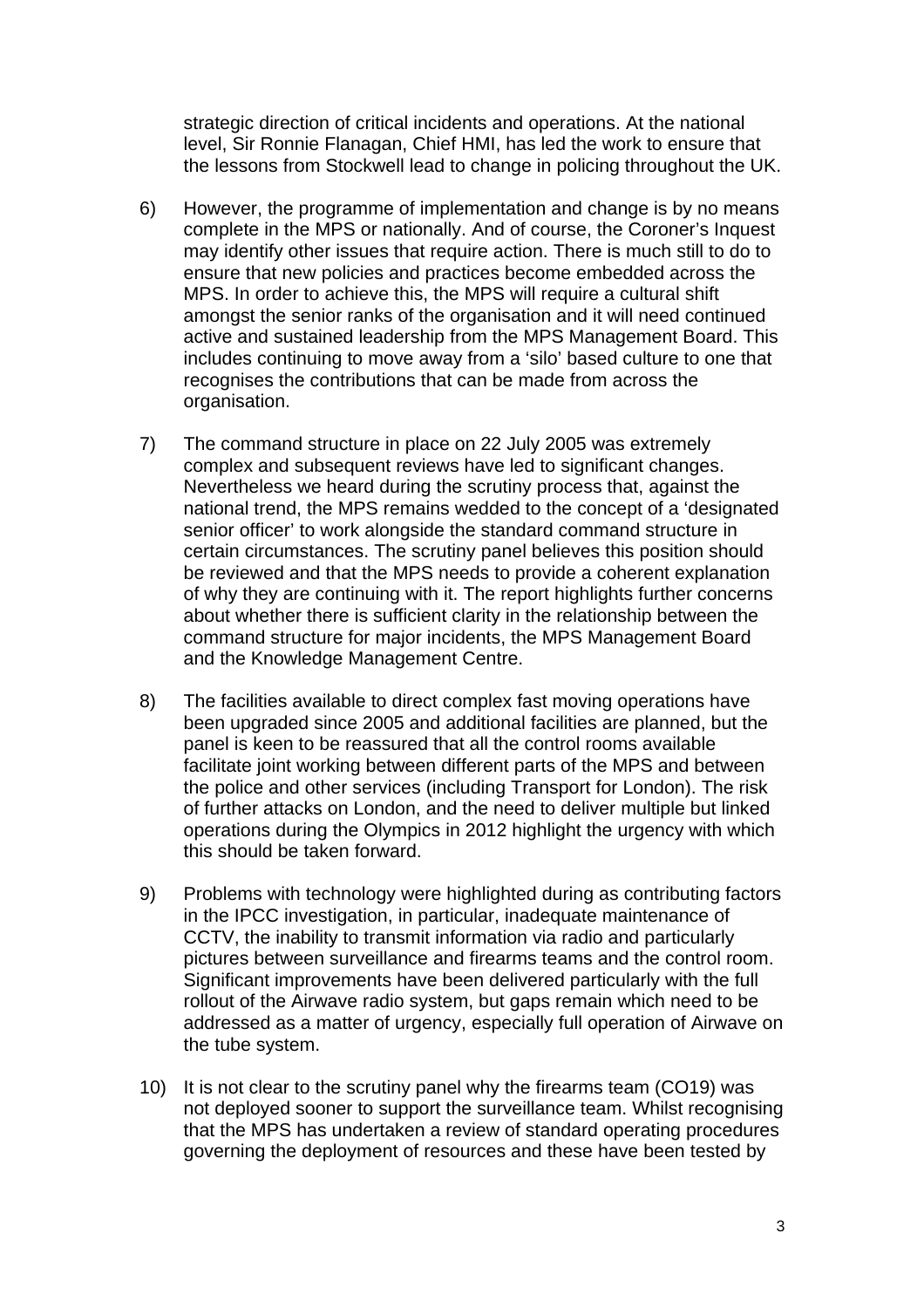strategic direction of critical incidents and operations. At the national level, Sir Ronnie Flanagan, Chief HMI, has led the work to ensure that the lessons from Stockwell lead to change in policing throughout the UK.

6) However, the programme of implementation and change is by no means complete in the MPS or nationally. And of course, the Coroner's Inquest may identify other issues that require action. There is much still to do to ensure that new policies and practices become embedded across the MPS. In order to achieve this, the MPS will require a cultural shift amongst the senior ranks of the organisation and it will need continued active and sustained leadership from the MPS Management Board. This includes continuing to move away from a 'silo' based culture to one that recognises the contributions that can be made from across the organisation.

7) The command structure in place on 22 July 2005 was extremely complex and subsequent reviews have led to significant changes. Nevertheless we heard during the scrutiny process that, against the national trend, the MPS remains wedded to the concept of a 'designated senior officer' to work alongside the standard command structure in certain circumstances. The scrutiny panel believes this position should be reviewed and that the MPS needs to provide a coherent explanation of why they are continuing with it. The report highlights further concerns about whether there is sufficient clarity in the relationship between the command structure for major incidents, the MPS Management Board and the Knowledge Management Centre.

8) The facilities available to direct complex fast moving operations have been upgraded since 2005 and additional facilities are planned, but the panel is keen to be reassured that all the control rooms available facilitate joint working between different parts of the MPS and between the police and other services (including Transport for London). The risk of further attacks on London, and the need to deliver multiple but linked operations during the Olympics in 2012 highlight the urgency with which this should be taken forward.

9) Problems with technology were highlighted during as contributing factors in the IPCC investigation, in particular, inadequate maintenance of CCTV, the inability to transmit information via radio and particularly pictures between surveillance and firearms teams and the control room. Significant improvements have been delivered particularly with the full rollout of the Airwave radio system, but gaps remain which need to be addressed as a matter of urgency, especially full operation of Airwave on the tube system.

10) It is not clear to the scrutiny panel why the firearms team (CO19) was not deployed sooner to support the surveillance team. Whilst recognising that the MPS has undertaken a review of standard operating procedures governing the deployment of resources and these have been tested by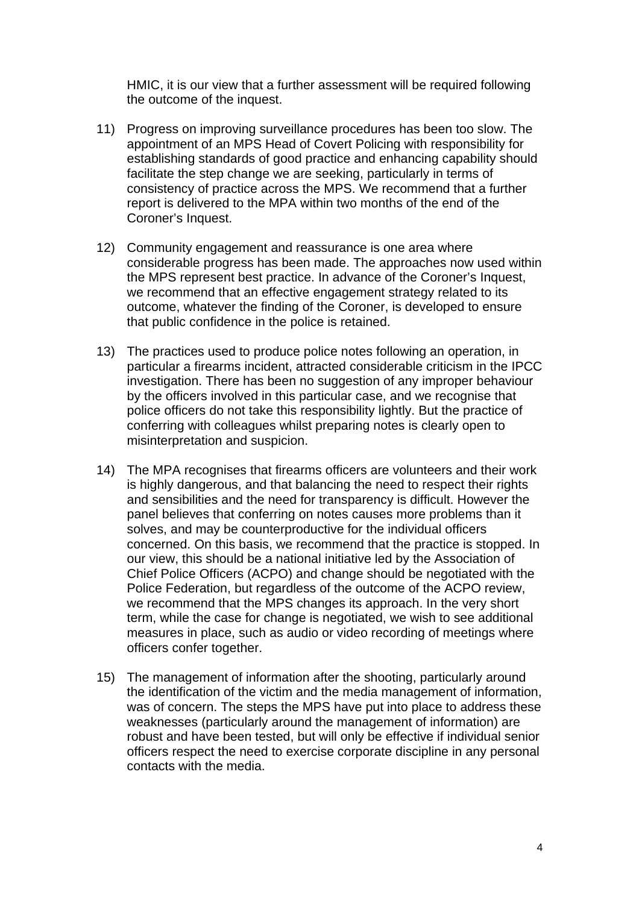HMIC, it is our view that a further assessment will be required following the outcome of the inquest.

11) Progress on improving surveillance procedures has been too slow. The appointment of an MPS Head of Covert Policing with responsibility for establishing standards of good practice and enhancing capability should facilitate the step change we are seeking, particularly in terms of consistency of practice across the MPS. We recommend that a further report is delivered to the MPA within two months of the end of the Coroner's Inquest.

12) Community engagement and reassurance is one area where considerable progress has been made. The approaches now used within the MPS represent best practice. In advance of the Coroner's Inquest, we recommend that an effective engagement strategy related to its outcome, whatever the finding of the Coroner, is developed to ensure that public confidence in the police is retained.

13) The practices used to produce police notes following an operation, in particular a firearms incident, attracted considerable criticism in the IPCC investigation. There has been no suggestion of any improper behaviour by the officers involved in this particular case, and we recognise that police officers do not take this responsibility lightly. But the practice of conferring with colleagues whilst preparing notes is clearly open to misinterpretation and suspicion.

14) The MPA recognises that firearms officers are volunteers and their work is highly dangerous, and that balancing the need to respect their rights and sensibilities and the need for transparency is difficult. However the panel believes that conferring on notes causes more problems than it solves, and may be counterproductive for the individual officers concerned. On this basis, we recommend that the practice is stopped. In our view, this should be a national initiative led by the Association of Chief Police Officers (ACPO) and change should be negotiated with the Police Federation, but regardless of the outcome of the ACPO review, we recommend that the MPS changes its approach. In the very short term, while the case for change is negotiated, we wish to see additional measures in place, such as audio or video recording of meetings where officers confer together.

15) The management of information after the shooting, particularly around the identification of the victim and the media management of information, was of concern. The steps the MPS have put into place to address these weaknesses (particularly around the management of information) are robust and have been tested, but will only be effective if individual senior officers respect the need to exercise corporate discipline in any personal contacts with the media.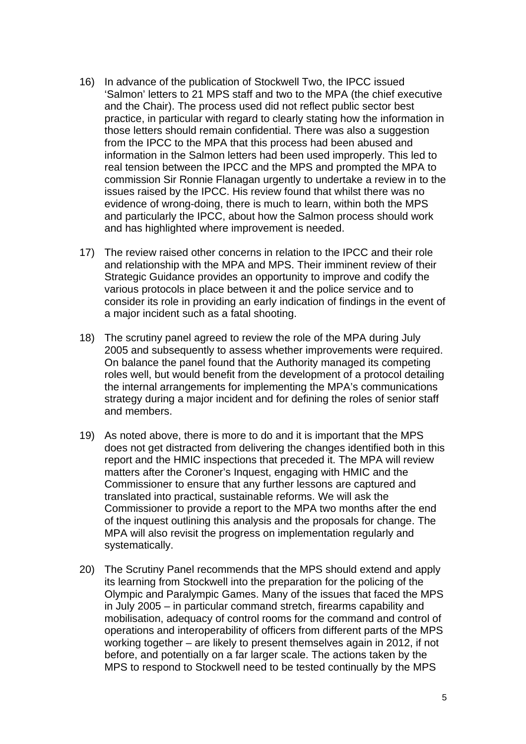16) In advance of the publication of Stockwell Two, the IPCC issued 'Salmon' letters to 21 MPS staff and two to the MPA (the chief executive and the Chair). The process used did not reflect public sector best practice, in particular with regard to clearly stating how the information in those letters should remain confidential. There was also a suggestion from the IPCC to the MPA that this process had been abused and information in the Salmon letters had been used improperly. This led to real tension between the IPCC and the MPS and prompted the MPA to commission Sir Ronnie Flanagan urgently to undertake a review in to the issues raised by the IPCC. His review found that whilst there was no evidence of wrong-doing, there is much to learn, within both the MPS and particularly the IPCC, about how the Salmon process should work and has highlighted where improvement is needed.

17) The review raised other concerns in relation to the IPCC and their role and relationship with the MPA and MPS. Their imminent review of their Strategic Guidance provides an opportunity to improve and codify the various protocols in place between it and the police service and to consider its role in providing an early indication of findings in the event of a major incident such as a fatal shooting.

18) The scrutiny panel agreed to review the role of the MPA during July 2005 and subsequently to assess whether improvements were required. On balance the panel found that the Authority managed its competing roles well, but would benefit from the development of a protocol detailing the internal arrangements for implementing the MPA's communications strategy during a major incident and for defining the roles of senior staff and members.

19) As noted above, there is more to do and it is important that the MPS does not get distracted from delivering the changes identified both in this report and the HMIC inspections that preceded it. The MPA will review matters after the Coroner's Inquest, engaging with HMIC and the Commissioner to ensure that any further lessons are captured and translated into practical, sustainable reforms. We will ask the Commissioner to provide a report to the MPA two months after the end of the inquest outlining this analysis and the proposals for change. The MPA will also revisit the progress on implementation regularly and systematically.

20) The Scrutiny Panel recommends that the MPS should extend and apply its learning from Stockwell into the preparation for the policing of the Olympic and Paralympic Games. Many of the issues that faced the MPS in July 2005 – in particular command stretch, firearms capability and mobilisation, adequacy of control rooms for the command and control of operations and interoperability of officers from different parts of the MPS working together – are likely to present themselves again in 2012, if not before, and potentially on a far larger scale. The actions taken by the MPS to respond to Stockwell need to be tested continually by the MPS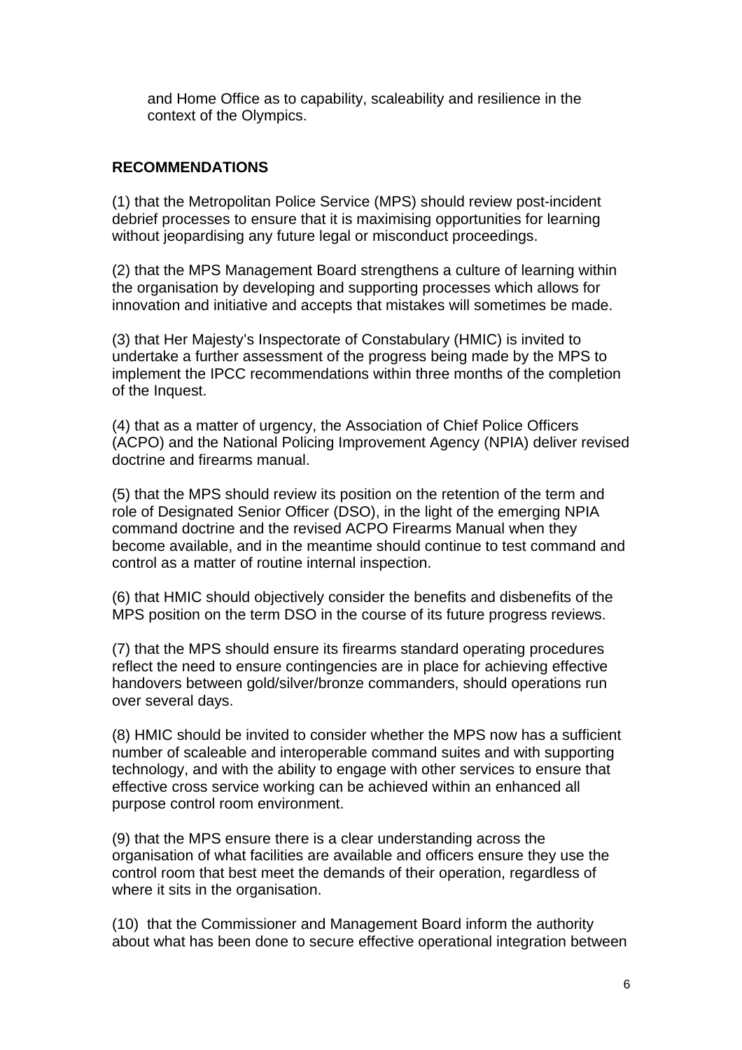and Home Office as to capability, scaleability and resilience in the context of the Olympics.

## RECOMMENDATIONS

(1) that the Metropolitan Police Service (MPS) should review post-incident debrief processes to ensure that it is maximising opportunities for learning without jeopardising any future legal or misconduct proceedings.

(2) that the MPS Management Board strengthens a culture of learning within the organisation by developing and supporting processes which allows for innovation and initiative and accepts that mistakes will sometimes be made.

(3) that Her Majesty's Inspectorate of Constabulary (HMIC) is invited to undertake a further assessment of the progress being made by the MPS to implement the IPCC recommendations within three months of the completion of the Inquest.

(4) that as a matter of urgency, the Association of Chief Police Officers (ACPO) and the National Policing Improvement Agency (NPIA) deliver revised doctrine and firearms manual.

(5) that the MPS should review its position on the retention of the term and role of Designated Senior Officer (DSO), in the light of the emerging NPIA command doctrine and the revised ACPO Firearms Manual when they become available, and in the meantime should continue to test command and control as a matter of routine internal inspection.

(6) that HMIC should objectively consider the benefits and disbenefits of the MPS position on the term DSO in the course of its future progress reviews.

(7) that the MPS should ensure its firearms standard operating procedures reflect the need to ensure contingencies are in place for achieving effective handovers between gold/silver/bronze commanders, should operations run over several days.

(8) HMIC should be invited to consider whether the MPS now has a sufficient number of scaleable and interoperable command suites and with supporting technology, and with the ability to engage with other services to ensure that effective cross service working can be achieved within an enhanced all purpose control room environment.

(9) that the MPS ensure there is a clear understanding across the organisation of what facilities are available and officers ensure they use the control room that best meet the demands of their operation, regardless of where it sits in the organisation.

(10) that the Commissioner and Management Board inform the authority about what has been done to secure effective operational integration between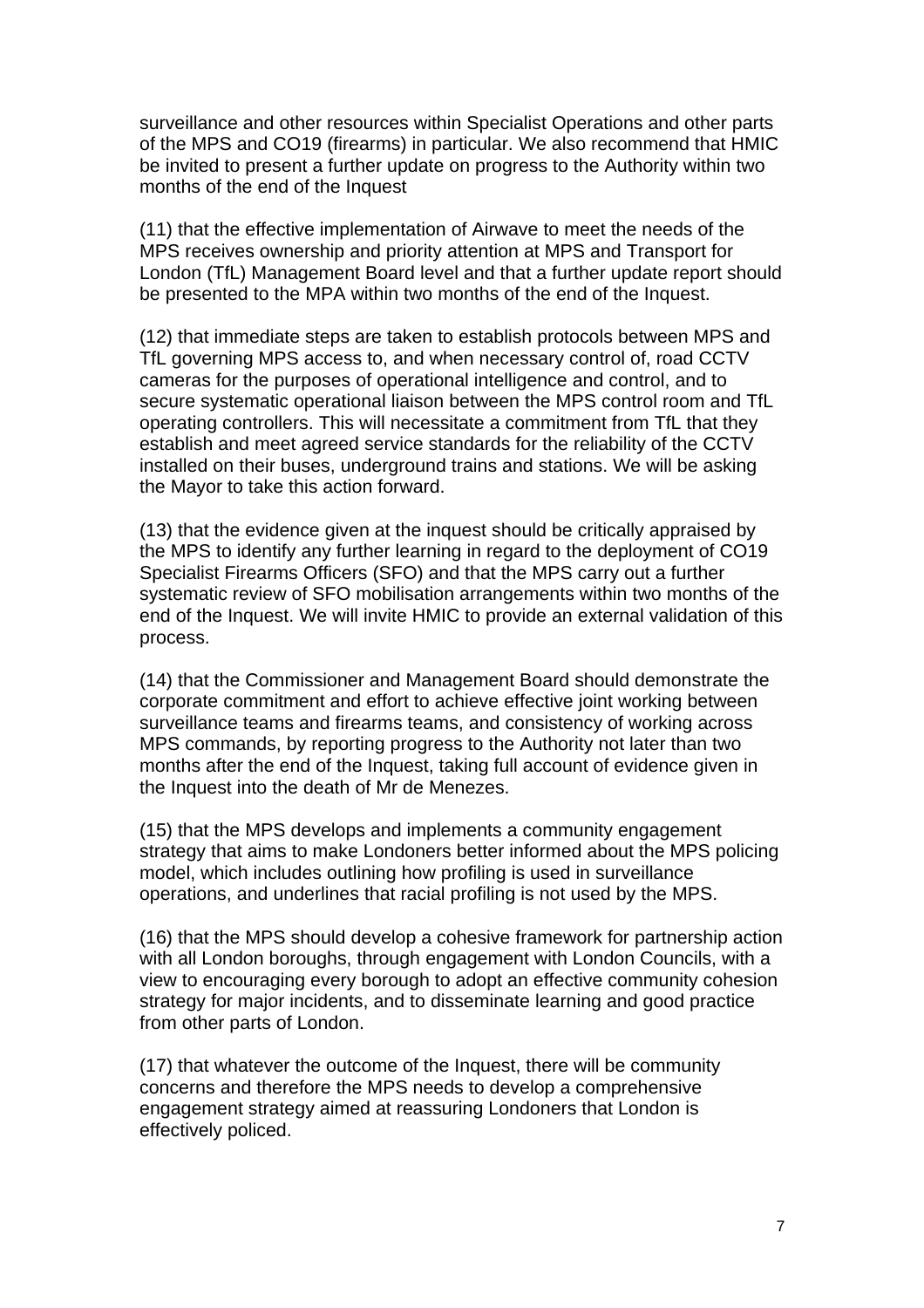surveillance and other resources within Specialist Operations and other parts of the MPS and CO19 (firearms) in particular. We also recommend that HMIC be invited to present a further update on progress to the Authority within two months of the end of the Inquest

(11) that the effective implementation of Airwave to meet the needs of the MPS receives ownership and priority attention at MPS and Transport for London (TfL) Management Board level and that a further update report should be presented to the MPA within two months of the end of the Inquest.

(12) that immediate steps are taken to establish protocols between MPS and TfL governing MPS access to, and when necessary control of, road CCTV cameras for the purposes of operational intelligence and control, and to secure systematic operational liaison between the MPS control room and TfL operating controllers. This will necessitate a commitment from TfL that they establish and meet agreed service standards for the reliability of the CCTV installed on their buses, underground trains and stations. We will be asking the Mayor to take this action forward.

(13) that the evidence given at the inquest should be critically appraised by the MPS to identify any further learning in regard to the deployment of CO19 Specialist Firearms Officers (SFO) and that the MPS carry out a further systematic review of SFO mobilisation arrangements within two months of the end of the Inquest. We will invite HMIC to provide an external validation of this process.

(14) that the Commissioner and Management Board should demonstrate the corporate commitment and effort to achieve effective joint working between surveillance teams and firearms teams, and consistency of working across MPS commands, by reporting progress to the Authority not later than two months after the end of the Inquest, taking full account of evidence given in the Inquest into the death of Mr de Menezes.

(15) that the MPS develops and implements a community engagement strategy that aims to make Londoners better informed about the MPS policing model, which includes outlining how profiling is used in surveillance operations, and underlines that racial profiling is not used by the MPS.

(16) that the MPS should develop a cohesive framework for partnership action with all London boroughs, through engagement with London Councils, with a view to encouraging every borough to adopt an effective community cohesion strategy for major incidents, and to disseminate learning and good practice from other parts of London.

(17) that whatever the outcome of the Inquest, there will be community concerns and therefore the MPS needs to develop a comprehensive engagement strategy aimed at reassuring Londoners that London is effectively policed.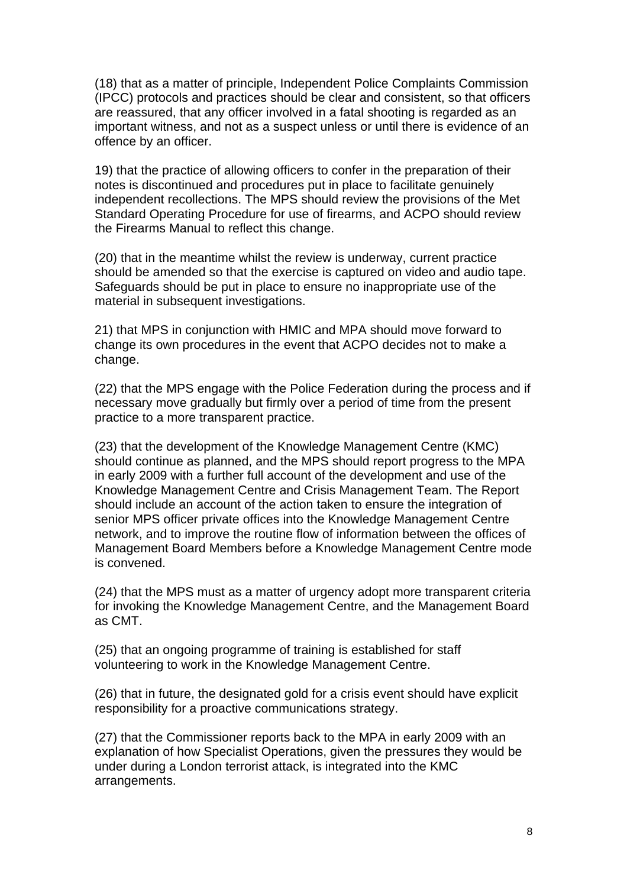(18) that as a matter of principle, Independent Police Complaints Commission (IPCC) protocols and practices should be clear and consistent, so that officers are reassured, that any officer involved in a fatal shooting is regarded as an important witness, and not as a suspect unless or until there is evidence of an offence by an officer.

19) that the practice of allowing officers to confer in the preparation of their notes is discontinued and procedures put in place to facilitate genuinely independent recollections. The MPS should review the provisions of the Met Standard Operating Procedure for use of firearms, and ACPO should review the Firearms Manual to reflect this change.

(20) that in the meantime whilst the review is underway, current practice should be amended so that the exercise is captured on video and audio tape. Safeguards should be put in place to ensure no inappropriate use of the material in subsequent investigations.

21) that MPS in conjunction with HMIC and MPA should move forward to change its own procedures in the event that ACPO decides not to make a change.

(22) that the MPS engage with the Police Federation during the process and if necessary move gradually but firmly over a period of time from the present practice to a more transparent practice.

(23) that the development of the Knowledge Management Centre (KMC) should continue as planned, and the MPS should report progress to the MPA in early 2009 with a further full account of the development and use of the Knowledge Management Centre and Crisis Management Team. The Report should include an account of the action taken to ensure the integration of senior MPS officer private offices into the Knowledge Management Centre network, and to improve the routine flow of information between the offices of Management Board Members before a Knowledge Management Centre mode is convened.

(24) that the MPS must as a matter of urgency adopt more transparent criteria for invoking the Knowledge Management Centre, and the Management Board as CMT.

(25) that an ongoing programme of training is established for staff volunteering to work in the Knowledge Management Centre.

(26) that in future, the designated gold for a crisis event should have explicit responsibility for a proactive communications strategy.

(27) that the Commissioner reports back to the MPA in early 2009 with an explanation of how Specialist Operations, given the pressures they would be under during a London terrorist attack, is integrated into the KMC arrangements.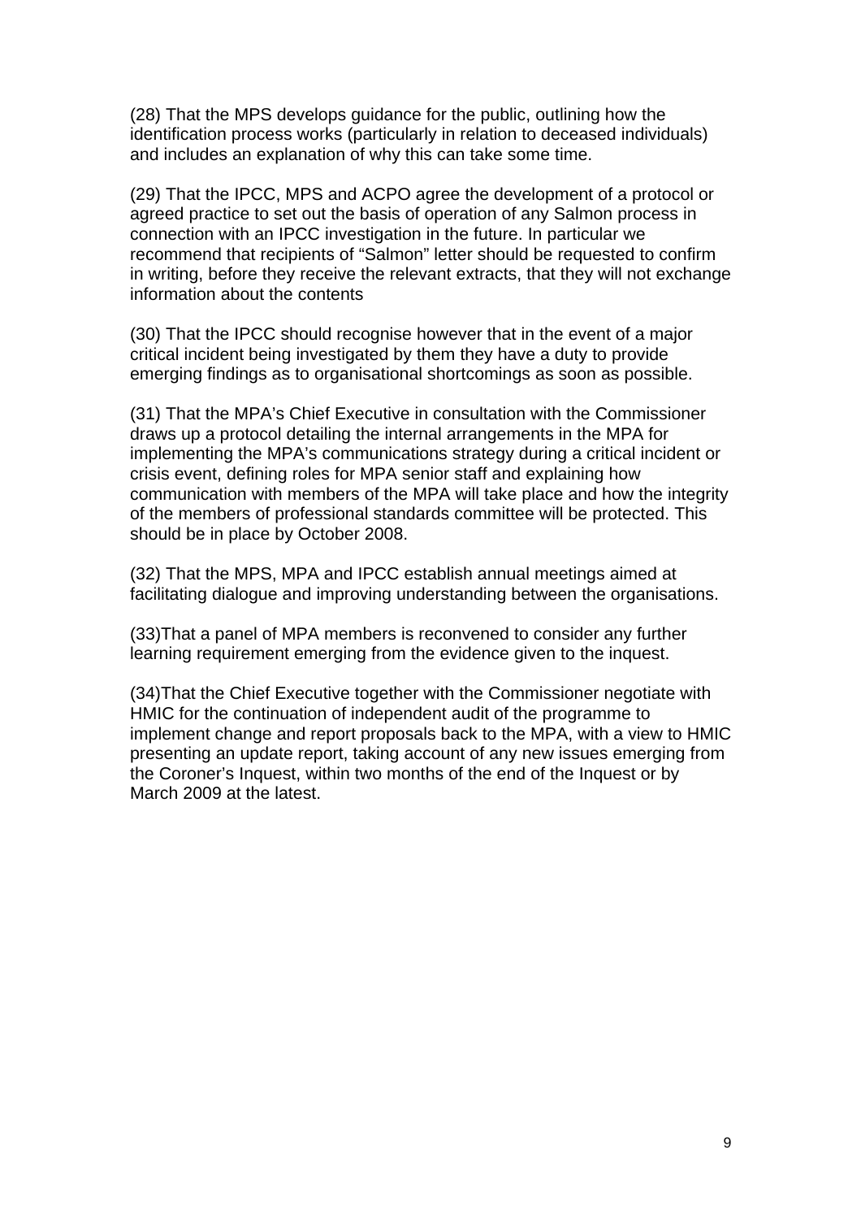(28) That the MPS develops guidance for the public, outlining how the identification process works (particularly in relation to deceased individuals) and includes an explanation of why this can take some time.

(29) That the IPCC, MPS and ACPO agree the development of a protocol or agreed practice to set out the basis of operation of any Salmon process in connection with an IPCC investigation in the future. In particular we recommend that recipients of “Salmon” letter should be requested to confirm in writing, before they receive the relevant extracts, that they will not exchange information about the contents

(30) That the IPCC should recognise however that in the event of a major critical incident being investigated by them they have a duty to provide emerging findings as to organisational shortcomings as soon as possible.

(31) That the MPA’s Chief Executive in consultation with the Commissioner draws up a protocol detailing the internal arrangements in the MPA for implementing the MPA’s communications strategy during a critical incident or crisis event, defining roles for MPA senior staff and explaining how communication with members of the MPA will take place and how the integrity of the members of professional standards committee will be protected. This should be in place by October 2008.

(32) That the MPS, MPA and IPCC establish annual meetings aimed at facilitating dialogue and improving understanding between the organisations.

(33)That a panel of MPA members is reconvened to consider any further learning requirement emerging from the evidence given to the inquest.

(34)That the Chief Executive together with the Commissioner negotiate with HMIC for the continuation of independent audit of the programme to implement change and report proposals back to the MPA, with a view to HMIC presenting an update report, taking account of any new issues emerging from the Coroner’s Inquest, within two months of the end of the Inquest or by March 2009 at the latest.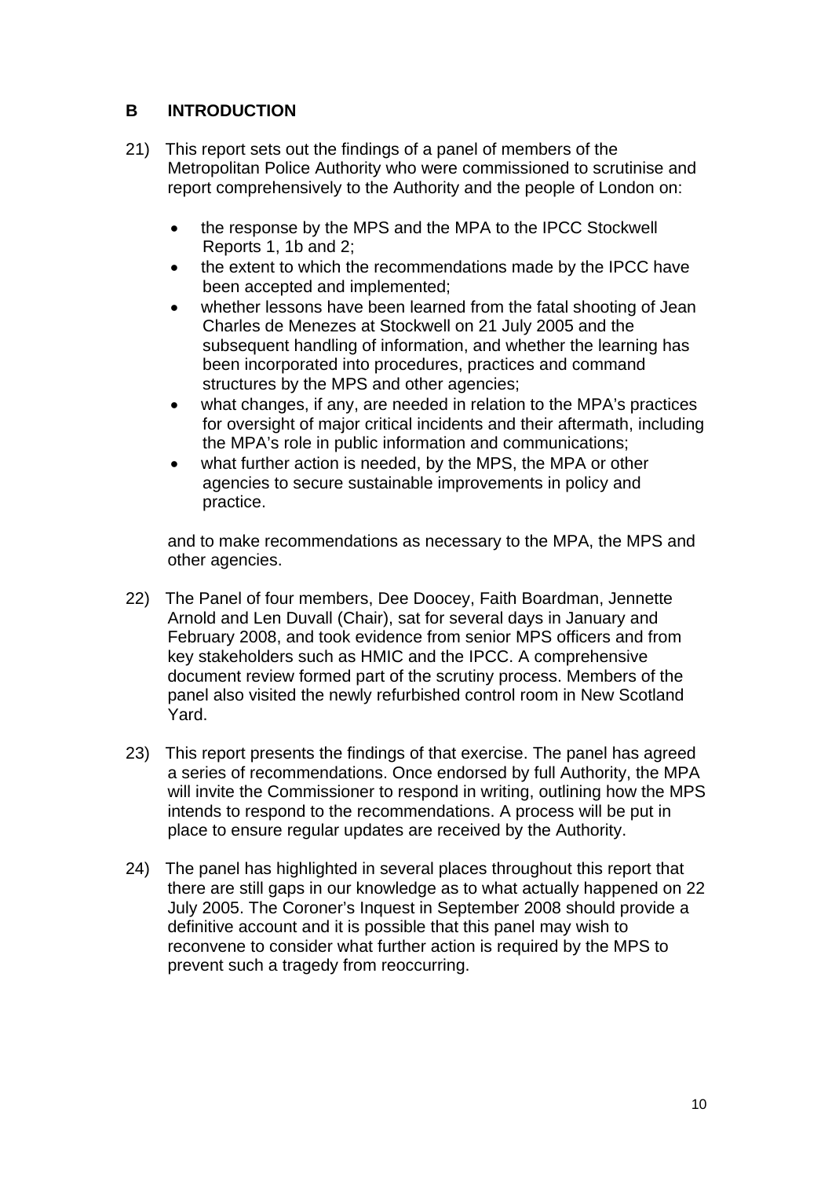## B INTRODUCTION

21) This report sets out the findings of a panel of members of the Metropolitan Police Authority who were commissioned to scrutinise and report comprehensively to the Authority and the people of London on:

- the response by the MPS and the MPA to the IPCC Stockwell Reports 1, 1b and 2;
- the extent to which the recommendations made by the IPCC have been accepted and implemented;
- whether lessons have been learned from the fatal shooting of Jean Charles de Menezes at Stockwell on 21 July 2005 and the subsequent handling of information, and whether the learning has been incorporated into procedures, practices and command structures by the MPS and other agencies;
- what changes, if any, are needed in relation to the MPA's practices for oversight of major critical incidents and their aftermath, including the MPA's role in public information and communications;
- what further action is needed, by the MPS, the MPA or other agencies to secure sustainable improvements in policy and practice.

and to make recommendations as necessary to the MPA, the MPS and other agencies.

22) The Panel of four members, Dee Doocey, Faith Boardman, Jennette Arnold and Len Duvall (Chair), sat for several days in January and February 2008, and took evidence from senior MPS officers and from key stakeholders such as HMIC and the IPCC. A comprehensive document review formed part of the scrutiny process. Members of the panel also visited the newly refurbished control room in New Scotland Yard.

23) This report presents the findings of that exercise. The panel has agreed a series of recommendations. Once endorsed by full Authority, the MPA will invite the Commissioner to respond in writing, outlining how the MPS intends to respond to the recommendations. A process will be put in place to ensure regular updates are received by the Authority.

24) The panel has highlighted in several places throughout this report that there are still gaps in our knowledge as to what actually happened on 22 July 2005. The Coroner's Inquest in September 2008 should provide a definitive account and it is possible that this panel may wish to reconvene to consider what further action is required by the MPS to prevent such a tragedy from reoccurring.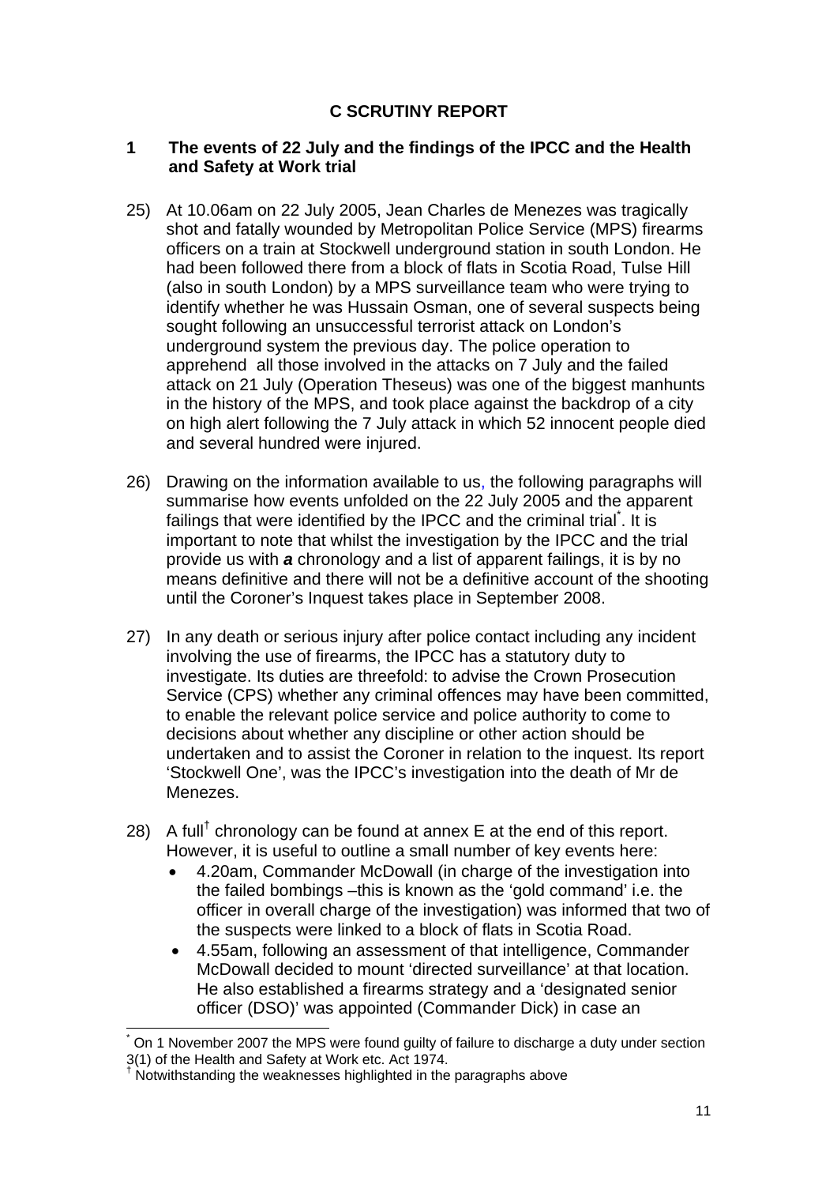## C SCRUTINY REPORT

### 1 The events of 22 July and the findings of the IPCC and the Health and Safety at Work trial

25) At 10.06am on 22 July 2005, Jean Charles de Menezes was tragically shot and fatally wounded by Metropolitan Police Service (MPS) firearms officers on a train at Stockwell underground station in south London. He had been followed there from a block of flats in Scotia Road, Tulse Hill (also in south London) by a MPS surveillance team who were trying to identify whether he was Hussain Osman, one of several suspects being sought following an unsuccessful terrorist attack on London's underground system the previous day. The police operation to apprehend all those involved in the attacks on 7 July and the failed attack on 21 July (Operation Theseus) was one of the biggest manhunts in the history of the MPS, and took place against the backdrop of a city on high alert following the 7 July attack in which 52 innocent people died and several hundred were injured.

26) Drawing on the information available to us, the following paragraphs will summarise how events unfolded on the 22 July 2005 and the apparent failings that were identified by the IPCC and the criminal trial[*]. It is important to note that whilst the investigation by the IPCC and the trial provide us with ***a*** chronology and a list of apparent failings, it is by no means definitive and there will not be a definitive account of the shooting until the Coroner's Inquest takes place in September 2008.

27) In any death or serious injury after police contact including any incident involving the use of firearms, the IPCC has a statutory duty to investigate. Its duties are threefold: to advise the Crown Prosecution Service (CPS) whether any criminal offences may have been committed, to enable the relevant police service and police authority to come to decisions about whether any discipline or other action should be undertaken and to assist the Coroner in relation to the inquest. Its report 'Stockwell One', was the IPCC's investigation into the death of Mr de Menezes.

28) A full[†] chronology can be found at annex E at the end of this report. However, it is useful to outline a small number of key events here:
- 4.20am, Commander McDowall (in charge of the investigation into the failed bombings –this is known as the 'gold command' i.e. the officer in overall charge of the investigation) was informed that two of the suspects were linked to a block of flats in Scotia Road.
- 4.55am, following an assessment of that intelligence, Commander McDowall decided to mount 'directed surveillance' at that location. He also established a firearms strategy and a 'designated senior officer (DSO)' was appointed (Commander Dick) in case an

---

[*] On 1 November 2007 the MPS were found guilty of failure to discharge a duty under section 3(1) of the Health and Safety at Work etc. Act 1974.

[†] Notwithstanding the weaknesses highlighted in the paragraphs above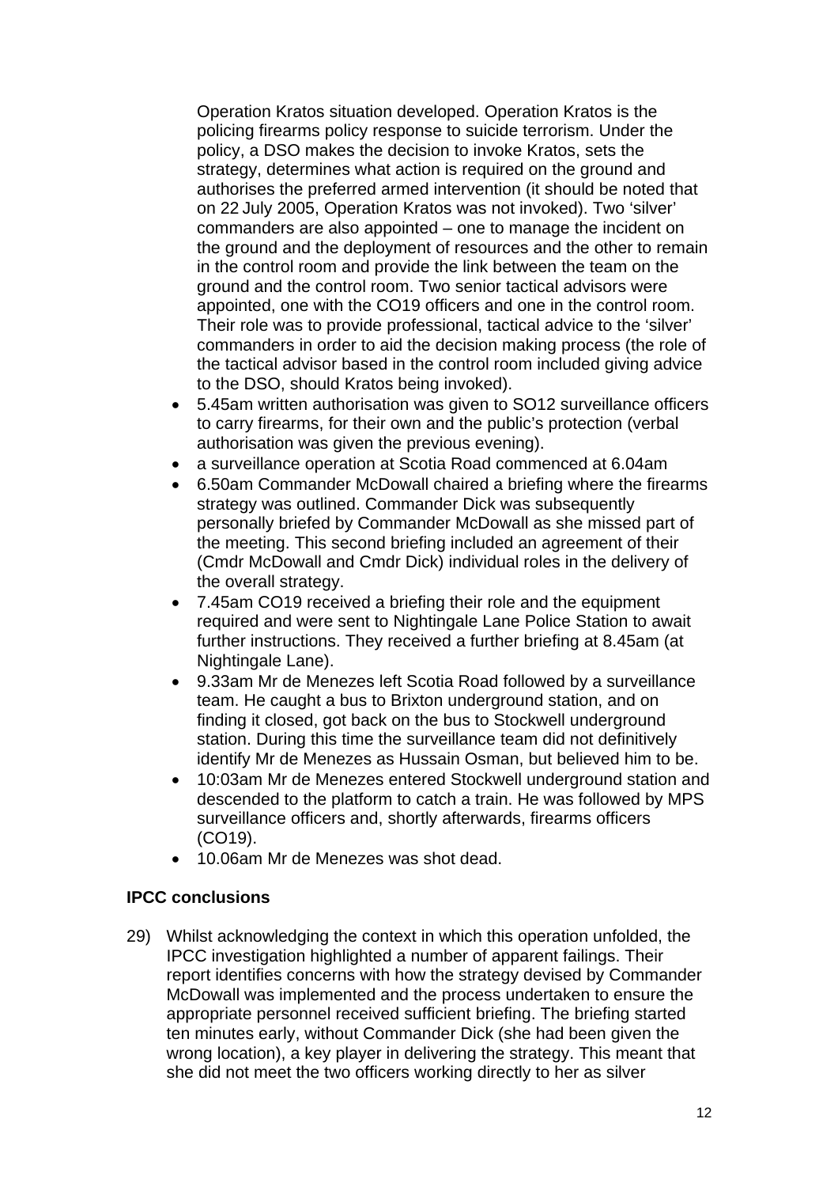Operation Kratos situation developed. Operation Kratos is the policing firearms policy response to suicide terrorism. Under the policy, a DSO makes the decision to invoke Kratos, sets the strategy, determines what action is required on the ground and authorises the preferred armed intervention (it should be noted that on 22 July 2005, Operation Kratos was not invoked). Two 'silver' commanders are also appointed – one to manage the incident on the ground and the deployment of resources and the other to remain in the control room and provide the link between the team on the ground and the control room. Two senior tactical advisors were appointed, one with the CO19 officers and one in the control room. Their role was to provide professional, tactical advice to the 'silver' commanders in order to aid the decision making process (the role of the tactical advisor based in the control room included giving advice to the DSO, should Kratos being invoked).

- 5.45am written authorisation was given to SO12 surveillance officers to carry firearms, for their own and the public's protection (verbal authorisation was given the previous evening).
- a surveillance operation at Scotia Road commenced at 6.04am
- 6.50am Commander McDowall chaired a briefing where the firearms strategy was outlined. Commander Dick was subsequently personally briefed by Commander McDowall as she missed part of the meeting. This second briefing included an agreement of their (Cmdr McDowall and Cmdr Dick) individual roles in the delivery of the overall strategy.
- 7.45am CO19 received a briefing their role and the equipment required and were sent to Nightingale Lane Police Station to await further instructions. They received a further briefing at 8.45am (at Nightingale Lane).
- 9.33am Mr de Menezes left Scotia Road followed by a surveillance team. He caught a bus to Brixton underground station, and on finding it closed, got back on the bus to Stockwell underground station. During this time the surveillance team did not definitively identify Mr de Menezes as Hussain Osman, but believed him to be.
- 10:03am Mr de Menezes entered Stockwell underground station and descended to the platform to catch a train. He was followed by MPS surveillance officers and, shortly afterwards, firearms officers (CO19).
- 10.06am Mr de Menezes was shot dead.

**IPCC conclusions**

29) Whilst acknowledging the context in which this operation unfolded, the IPCC investigation highlighted a number of apparent failings. Their report identifies concerns with how the strategy devised by Commander McDowall was implemented and the process undertaken to ensure the appropriate personnel received sufficient briefing. The briefing started ten minutes early, without Commander Dick (she had been given the wrong location), a key player in delivering the strategy. This meant that she did not meet the two officers working directly to her as silver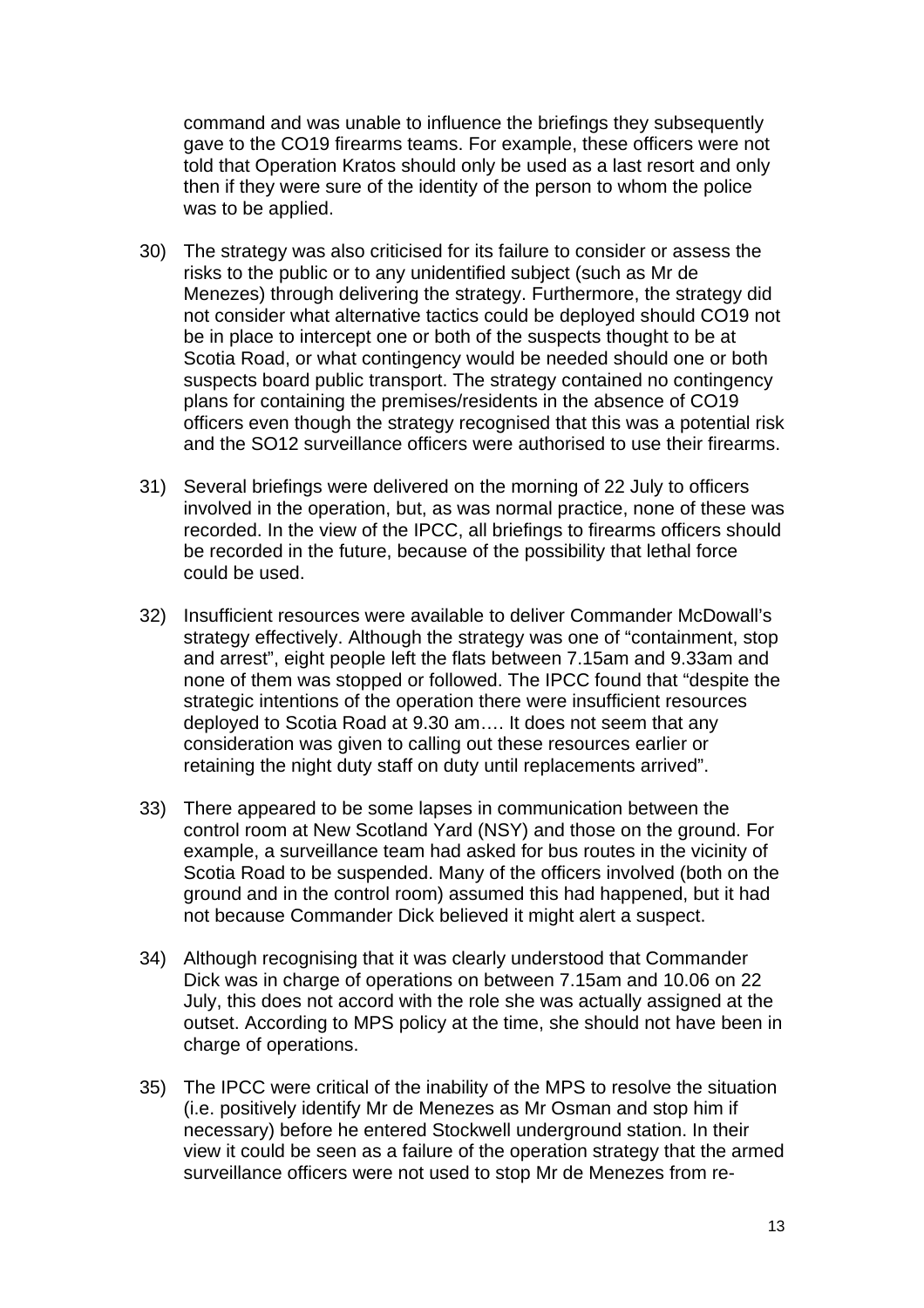command and was unable to influence the briefings they subsequently gave to the CO19 firearms teams. For example, these officers were not told that Operation Kratos should only be used as a last resort and only then if they were sure of the identity of the person to whom the police was to be applied.

30) The strategy was also criticised for its failure to consider or assess the risks to the public or to any unidentified subject (such as Mr de Menezes) through delivering the strategy. Furthermore, the strategy did not consider what alternative tactics could be deployed should CO19 not be in place to intercept one or both of the suspects thought to be at Scotia Road, or what contingency would be needed should one or both suspects board public transport. The strategy contained no contingency plans for containing the premises/residents in the absence of CO19 officers even though the strategy recognised that this was a potential risk and the SO12 surveillance officers were authorised to use their firearms.

31) Several briefings were delivered on the morning of 22 July to officers involved in the operation, but, as was normal practice, none of these was recorded. In the view of the IPCC, all briefings to firearms officers should be recorded in the future, because of the possibility that lethal force could be used.

32) Insufficient resources were available to deliver Commander McDowall's strategy effectively. Although the strategy was one of "containment, stop and arrest", eight people left the flats between 7.15am and 9.33am and none of them was stopped or followed. The IPCC found that "despite the strategic intentions of the operation there were insufficient resources deployed to Scotia Road at 9.30 am…. It does not seem that any consideration was given to calling out these resources earlier or retaining the night duty staff on duty until replacements arrived".

33) There appeared to be some lapses in communication between the control room at New Scotland Yard (NSY) and those on the ground. For example, a surveillance team had asked for bus routes in the vicinity of Scotia Road to be suspended. Many of the officers involved (both on the ground and in the control room) assumed this had happened, but it had not because Commander Dick believed it might alert a suspect.

34) Although recognising that it was clearly understood that Commander Dick was in charge of operations on between 7.15am and 10.06 on 22 July, this does not accord with the role she was actually assigned at the outset. According to MPS policy at the time, she should not have been in charge of operations.

35) The IPCC were critical of the inability of the MPS to resolve the situation (i.e. positively identify Mr de Menezes as Mr Osman and stop him if necessary) before he entered Stockwell underground station. In their view it could be seen as a failure of the operation strategy that the armed surveillance officers were not used to stop Mr de Menezes from re-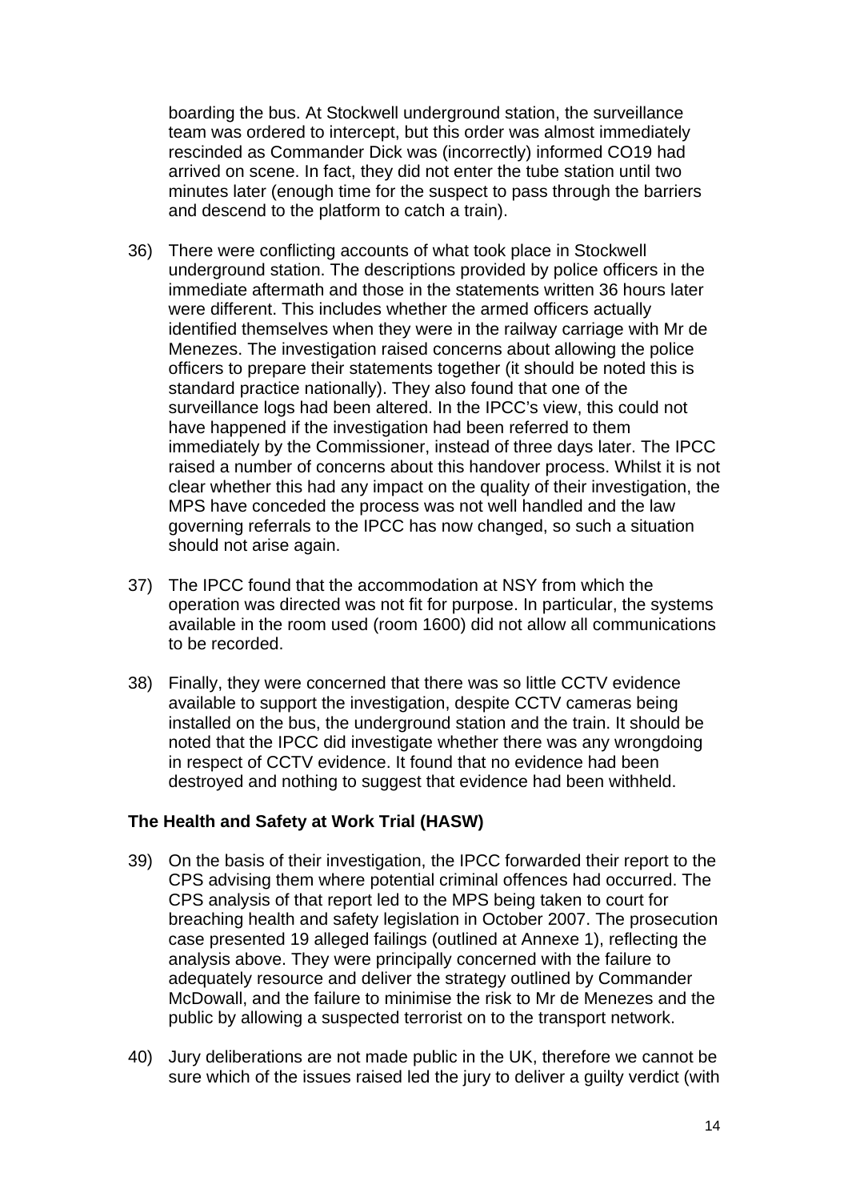boarding the bus. At Stockwell underground station, the surveillance team was ordered to intercept, but this order was almost immediately rescinded as Commander Dick was (incorrectly) informed CO19 had arrived on scene. In fact, they did not enter the tube station until two minutes later (enough time for the suspect to pass through the barriers and descend to the platform to catch a train).

36) There were conflicting accounts of what took place in Stockwell underground station. The descriptions provided by police officers in the immediate aftermath and those in the statements written 36 hours later were different. This includes whether the armed officers actually identified themselves when they were in the railway carriage with Mr de Menezes. The investigation raised concerns about allowing the police officers to prepare their statements together (it should be noted this is standard practice nationally). They also found that one of the surveillance logs had been altered. In the IPCC's view, this could not have happened if the investigation had been referred to them immediately by the Commissioner, instead of three days later. The IPCC raised a number of concerns about this handover process. Whilst it is not clear whether this had any impact on the quality of their investigation, the MPS have conceded the process was not well handled and the law governing referrals to the IPCC has now changed, so such a situation should not arise again.

37) The IPCC found that the accommodation at NSY from which the operation was directed was not fit for purpose. In particular, the systems available in the room used (room 1600) did not allow all communications to be recorded.

38) Finally, they were concerned that there was so little CCTV evidence available to support the investigation, despite CCTV cameras being installed on the bus, the underground station and the train. It should be noted that the IPCC did investigate whether there was any wrongdoing in respect of CCTV evidence. It found that no evidence had been destroyed and nothing to suggest that evidence had been withheld.

### The Health and Safety at Work Trial (HASW)

39) On the basis of their investigation, the IPCC forwarded their report to the CPS advising them where potential criminal offences had occurred. The CPS analysis of that report led to the MPS being taken to court for breaching health and safety legislation in October 2007. The prosecution case presented 19 alleged failings (outlined at Annexe 1), reflecting the analysis above. They were principally concerned with the failure to adequately resource and deliver the strategy outlined by Commander McDowall, and the failure to minimise the risk to Mr de Menezes and the public by allowing a suspected terrorist on to the transport network.

40) Jury deliberations are not made public in the UK, therefore we cannot be sure which of the issues raised led the jury to deliver a guilty verdict (with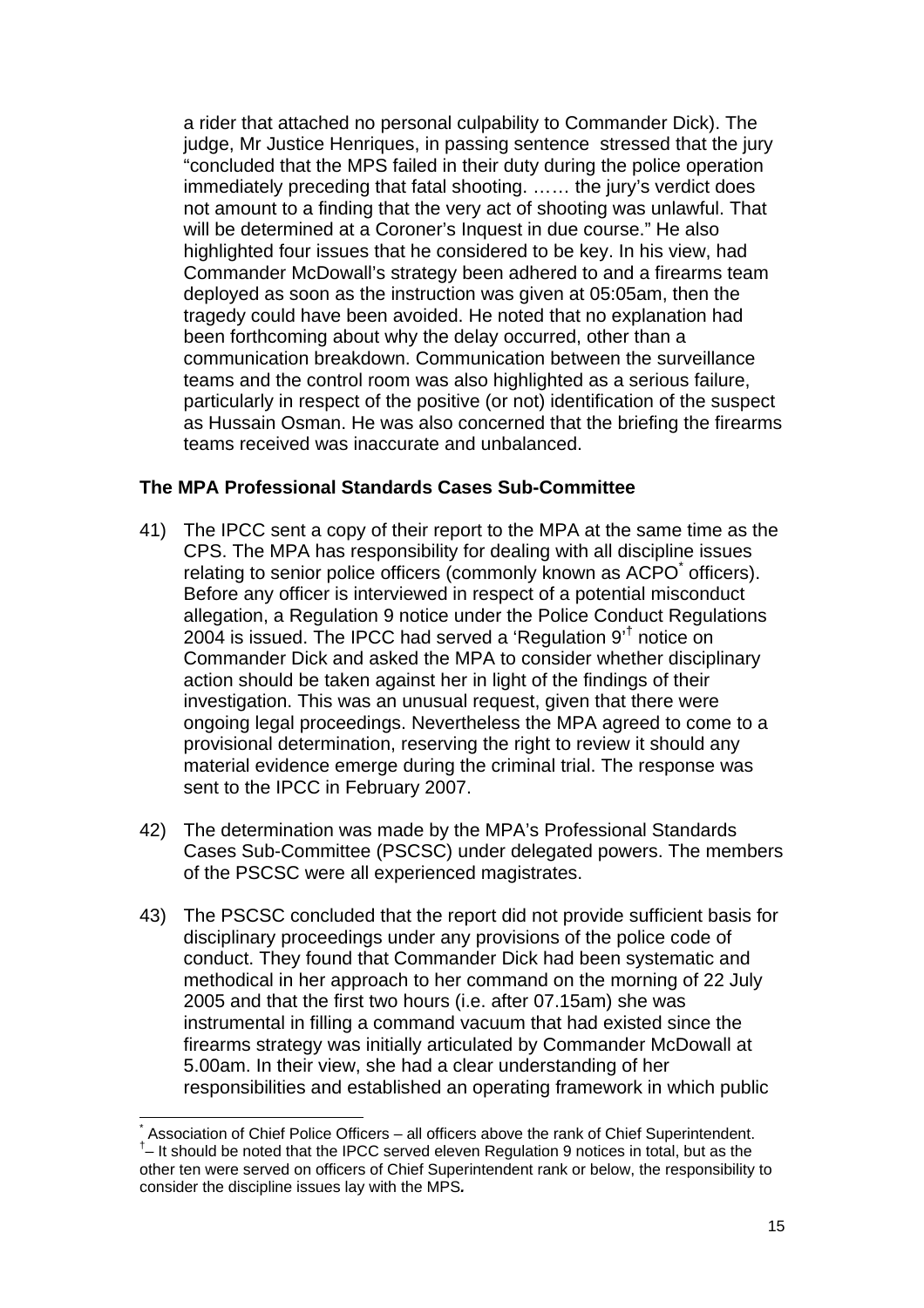a rider that attached no personal culpability to Commander Dick). The judge, Mr Justice Henriques, in passing sentence stressed that the jury "concluded that the MPS failed in their duty during the police operation immediately preceding that fatal shooting. …… the jury's verdict does not amount to a finding that the very act of shooting was unlawful. That will be determined at a Coroner's Inquest in due course." He also highlighted four issues that he considered to be key. In his view, had Commander McDowall's strategy been adhered to and a firearms team deployed as soon as the instruction was given at 05:05am, then the tragedy could have been avoided. He noted that no explanation had been forthcoming about why the delay occurred, other than a communication breakdown. Communication between the surveillance teams and the control room was also highlighted as a serious failure, particularly in respect of the positive (or not) identification of the suspect as Hussain Osman. He was also concerned that the briefing the firearms teams received was inaccurate and unbalanced.

**The MPA Professional Standards Cases Sub-Committee**

41) The IPCC sent a copy of their report to the MPA at the same time as the CPS. The MPA has responsibility for dealing with all discipline issues relating to senior police officers (commonly known as ACPO[*] officers). Before any officer is interviewed in respect of a potential misconduct allegation, a Regulation 9 notice under the Police Conduct Regulations 2004 is issued. The IPCC had served a 'Regulation 9'[†] notice on Commander Dick and asked the MPA to consider whether disciplinary action should be taken against her in light of the findings of their investigation. This was an unusual request, given that there were ongoing legal proceedings. Nevertheless the MPA agreed to come to a provisional determination, reserving the right to review it should any material evidence emerge during the criminal trial. The response was sent to the IPCC in February 2007.

42) The determination was made by the MPA's Professional Standards Cases Sub-Committee (PSCSC) under delegated powers. The members of the PSCSC were all experienced magistrates.

43) The PSCSC concluded that the report did not provide sufficient basis for disciplinary proceedings under any provisions of the police code of conduct. They found that Commander Dick had been systematic and methodical in her approach to her command on the morning of 22 July 2005 and that the first two hours (i.e. after 07.15am) she was instrumental in filling a command vacuum that had existed since the firearms strategy was initially articulated by Commander McDowall at 5.00am. In their view, she had a clear understanding of her responsibilities and established an operating framework in which public

---

[*] Association of Chief Police Officers – all officers above the rank of Chief Superintendent.

[†] – It should be noted that the IPCC served eleven Regulation 9 notices in total, but as the other ten were served on officers of Chief Superintendent rank or below, the responsibility to consider the discipline issues lay with the MPS.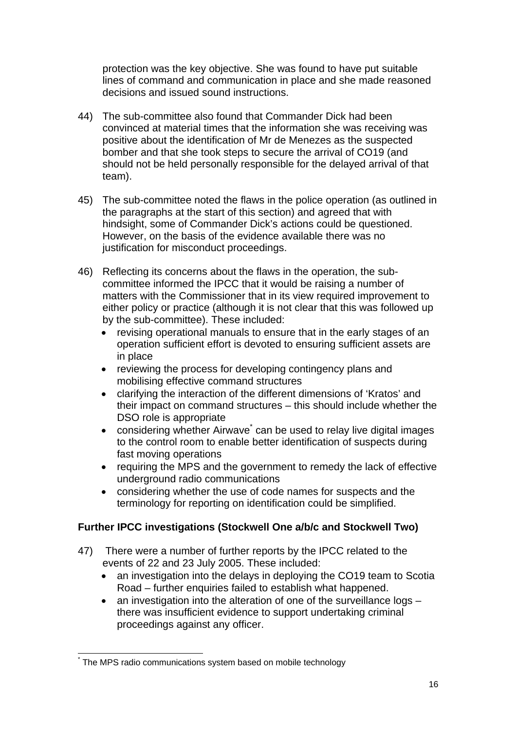protection was the key objective. She was found to have put suitable lines of command and communication in place and she made reasoned decisions and issued sound instructions.

44) The sub-committee also found that Commander Dick had been convinced at material times that the information she was receiving was positive about the identification of Mr de Menezes as the suspected bomber and that she took steps to secure the arrival of CO19 (and should not be held personally responsible for the delayed arrival of that team).

45) The sub-committee noted the flaws in the police operation (as outlined in the paragraphs at the start of this section) and agreed that with hindsight, some of Commander Dick's actions could be questioned. However, on the basis of the evidence available there was no justification for misconduct proceedings.

46) Reflecting its concerns about the flaws in the operation, the sub-committee informed the IPCC that it would be raising a number of matters with the Commissioner that in its view required improvement to either policy or practice (although it is not clear that this was followed up by the sub-committee). These included:
   - revising operational manuals to ensure that in the early stages of an operation sufficient effort is devoted to ensuring sufficient assets are in place
   - reviewing the process for developing contingency plans and mobilising effective command structures
   - clarifying the interaction of the different dimensions of 'Kratos' and their impact on command structures – this should include whether the DSO role is appropriate
   - considering whether Airwave* can be used to relay live digital images to the control room to enable better identification of suspects during fast moving operations
   - requiring the MPS and the government to remedy the lack of effective underground radio communications
   - considering whether the use of code names for suspects and the terminology for reporting on identification could be simplified.

### Further IPCC investigations (Stockwell One a/b/c and Stockwell Two)

47) There were a number of further reports by the IPCC related to the events of 22 and 23 July 2005. These included:
   - an investigation into the delays in deploying the CO19 team to Scotia Road – further enquiries failed to establish what happened.
   - an investigation into the alteration of one of the surveillance logs – there was insufficient evidence to support undertaking criminal proceedings against any officer.

* The MPS radio communications system based on mobile technology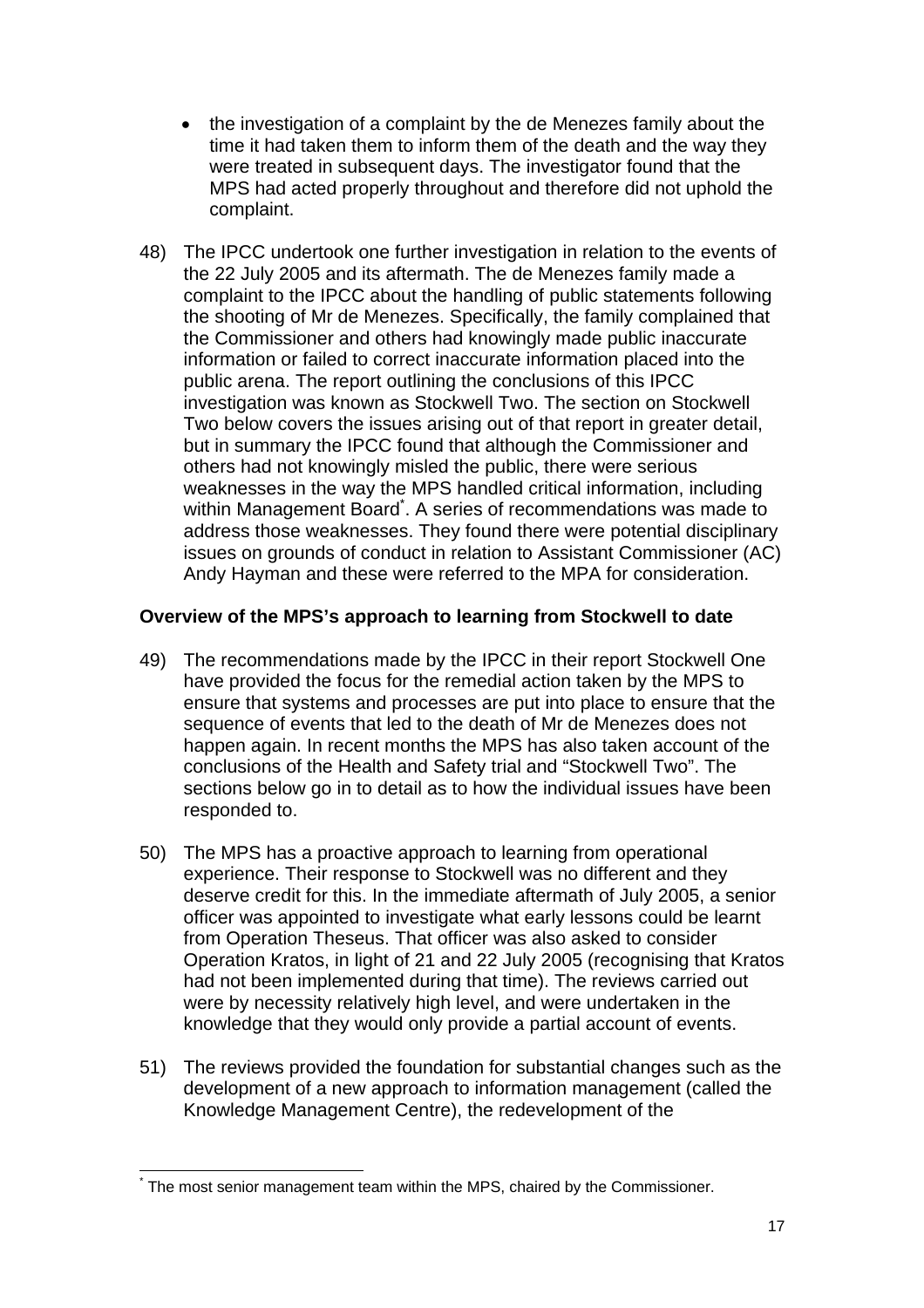- the investigation of a complaint by the de Menezes family about the time it had taken them to inform them of the death and the way they were treated in subsequent days. The investigator found that the MPS had acted properly throughout and therefore did not uphold the complaint.

48) The IPCC undertook one further investigation in relation to the events of the 22 July 2005 and its aftermath. The de Menezes family made a complaint to the IPCC about the handling of public statements following the shooting of Mr de Menezes. Specifically, the family complained that the Commissioner and others had knowingly made public inaccurate information or failed to correct inaccurate information placed into the public arena. The report outlining the conclusions of this IPCC investigation was known as Stockwell Two. The section on Stockwell Two below covers the issues arising out of that report in greater detail, but in summary the IPCC found that although the Commissioner and others had not knowingly misled the public, there were serious weaknesses in the way the MPS handled critical information, including within Management Board*. A series of recommendations was made to address those weaknesses. They found there were potential disciplinary issues on grounds of conduct in relation to Assistant Commissioner (AC) Andy Hayman and these were referred to the MPA for consideration.

**Overview of the MPS's approach to learning from Stockwell to date**

49) The recommendations made by the IPCC in their report Stockwell One have provided the focus for the remedial action taken by the MPS to ensure that systems and processes are put into place to ensure that the sequence of events that led to the death of Mr de Menezes does not happen again. In recent months the MPS has also taken account of the conclusions of the Health and Safety trial and "Stockwell Two". The sections below go in to detail as to how the individual issues have been responded to.

50) The MPS has a proactive approach to learning from operational experience. Their response to Stockwell was no different and they deserve credit for this. In the immediate aftermath of July 2005, a senior officer was appointed to investigate what early lessons could be learnt from Operation Theseus. That officer was also asked to consider Operation Kratos, in light of 21 and 22 July 2005 (recognising that Kratos had not been implemented during that time). The reviews carried out were by necessity relatively high level, and were undertaken in the knowledge that they would only provide a partial account of events.

51) The reviews provided the foundation for substantial changes such as the development of a new approach to information management (called the Knowledge Management Centre), the redevelopment of the

---

* The most senior management team within the MPS, chaired by the Commissioner.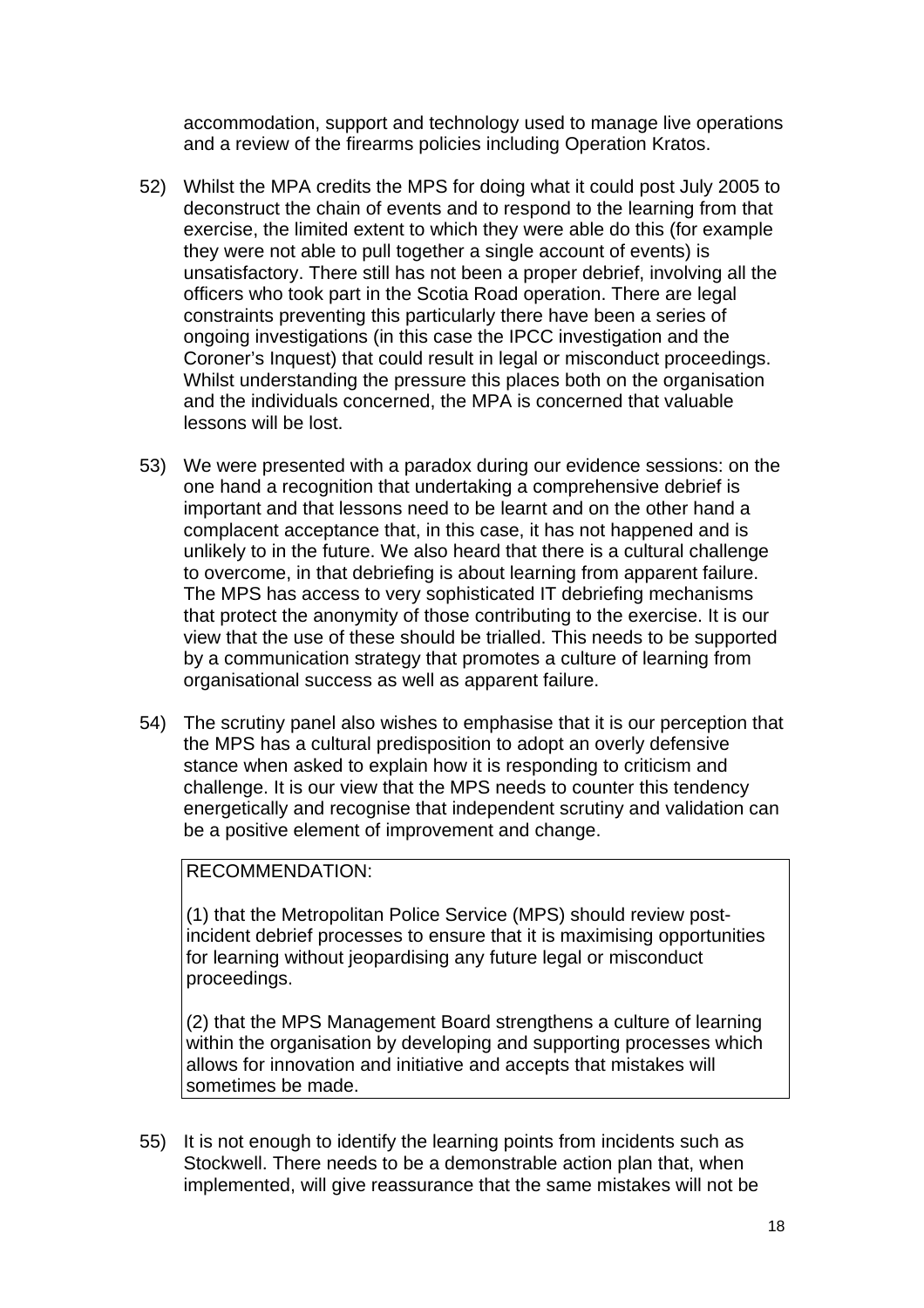accommodation, support and technology used to manage live operations and a review of the firearms policies including Operation Kratos.

52) Whilst the MPA credits the MPS for doing what it could post July 2005 to deconstruct the chain of events and to respond to the learning from that exercise, the limited extent to which they were able do this (for example they were not able to pull together a single account of events) is unsatisfactory. There still has not been a proper debrief, involving all the officers who took part in the Scotia Road operation. There are legal constraints preventing this particularly there have been a series of ongoing investigations (in this case the IPCC investigation and the Coroner's Inquest) that could result in legal or misconduct proceedings. Whilst understanding the pressure this places both on the organisation and the individuals concerned, the MPA is concerned that valuable lessons will be lost.

53) We were presented with a paradox during our evidence sessions: on the one hand a recognition that undertaking a comprehensive debrief is important and that lessons need to be learnt and on the other hand a complacent acceptance that, in this case, it has not happened and is unlikely to in the future. We also heard that there is a cultural challenge to overcome, in that debriefing is about learning from apparent failure. The MPS has access to very sophisticated IT debriefing mechanisms that protect the anonymity of those contributing to the exercise. It is our view that the use of these should be trialled. This needs to be supported by a communication strategy that promotes a culture of learning from organisational success as well as apparent failure.

54) The scrutiny panel also wishes to emphasise that it is our perception that the MPS has a cultural predisposition to adopt an overly defensive stance when asked to explain how it is responding to criticism and challenge. It is our view that the MPS needs to counter this tendency energetically and recognise that independent scrutiny and validation can be a positive element of improvement and change.

> RECOMMENDATION:
>
> (1) that the Metropolitan Police Service (MPS) should review post-incident debrief processes to ensure that it is maximising opportunities for learning without jeopardising any future legal or misconduct proceedings.
>
> (2) that the MPS Management Board strengthens a culture of learning within the organisation by developing and supporting processes which allows for innovation and initiative and accepts that mistakes will sometimes be made.

55) It is not enough to identify the learning points from incidents such as Stockwell. There needs to be a demonstrable action plan that, when implemented, will give reassurance that the same mistakes will not be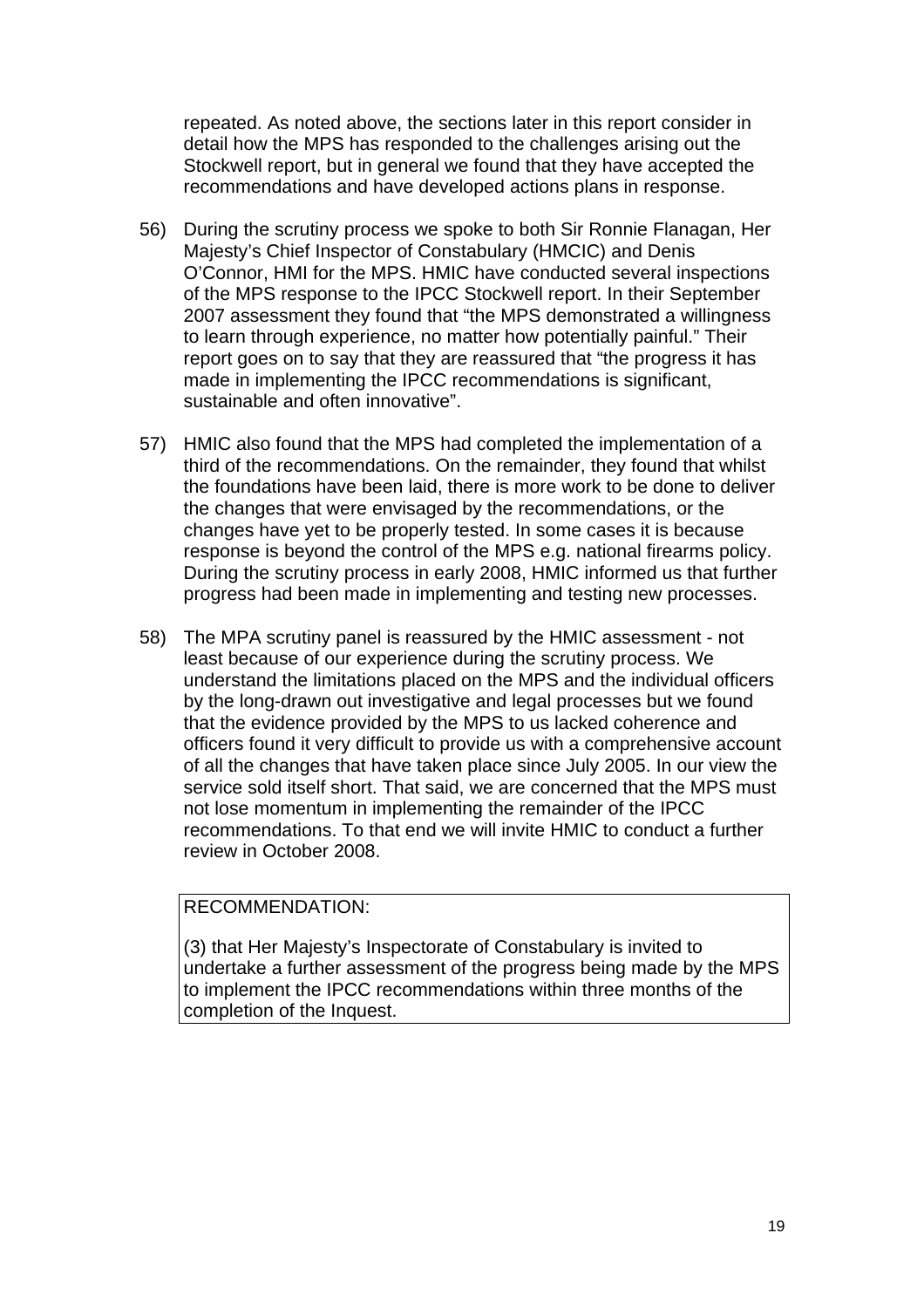repeated. As noted above, the sections later in this report consider in detail how the MPS has responded to the challenges arising out the Stockwell report, but in general we found that they have accepted the recommendations and have developed actions plans in response.

56) During the scrutiny process we spoke to both Sir Ronnie Flanagan, Her Majesty's Chief Inspector of Constabulary (HMCIC) and Denis O'Connor, HMI for the MPS. HMIC have conducted several inspections of the MPS response to the IPCC Stockwell report. In their September 2007 assessment they found that "the MPS demonstrated a willingness to learn through experience, no matter how potentially painful." Their report goes on to say that they are reassured that "the progress it has made in implementing the IPCC recommendations is significant, sustainable and often innovative".

57) HMIC also found that the MPS had completed the implementation of a third of the recommendations. On the remainder, they found that whilst the foundations have been laid, there is more work to be done to deliver the changes that were envisaged by the recommendations, or the changes have yet to be properly tested. In some cases it is because response is beyond the control of the MPS e.g. national firearms policy. During the scrutiny process in early 2008, HMIC informed us that further progress had been made in implementing and testing new processes.

58) The MPA scrutiny panel is reassured by the HMIC assessment - not least because of our experience during the scrutiny process. We understand the limitations placed on the MPS and the individual officers by the long-drawn out investigative and legal processes but we found that the evidence provided by the MPS to us lacked coherence and officers found it very difficult to provide us with a comprehensive account of all the changes that have taken place since July 2005. In our view the service sold itself short. That said, we are concerned that the MPS must not lose momentum in implementing the remainder of the IPCC recommendations. To that end we will invite HMIC to conduct a further review in October 2008.

> RECOMMENDATION:
>
> (3) that Her Majesty's Inspectorate of Constabulary is invited to undertake a further assessment of the progress being made by the MPS to implement the IPCC recommendations within three months of the completion of the Inquest.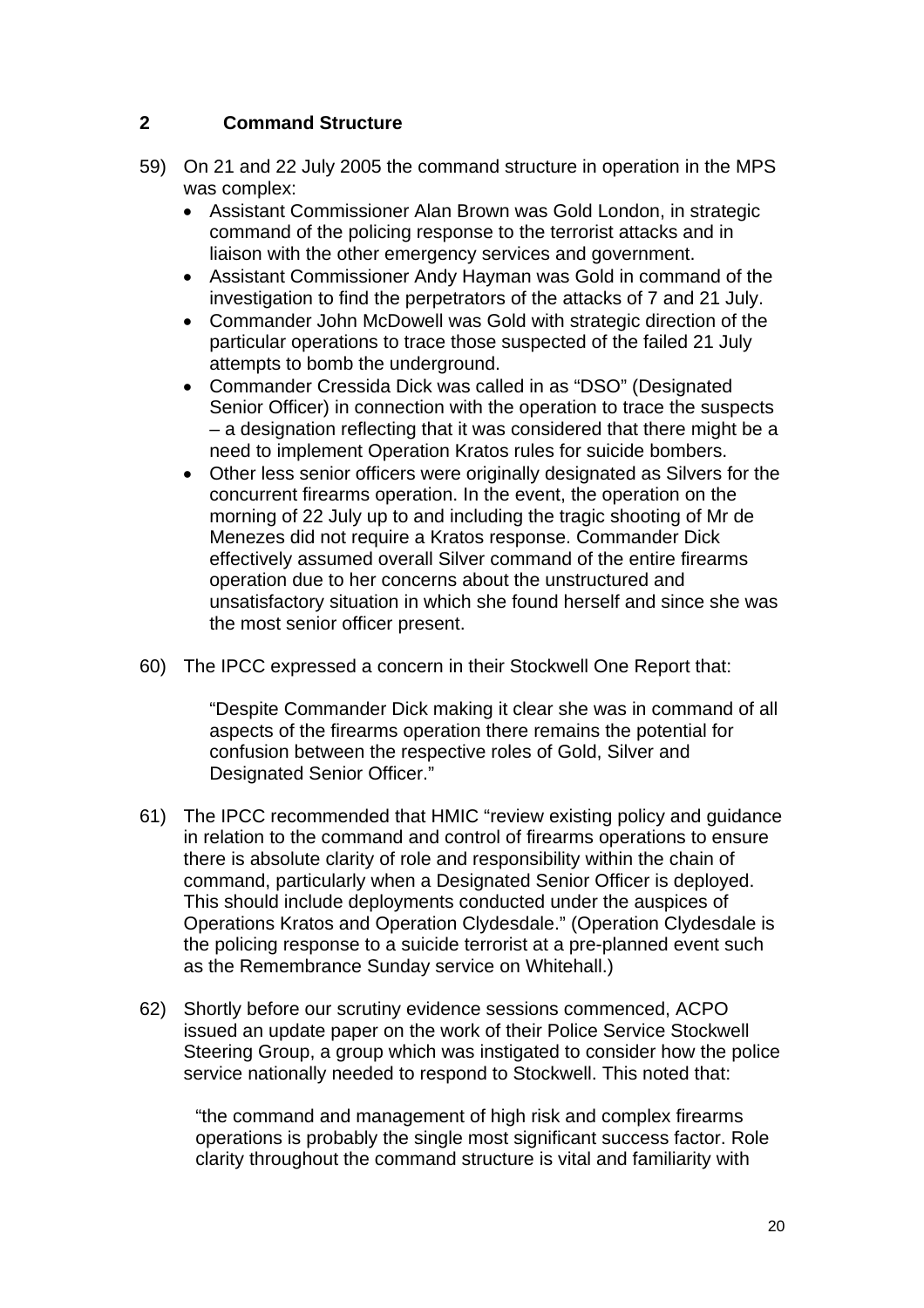## 2 Command Structure

59) On 21 and 22 July 2005 the command structure in operation in the MPS was complex:

- Assistant Commissioner Alan Brown was Gold London, in strategic command of the policing response to the terrorist attacks and in liaison with the other emergency services and government.
- Assistant Commissioner Andy Hayman was Gold in command of the investigation to find the perpetrators of the attacks of 7 and 21 July.
- Commander John McDowell was Gold with strategic direction of the particular operations to trace those suspected of the failed 21 July attempts to bomb the underground.
- Commander Cressida Dick was called in as "DSO" (Designated Senior Officer) in connection with the operation to trace the suspects – a designation reflecting that it was considered that there might be a need to implement Operation Kratos rules for suicide bombers.
- Other less senior officers were originally designated as Silvers for the concurrent firearms operation. In the event, the operation on the morning of 22 July up to and including the tragic shooting of Mr de Menezes did not require a Kratos response. Commander Dick effectively assumed overall Silver command of the entire firearms operation due to her concerns about the unstructured and unsatisfactory situation in which she found herself and since she was the most senior officer present.

60) The IPCC expressed a concern in their Stockwell One Report that:

> "Despite Commander Dick making it clear she was in command of all aspects of the firearms operation there remains the potential for confusion between the respective roles of Gold, Silver and Designated Senior Officer."

61) The IPCC recommended that HMIC "review existing policy and guidance in relation to the command and control of firearms operations to ensure there is absolute clarity of role and responsibility within the chain of command, particularly when a Designated Senior Officer is deployed. This should include deployments conducted under the auspices of Operations Kratos and Operation Clydesdale." (Operation Clydesdale is the policing response to a suicide terrorist at a pre-planned event such as the Remembrance Sunday service on Whitehall.)

62) Shortly before our scrutiny evidence sessions commenced, ACPO issued an update paper on the work of their Police Service Stockwell Steering Group, a group which was instigated to consider how the police service nationally needed to respond to Stockwell. This noted that:

> "the command and management of high risk and complex firearms operations is probably the single most significant success factor. Role clarity throughout the command structure is vital and familiarity with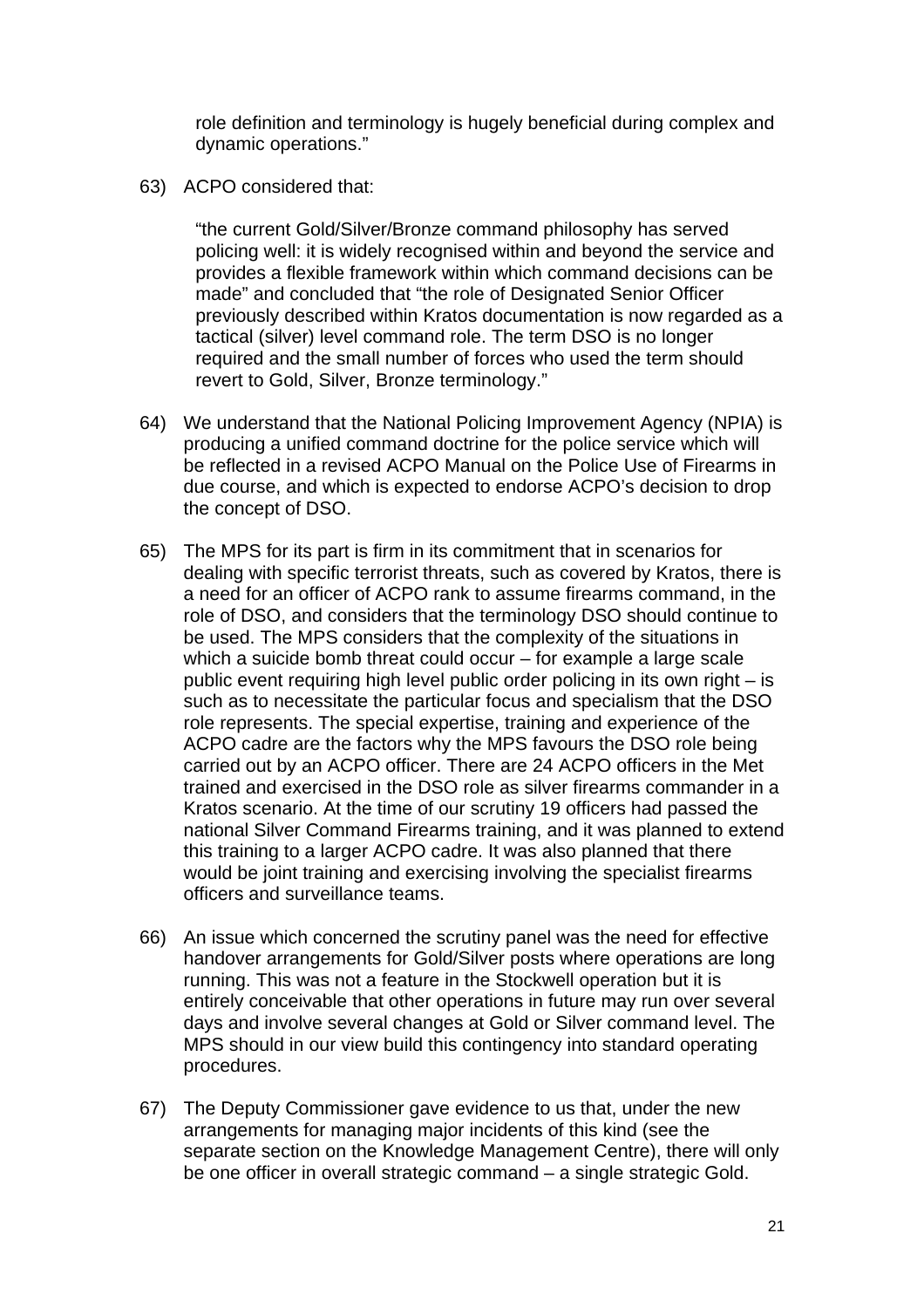role definition and terminology is hugely beneficial during complex and dynamic operations."

63) ACPO considered that:

> "the current Gold/Silver/Bronze command philosophy has served policing well: it is widely recognised within and beyond the service and provides a flexible framework within which command decisions can be made" and concluded that "the role of Designated Senior Officer previously described within Kratos documentation is now regarded as a tactical (silver) level command role. The term DSO is no longer required and the small number of forces who used the term should revert to Gold, Silver, Bronze terminology."

64) We understand that the National Policing Improvement Agency (NPIA) is producing a unified command doctrine for the police service which will be reflected in a revised ACPO Manual on the Police Use of Firearms in due course, and which is expected to endorse ACPO's decision to drop the concept of DSO.

65) The MPS for its part is firm in its commitment that in scenarios for dealing with specific terrorist threats, such as covered by Kratos, there is a need for an officer of ACPO rank to assume firearms command, in the role of DSO, and considers that the terminology DSO should continue to be used. The MPS considers that the complexity of the situations in which a suicide bomb threat could occur – for example a large scale public event requiring high level public order policing in its own right – is such as to necessitate the particular focus and specialism that the DSO role represents. The special expertise, training and experience of the ACPO cadre are the factors why the MPS favours the DSO role being carried out by an ACPO officer. There are 24 ACPO officers in the Met trained and exercised in the DSO role as silver firearms commander in a Kratos scenario. At the time of our scrutiny 19 officers had passed the national Silver Command Firearms training, and it was planned to extend this training to a larger ACPO cadre. It was also planned that there would be joint training and exercising involving the specialist firearms officers and surveillance teams.

66) An issue which concerned the scrutiny panel was the need for effective handover arrangements for Gold/Silver posts where operations are long running. This was not a feature in the Stockwell operation but it is entirely conceivable that other operations in future may run over several days and involve several changes at Gold or Silver command level. The MPS should in our view build this contingency into standard operating procedures.

67) The Deputy Commissioner gave evidence to us that, under the new arrangements for managing major incidents of this kind (see the separate section on the Knowledge Management Centre), there will only be one officer in overall strategic command – a single strategic Gold.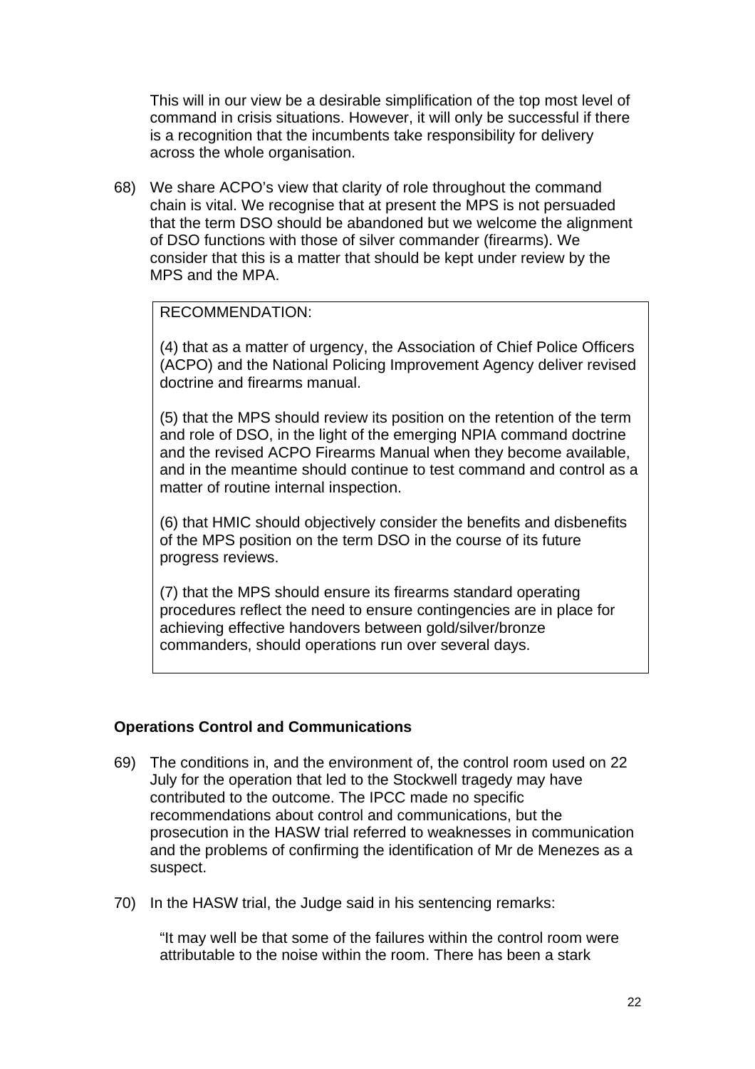This will in our view be a desirable simplification of the top most level of command in crisis situations. However, it will only be successful if there is a recognition that the incumbents take responsibility for delivery across the whole organisation.

68) We share ACPO's view that clarity of role throughout the command chain is vital. We recognise that at present the MPS is not persuaded that the term DSO should be abandoned but we welcome the alignment of DSO functions with those of silver commander (firearms). We consider that this is a matter that should be kept under review by the MPS and the MPA.

> RECOMMENDATION:
>
> (4) that as a matter of urgency, the Association of Chief Police Officers (ACPO) and the National Policing Improvement Agency deliver revised doctrine and firearms manual.
>
> (5) that the MPS should review its position on the retention of the term and role of DSO, in the light of the emerging NPIA command doctrine and the revised ACPO Firearms Manual when they become available, and in the meantime should continue to test command and control as a matter of routine internal inspection.
>
> (6) that HMIC should objectively consider the benefits and disbenefits of the MPS position on the term DSO in the course of its future progress reviews.
>
> (7) that the MPS should ensure its firearms standard operating procedures reflect the need to ensure contingencies are in place for achieving effective handovers between gold/silver/bronze commanders, should operations run over several days.

**Operations Control and Communications**

69) The conditions in, and the environment of, the control room used on 22 July for the operation that led to the Stockwell tragedy may have contributed to the outcome. The IPCC made no specific recommendations about control and communications, but the prosecution in the HASW trial referred to weaknesses in communication and the problems of confirming the identification of Mr de Menezes as a suspect.

70) In the HASW trial, the Judge said in his sentencing remarks:

"It may well be that some of the failures within the control room were attributable to the noise within the room. There has been a stark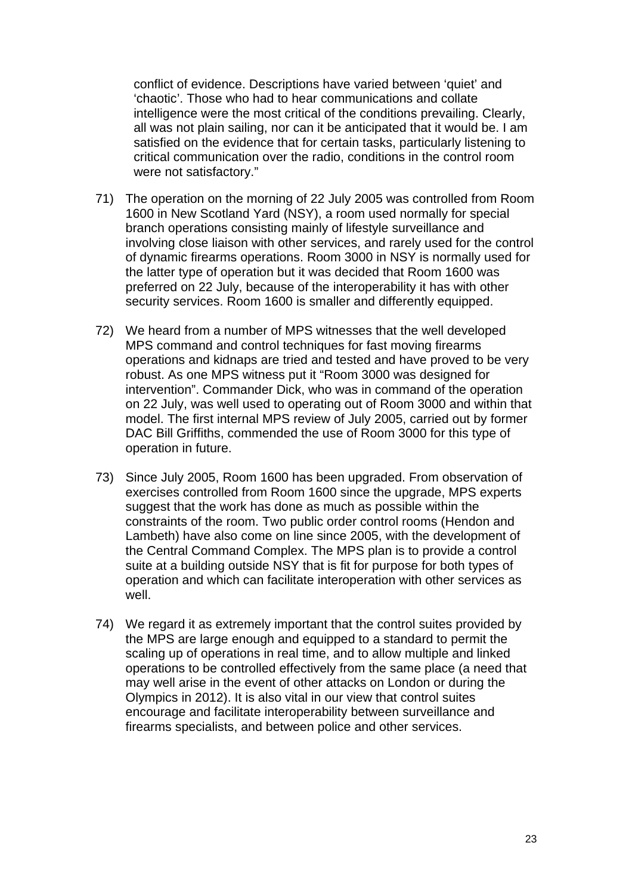conflict of evidence. Descriptions have varied between 'quiet' and 'chaotic'. Those who had to hear communications and collate intelligence were the most critical of the conditions prevailing. Clearly, all was not plain sailing, nor can it be anticipated that it would be. I am satisfied on the evidence that for certain tasks, particularly listening to critical communication over the radio, conditions in the control room were not satisfactory."

71) The operation on the morning of 22 July 2005 was controlled from Room 1600 in New Scotland Yard (NSY), a room used normally for special branch operations consisting mainly of lifestyle surveillance and involving close liaison with other services, and rarely used for the control of dynamic firearms operations. Room 3000 in NSY is normally used for the latter type of operation but it was decided that Room 1600 was preferred on 22 July, because of the interoperability it has with other security services. Room 1600 is smaller and differently equipped.

72) We heard from a number of MPS witnesses that the well developed MPS command and control techniques for fast moving firearms operations and kidnaps are tried and tested and have proved to be very robust. As one MPS witness put it "Room 3000 was designed for intervention". Commander Dick, who was in command of the operation on 22 July, was well used to operating out of Room 3000 and within that model. The first internal MPS review of July 2005, carried out by former DAC Bill Griffiths, commended the use of Room 3000 for this type of operation in future.

73) Since July 2005, Room 1600 has been upgraded. From observation of exercises controlled from Room 1600 since the upgrade, MPS experts suggest that the work has done as much as possible within the constraints of the room. Two public order control rooms (Hendon and Lambeth) have also come on line since 2005, with the development of the Central Command Complex. The MPS plan is to provide a control suite at a building outside NSY that is fit for purpose for both types of operation and which can facilitate interoperation with other services as well.

74) We regard it as extremely important that the control suites provided by the MPS are large enough and equipped to a standard to permit the scaling up of operations in real time, and to allow multiple and linked operations to be controlled effectively from the same place (a need that may well arise in the event of other attacks on London or during the Olympics in 2012). It is also vital in our view that control suites encourage and facilitate interoperability between surveillance and firearms specialists, and between police and other services.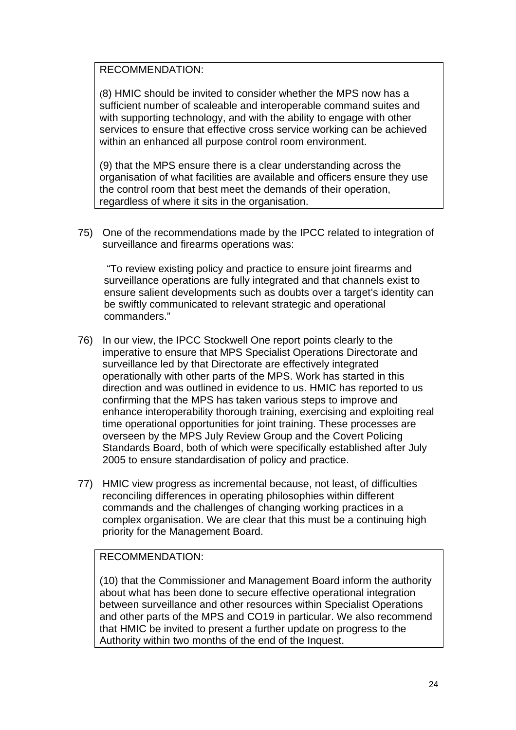RECOMMENDATION:

(8) HMIC should be invited to consider whether the MPS now has a sufficient number of scaleable and interoperable command suites and with supporting technology, and with the ability to engage with other services to ensure that effective cross service working can be achieved within an enhanced all purpose control room environment.

(9) that the MPS ensure there is a clear understanding across the organisation of what facilities are available and officers ensure they use the control room that best meet the demands of their operation, regardless of where it sits in the organisation.

75) One of the recommendations made by the IPCC related to integration of surveillance and firearms operations was:

> "To review existing policy and practice to ensure joint firearms and surveillance operations are fully integrated and that channels exist to ensure salient developments such as doubts over a target's identity can be swiftly communicated to relevant strategic and operational commanders."

76) In our view, the IPCC Stockwell One report points clearly to the imperative to ensure that MPS Specialist Operations Directorate and surveillance led by that Directorate are effectively integrated operationally with other parts of the MPS. Work has started in this direction and was outlined in evidence to us. HMIC has reported to us confirming that the MPS has taken various steps to improve and enhance interoperability thorough training, exercising and exploiting real time operational opportunities for joint training. These processes are overseen by the MPS July Review Group and the Covert Policing Standards Board, both of which were specifically established after July 2005 to ensure standardisation of policy and practice.

77) HMIC view progress as incremental because, not least, of difficulties reconciling differences in operating philosophies within different commands and the challenges of changing working practices in a complex organisation. We are clear that this must be a continuing high priority for the Management Board.

RECOMMENDATION:

(10) that the Commissioner and Management Board inform the authority about what has been done to secure effective operational integration between surveillance and other resources within Specialist Operations and other parts of the MPS and CO19 in particular. We also recommend that HMIC be invited to present a further update on progress to the Authority within two months of the end of the Inquest.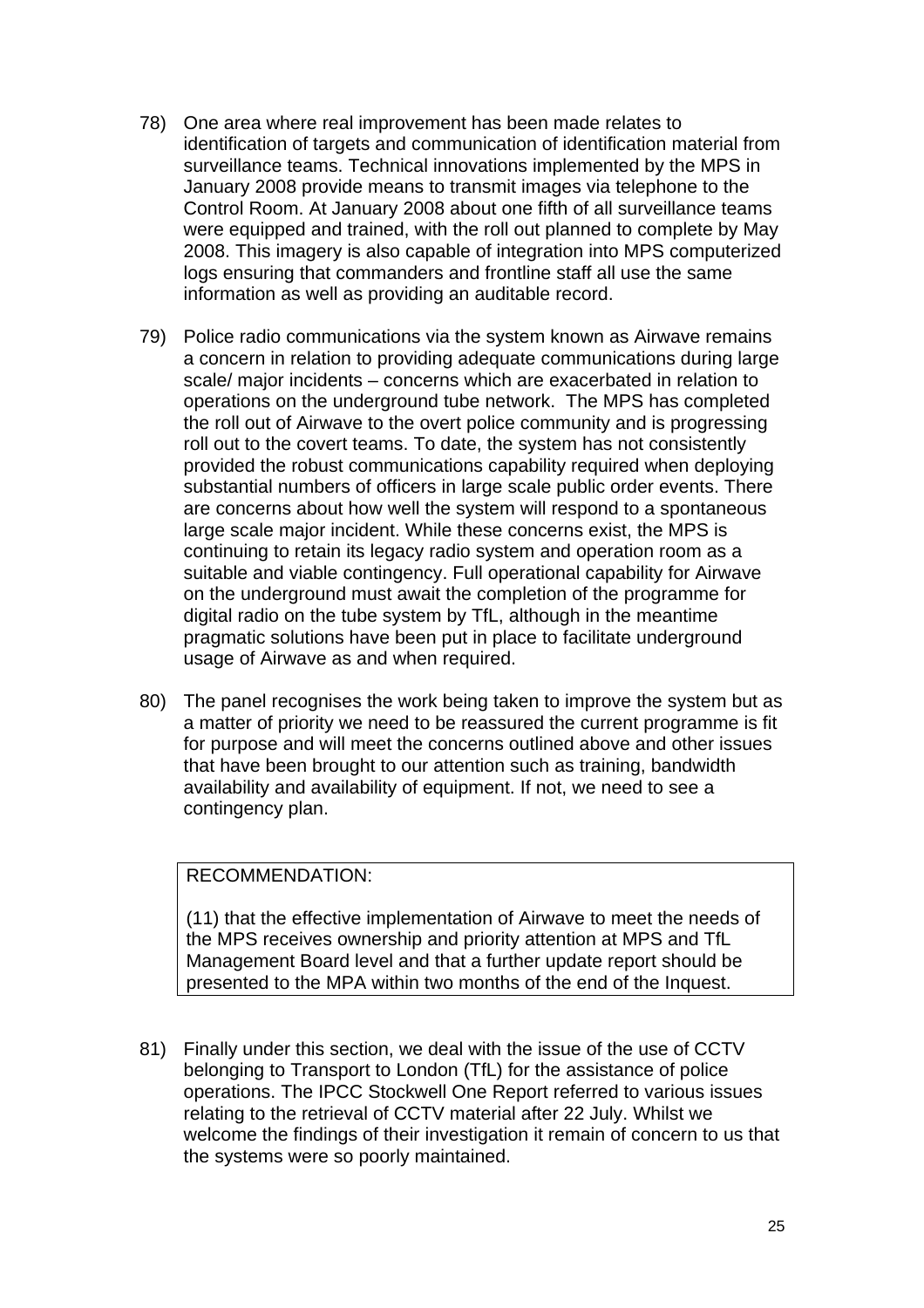78) One area where real improvement has been made relates to identification of targets and communication of identification material from surveillance teams. Technical innovations implemented by the MPS in January 2008 provide means to transmit images via telephone to the Control Room. At January 2008 about one fifth of all surveillance teams were equipped and trained, with the roll out planned to complete by May 2008. This imagery is also capable of integration into MPS computerized logs ensuring that commanders and frontline staff all use the same information as well as providing an auditable record.

79) Police radio communications via the system known as Airwave remains a concern in relation to providing adequate communications during large scale/ major incidents – concerns which are exacerbated in relation to operations on the underground tube network. The MPS has completed the roll out of Airwave to the overt police community and is progressing roll out to the covert teams. To date, the system has not consistently provided the robust communications capability required when deploying substantial numbers of officers in large scale public order events. There are concerns about how well the system will respond to a spontaneous large scale major incident. While these concerns exist, the MPS is continuing to retain its legacy radio system and operation room as a suitable and viable contingency. Full operational capability for Airwave on the underground must await the completion of the programme for digital radio on the tube system by TfL, although in the meantime pragmatic solutions have been put in place to facilitate underground usage of Airwave as and when required.

80) The panel recognises the work being taken to improve the system but as a matter of priority we need to be reassured the current programme is fit for purpose and will meet the concerns outlined above and other issues that have been brought to our attention such as training, bandwidth availability and availability of equipment. If not, we need to see a contingency plan.

> RECOMMENDATION:
>
> (11) that the effective implementation of Airwave to meet the needs of the MPS receives ownership and priority attention at MPS and TfL Management Board level and that a further update report should be presented to the MPA within two months of the end of the Inquest.

81) Finally under this section, we deal with the issue of the use of CCTV belonging to Transport to London (TfL) for the assistance of police operations. The IPCC Stockwell One Report referred to various issues relating to the retrieval of CCTV material after 22 July. Whilst we welcome the findings of their investigation it remain of concern to us that the systems were so poorly maintained.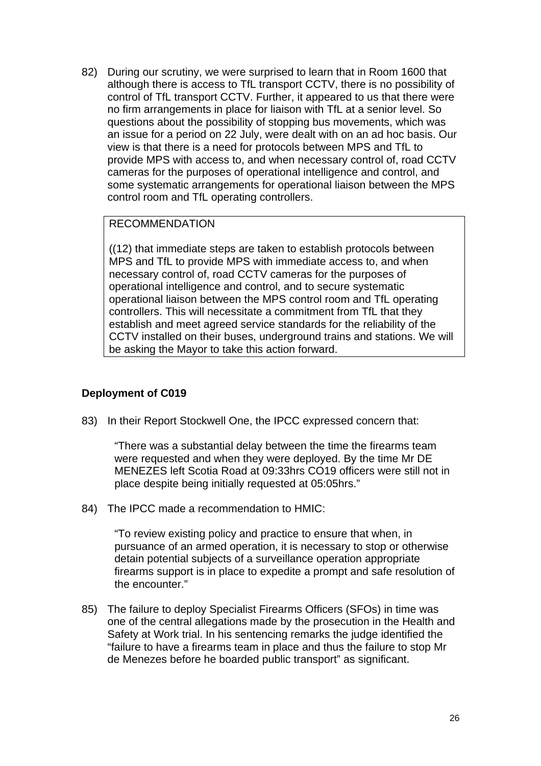82) During our scrutiny, we were surprised to learn that in Room 1600 that although there is access to TfL transport CCTV, there is no possibility of control of TfL transport CCTV. Further, it appeared to us that there were no firm arrangements in place for liaison with TfL at a senior level. So questions about the possibility of stopping bus movements, which was an issue for a period on 22 July, were dealt with on an ad hoc basis. Our view is that there is a need for protocols between MPS and TfL to provide MPS with access to, and when necessary control of, road CCTV cameras for the purposes of operational intelligence and control, and some systematic arrangements for operational liaison between the MPS control room and TfL operating controllers.

> RECOMMENDATION
>
> ((12) that immediate steps are taken to establish protocols between MPS and TfL to provide MPS with immediate access to, and when necessary control of, road CCTV cameras for the purposes of operational intelligence and control, and to secure systematic operational liaison between the MPS control room and TfL operating controllers. This will necessitate a commitment from TfL that they establish and meet agreed service standards for the reliability of the CCTV installed on their buses, underground trains and stations. We will be asking the Mayor to take this action forward.

**Deployment of C019**

83) In their Report Stockwell One, the IPCC expressed concern that:

> "There was a substantial delay between the time the firearms team were requested and when they were deployed. By the time Mr DE MENEZES left Scotia Road at 09:33hrs CO19 officers were still not in place despite being initially requested at 05:05hrs."

84) The IPCC made a recommendation to HMIC:

> "To review existing policy and practice to ensure that when, in pursuance of an armed operation, it is necessary to stop or otherwise detain potential subjects of a surveillance operation appropriate firearms support is in place to expedite a prompt and safe resolution of the encounter."

85) The failure to deploy Specialist Firearms Officers (SFOs) in time was one of the central allegations made by the prosecution in the Health and Safety at Work trial. In his sentencing remarks the judge identified the "failure to have a firearms team in place and thus the failure to stop Mr de Menezes before he boarded public transport" as significant.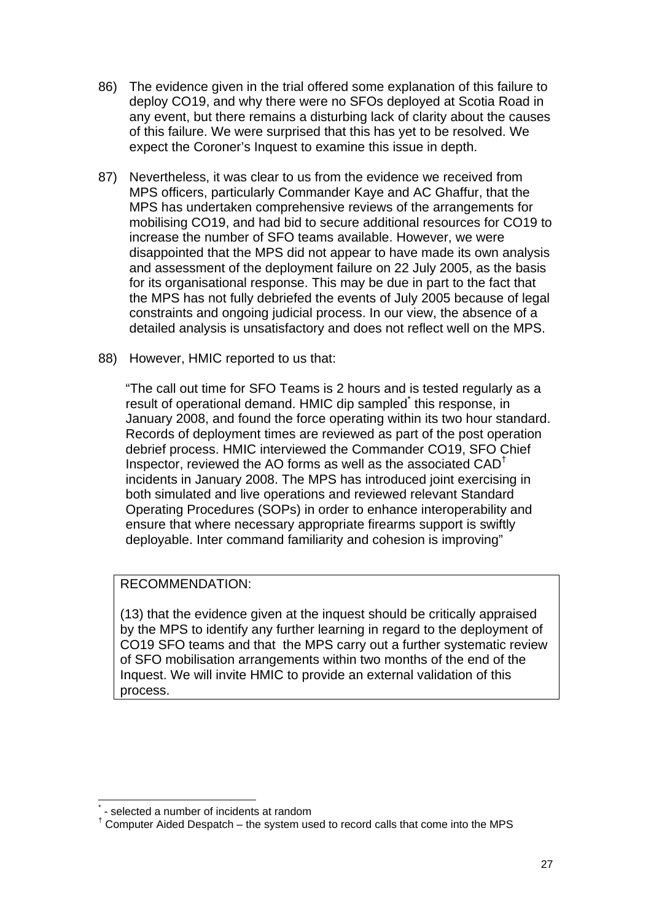86) The evidence given in the trial offered some explanation of this failure to deploy CO19, and why there were no SFOs deployed at Scotia Road in any event, but there remains a disturbing lack of clarity about the causes of this failure. We were surprised that this has yet to be resolved. We expect the Coroner's Inquest to examine this issue in depth.

87) Nevertheless, it was clear to us from the evidence we received from MPS officers, particularly Commander Kaye and AC Ghaffur, that the MPS has undertaken comprehensive reviews of the arrangements for mobilising CO19, and had bid to secure additional resources for CO19 to increase the number of SFO teams available. However, we were disappointed that the MPS did not appear to have made its own analysis and assessment of the deployment failure on 22 July 2005, as the basis for its organisational response. This may be due in part to the fact that the MPS has not fully debriefed the events of July 2005 because of legal constraints and ongoing judicial process. In our view, the absence of a detailed analysis is unsatisfactory and does not reflect well on the MPS.

88) However, HMIC reported to us that:

> "The call out time for SFO Teams is 2 hours and is tested regularly as a result of operational demand. HMIC dip sampled[*] this response, in January 2008, and found the force operating within its two hour standard. Records of deployment times are reviewed as part of the post operation debrief process. HMIC interviewed the Commander CO19, SFO Chief Inspector, reviewed the AO forms as well as the associated CAD[†] incidents in January 2008. The MPS has introduced joint exercising in both simulated and live operations and reviewed relevant Standard Operating Procedures (SOPs) in order to enhance interoperability and ensure that where necessary appropriate firearms support is swiftly deployable. Inter command familiarity and cohesion is improving"

| RECOMMENDATION: |
|---|
| (13) that the evidence given at the inquest should be critically appraised by the MPS to identify any further learning in regard to the deployment of CO19 SFO teams and that the MPS carry out a further systematic review of SFO mobilisation arrangements within two months of the end of the Inquest. We will invite HMIC to provide an external validation of this process. |

---

[*] - selected a number of incidents at random

[†] Computer Aided Despatch – the system used to record calls that come into the MPS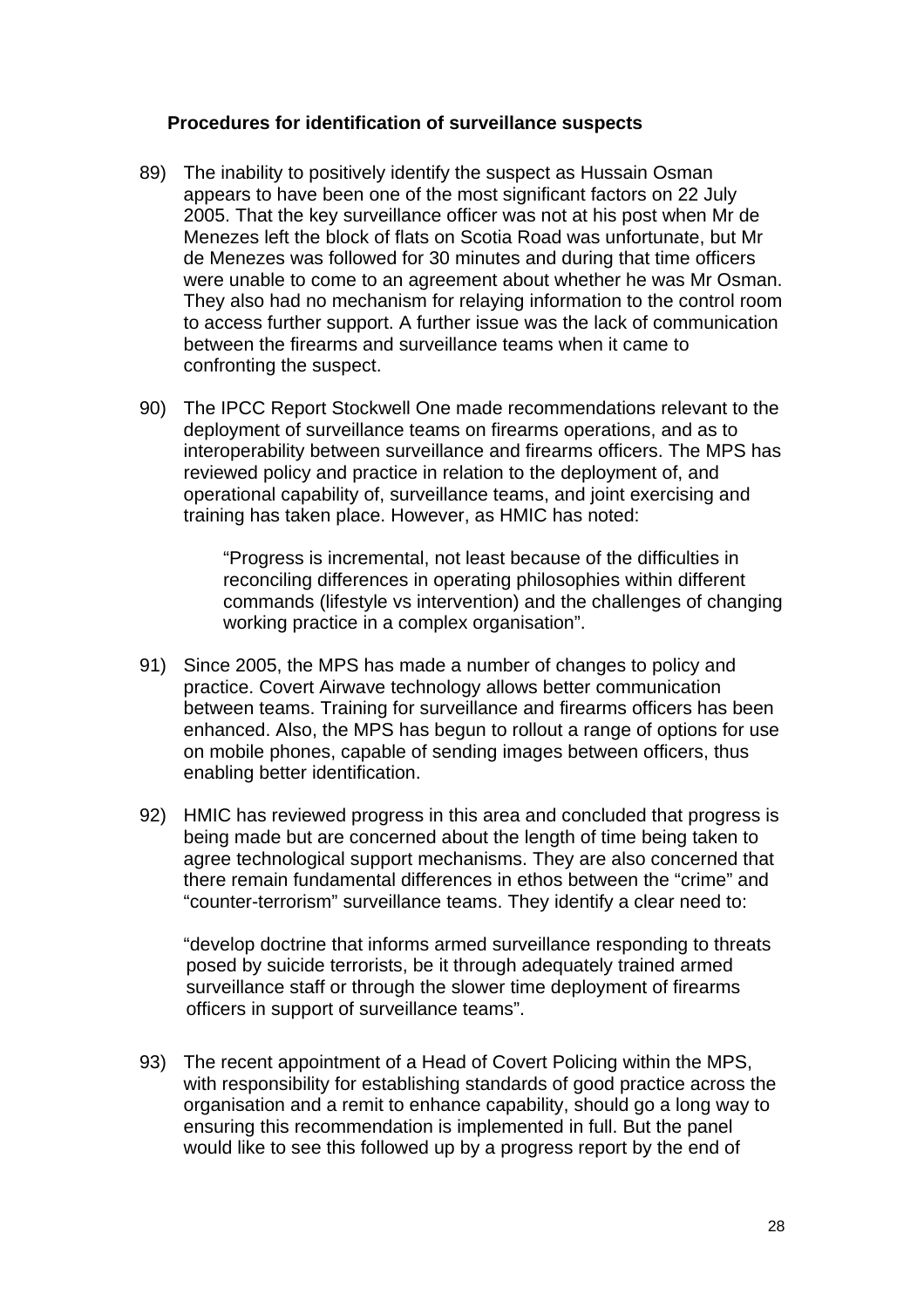**Procedures for identification of surveillance suspects**

89) The inability to positively identify the suspect as Hussain Osman appears to have been one of the most significant factors on 22 July 2005. That the key surveillance officer was not at his post when Mr de Menezes left the block of flats on Scotia Road was unfortunate, but Mr de Menezes was followed for 30 minutes and during that time officers were unable to come to an agreement about whether he was Mr Osman. They also had no mechanism for relaying information to the control room to access further support. A further issue was the lack of communication between the firearms and surveillance teams when it came to confronting the suspect.

90) The IPCC Report Stockwell One made recommendations relevant to the deployment of surveillance teams on firearms operations, and as to interoperability between surveillance and firearms officers. The MPS has reviewed policy and practice in relation to the deployment of, and operational capability of, surveillance teams, and joint exercising and training has taken place. However, as HMIC has noted:

> "Progress is incremental, not least because of the difficulties in reconciling differences in operating philosophies within different commands (lifestyle vs intervention) and the challenges of changing working practice in a complex organisation".

91) Since 2005, the MPS has made a number of changes to policy and practice. Covert Airwave technology allows better communication between teams. Training for surveillance and firearms officers has been enhanced. Also, the MPS has begun to rollout a range of options for use on mobile phones, capable of sending images between officers, thus enabling better identification.

92) HMIC has reviewed progress in this area and concluded that progress is being made but are concerned about the length of time being taken to agree technological support mechanisms. They are also concerned that there remain fundamental differences in ethos between the "crime" and "counter-terrorism" surveillance teams. They identify a clear need to:

> "develop doctrine that informs armed surveillance responding to threats posed by suicide terrorists, be it through adequately trained armed surveillance staff or through the slower time deployment of firearms officers in support of surveillance teams".

93) The recent appointment of a Head of Covert Policing within the MPS, with responsibility for establishing standards of good practice across the organisation and a remit to enhance capability, should go a long way to ensuring this recommendation is implemented in full. But the panel would like to see this followed up by a progress report by the end of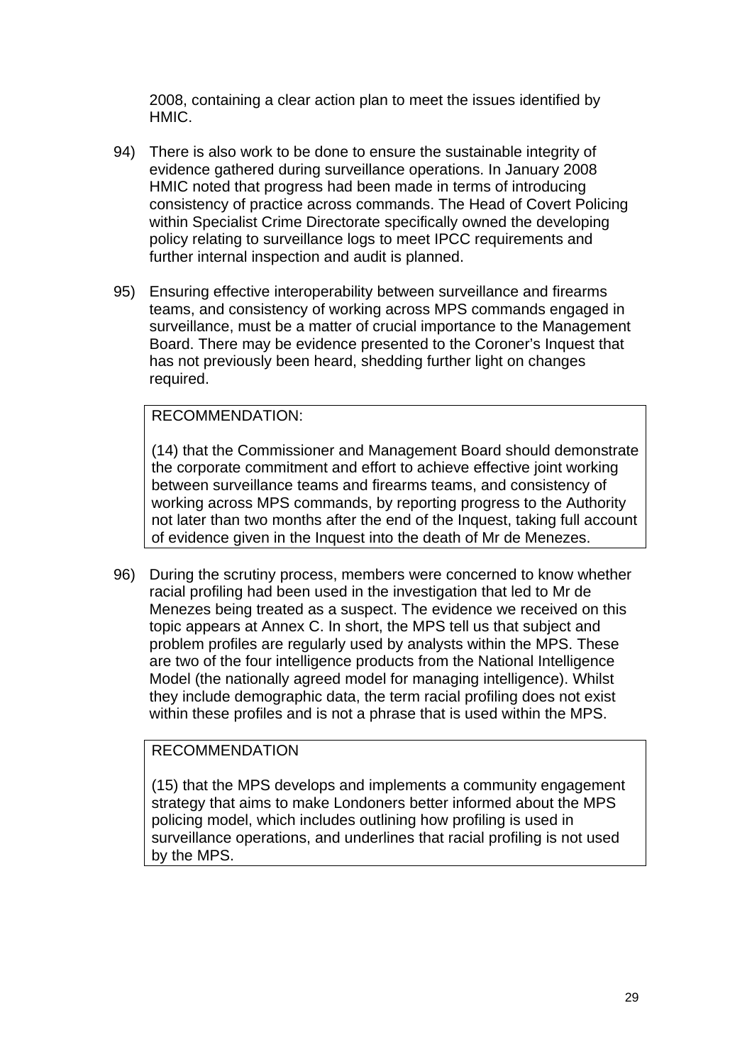2008, containing a clear action plan to meet the issues identified by HMIC.

94) There is also work to be done to ensure the sustainable integrity of evidence gathered during surveillance operations. In January 2008 HMIC noted that progress had been made in terms of introducing consistency of practice across commands. The Head of Covert Policing within Specialist Crime Directorate specifically owned the developing policy relating to surveillance logs to meet IPCC requirements and further internal inspection and audit is planned.

95) Ensuring effective interoperability between surveillance and firearms teams, and consistency of working across MPS commands engaged in surveillance, must be a matter of crucial importance to the Management Board. There may be evidence presented to the Coroner's Inquest that has not previously been heard, shedding further light on changes required.

> RECOMMENDATION:
>
> (14) that the Commissioner and Management Board should demonstrate the corporate commitment and effort to achieve effective joint working between surveillance teams and firearms teams, and consistency of working across MPS commands, by reporting progress to the Authority not later than two months after the end of the Inquest, taking full account of evidence given in the Inquest into the death of Mr de Menezes.

96) During the scrutiny process, members were concerned to know whether racial profiling had been used in the investigation that led to Mr de Menezes being treated as a suspect. The evidence we received on this topic appears at Annex C. In short, the MPS tell us that subject and problem profiles are regularly used by analysts within the MPS. These are two of the four intelligence products from the National Intelligence Model (the nationally agreed model for managing intelligence). Whilst they include demographic data, the term racial profiling does not exist within these profiles and is not a phrase that is used within the MPS.

> RECOMMENDATION
>
> (15) that the MPS develops and implements a community engagement strategy that aims to make Londoners better informed about the MPS policing model, which includes outlining how profiling is used in surveillance operations, and underlines that racial profiling is not used by the MPS.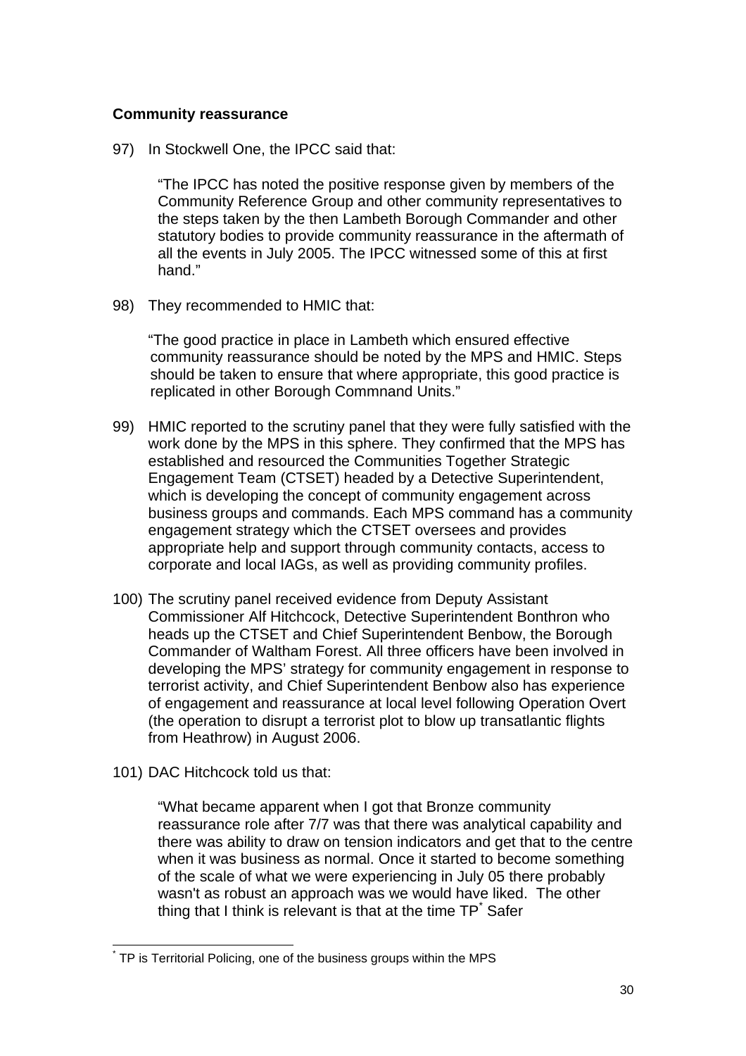**Community reassurance**

97) In Stockwell One, the IPCC said that:

> "The IPCC has noted the positive response given by members of the Community Reference Group and other community representatives to the steps taken by the then Lambeth Borough Commander and other statutory bodies to provide community reassurance in the aftermath of all the events in July 2005. The IPCC witnessed some of this at first hand."

98) They recommended to HMIC that:

> "The good practice in place in Lambeth which ensured effective community reassurance should be noted by the MPS and HMIC. Steps should be taken to ensure that where appropriate, this good practice is replicated in other Borough Commnand Units."

99) HMIC reported to the scrutiny panel that they were fully satisfied with the work done by the MPS in this sphere. They confirmed that the MPS has established and resourced the Communities Together Strategic Engagement Team (CTSET) headed by a Detective Superintendent, which is developing the concept of community engagement across business groups and commands. Each MPS command has a community engagement strategy which the CTSET oversees and provides appropriate help and support through community contacts, access to corporate and local IAGs, as well as providing community profiles.

100) The scrutiny panel received evidence from Deputy Assistant Commissioner Alf Hitchcock, Detective Superintendent Bonthron who heads up the CTSET and Chief Superintendent Benbow, the Borough Commander of Waltham Forest. All three officers have been involved in developing the MPS' strategy for community engagement in response to terrorist activity, and Chief Superintendent Benbow also has experience of engagement and reassurance at local level following Operation Overt (the operation to disrupt a terrorist plot to blow up transatlantic flights from Heathrow) in August 2006.

101) DAC Hitchcock told us that:

> "What became apparent when I got that Bronze community reassurance role after 7/7 was that there was analytical capability and there was ability to draw on tension indicators and get that to the centre when it was business as normal. Once it started to become something of the scale of what we were experiencing in July 05 there probably wasn't as robust an approach was we would have liked. The other thing that I think is relevant is that at the time TP* Safer

---

\* TP is Territorial Policing, one of the business groups within the MPS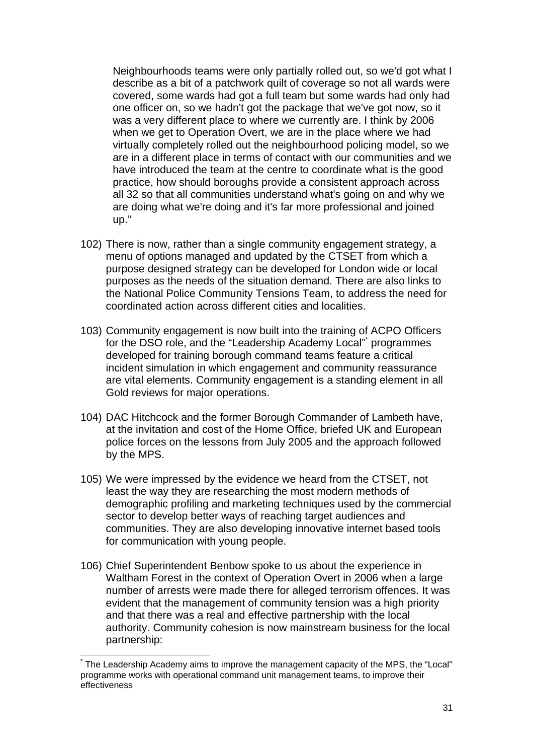> Neighbourhoods teams were only partially rolled out, so we'd got what I describe as a bit of a patchwork quilt of coverage so not all wards were covered, some wards had got a full team but some wards had only had one officer on, so we hadn't got the package that we've got now, so it was a very different place to where we currently are. I think by 2006 when we get to Operation Overt, we are in the place where we had virtually completely rolled out the neighbourhood policing model, so we are in a different place in terms of contact with our communities and we have introduced the team at the centre to coordinate what is the good practice, how should boroughs provide a consistent approach across all 32 so that all communities understand what's going on and why we are doing what we're doing and it's far more professional and joined up."

102) There is now, rather than a single community engagement strategy, a menu of options managed and updated by the CTSET from which a purpose designed strategy can be developed for London wide or local purposes as the needs of the situation demand. There are also links to the National Police Community Tensions Team, to address the need for coordinated action across different cities and localities.

103) Community engagement is now built into the training of ACPO Officers for the DSO role, and the "Leadership Academy Local"[*] programmes developed for training borough command teams feature a critical incident simulation in which engagement and community reassurance are vital elements. Community engagement is a standing element in all Gold reviews for major operations.

104) DAC Hitchcock and the former Borough Commander of Lambeth have, at the invitation and cost of the Home Office, briefed UK and European police forces on the lessons from July 2005 and the approach followed by the MPS.

105) We were impressed by the evidence we heard from the CTSET, not least the way they are researching the most modern methods of demographic profiling and marketing techniques used by the commercial sector to develop better ways of reaching target audiences and communities. They are also developing innovative internet based tools for communication with young people.

106) Chief Superintendent Benbow spoke to us about the experience in Waltham Forest in the context of Operation Overt in 2006 when a large number of arrests were made there for alleged terrorism offences. It was evident that the management of community tension was a high priority and that there was a real and effective partnership with the local authority. Community cohesion is now mainstream business for the local partnership:

---

[*] The Leadership Academy aims to improve the management capacity of the MPS, the "Local" programme works with operational command unit management teams, to improve their effectiveness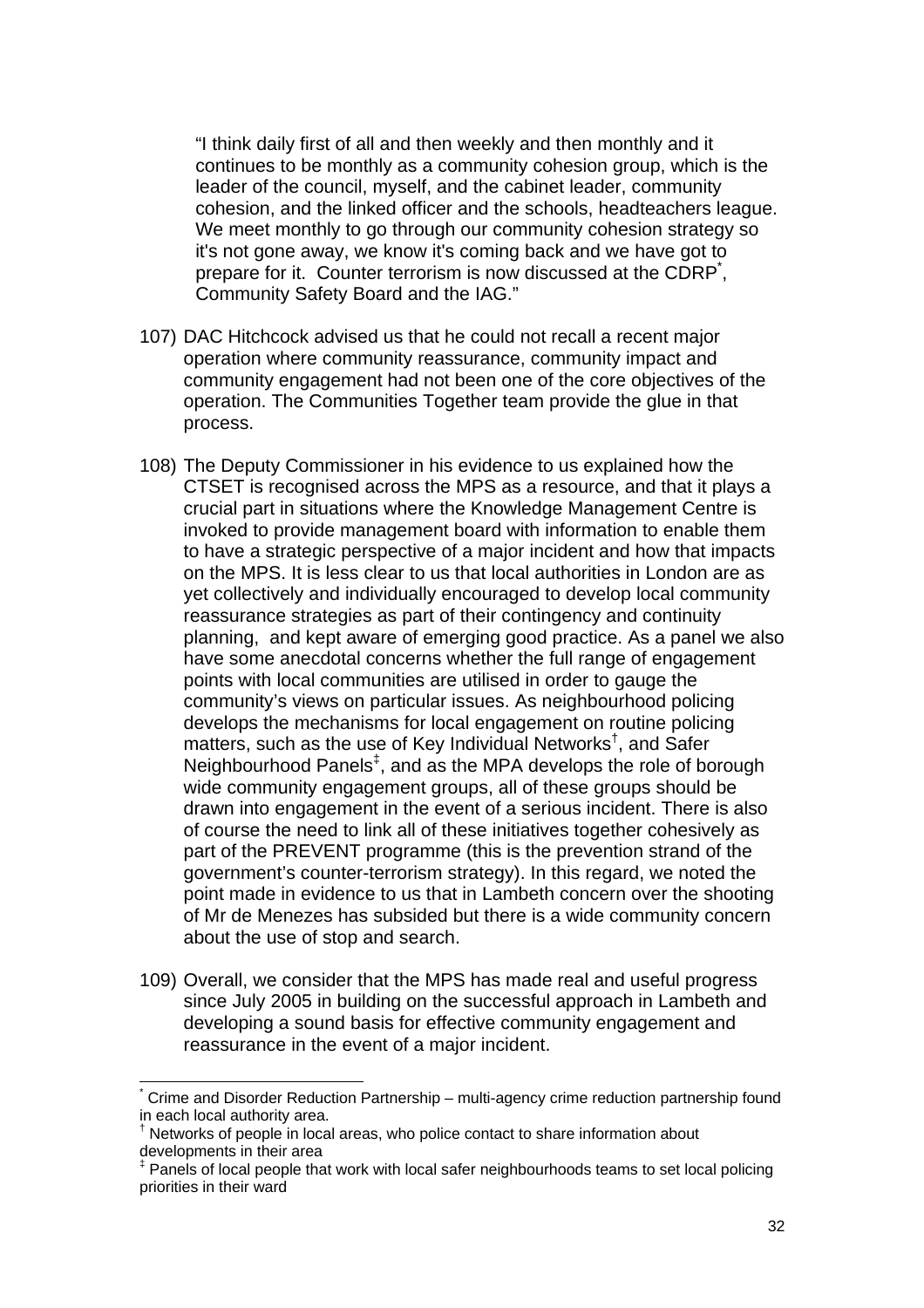> "I think daily first of all and then weekly and then monthly and it continues to be monthly as a community cohesion group, which is the leader of the council, myself, and the cabinet leader, community cohesion, and the linked officer and the schools, headteachers league. We meet monthly to go through our community cohesion strategy so it's not gone away, we know it's coming back and we have got to prepare for it. Counter terrorism is now discussed at the CDRP[*], Community Safety Board and the IAG."

107) DAC Hitchcock advised us that he could not recall a recent major operation where community reassurance, community impact and community engagement had not been one of the core objectives of the operation. The Communities Together team provide the glue in that process.

108) The Deputy Commissioner in his evidence to us explained how the CTSET is recognised across the MPS as a resource, and that it plays a crucial part in situations where the Knowledge Management Centre is invoked to provide management board with information to enable them to have a strategic perspective of a major incident and how that impacts on the MPS. It is less clear to us that local authorities in London are as yet collectively and individually encouraged to develop local community reassurance strategies as part of their contingency and continuity planning, and kept aware of emerging good practice. As a panel we also have some anecdotal concerns whether the full range of engagement points with local communities are utilised in order to gauge the community's views on particular issues. As neighbourhood policing develops the mechanisms for local engagement on routine policing matters, such as the use of Key Individual Networks[†], and Safer Neighbourhood Panels[‡], and as the MPA develops the role of borough wide community engagement groups, all of these groups should be drawn into engagement in the event of a serious incident. There is also of course the need to link all of these initiatives together cohesively as part of the PREVENT programme (this is the prevention strand of the government's counter-terrorism strategy). In this regard, we noted the point made in evidence to us that in Lambeth concern over the shooting of Mr de Menezes has subsided but there is a wide community concern about the use of stop and search.

109) Overall, we consider that the MPS has made real and useful progress since July 2005 in building on the successful approach in Lambeth and developing a sound basis for effective community engagement and reassurance in the event of a major incident.

---

[*] Crime and Disorder Reduction Partnership – multi-agency crime reduction partnership found in each local authority area.

[†] Networks of people in local areas, who police contact to share information about developments in their area

[‡] Panels of local people that work with local safer neighbourhoods teams to set local policing priorities in their ward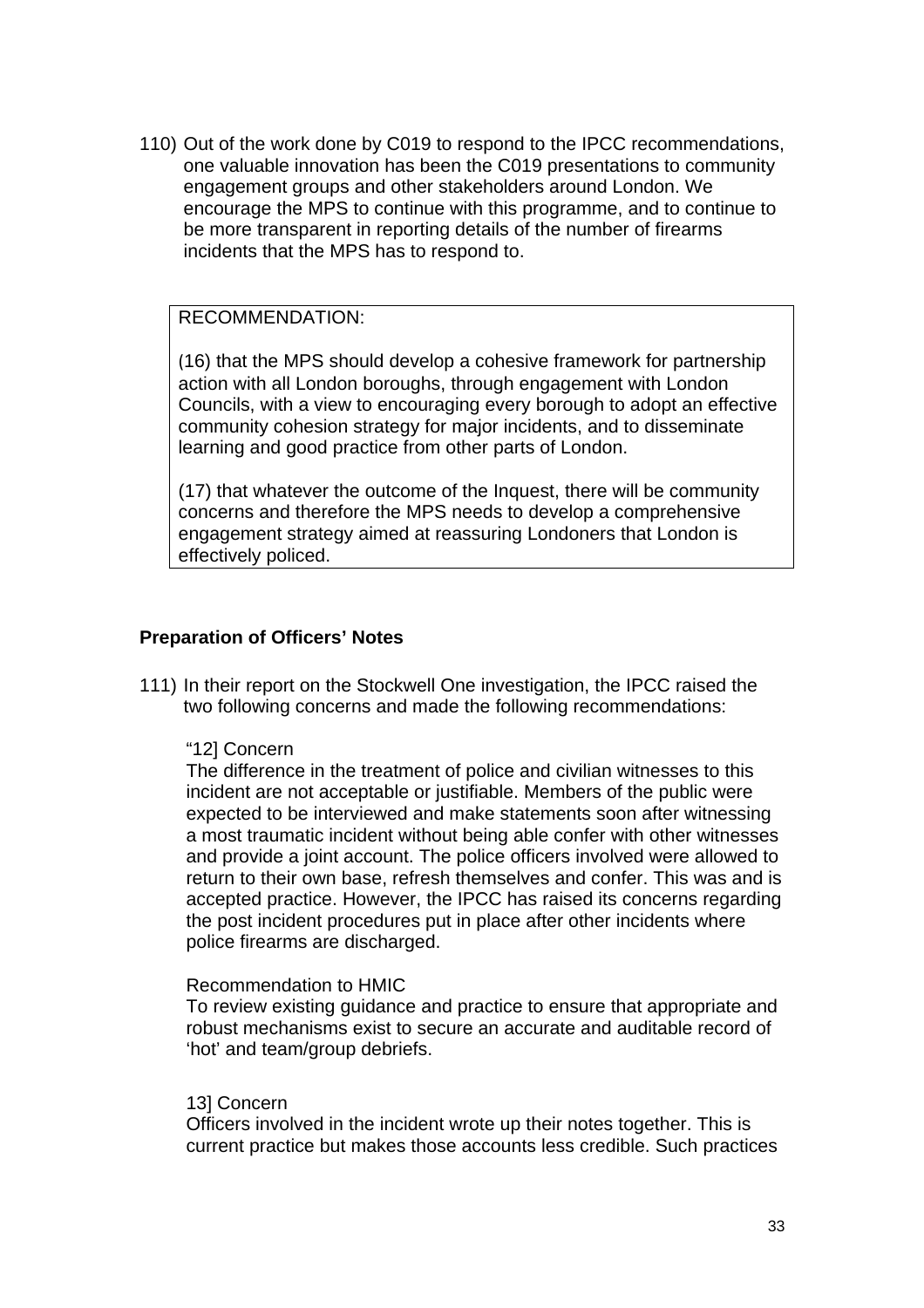110) Out of the work done by C019 to respond to the IPCC recommendations, one valuable innovation has been the C019 presentations to community engagement groups and other stakeholders around London. We encourage the MPS to continue with this programme, and to continue to be more transparent in reporting details of the number of firearms incidents that the MPS has to respond to.

> RECOMMENDATION:
>
> (16) that the MPS should develop a cohesive framework for partnership action with all London boroughs, through engagement with London Councils, with a view to encouraging every borough to adopt an effective community cohesion strategy for major incidents, and to disseminate learning and good practice from other parts of London.
>
> (17) that whatever the outcome of the Inquest, there will be community concerns and therefore the MPS needs to develop a comprehensive engagement strategy aimed at reassuring Londoners that London is effectively policed.

**Preparation of Officers' Notes**

111) In their report on the Stockwell One investigation, the IPCC raised the two following concerns and made the following recommendations:

"12] Concern
The difference in the treatment of police and civilian witnesses to this incident are not acceptable or justifiable. Members of the public were expected to be interviewed and make statements soon after witnessing a most traumatic incident without being able confer with other witnesses and provide a joint account. The police officers involved were allowed to return to their own base, refresh themselves and confer. This was and is accepted practice. However, the IPCC has raised its concerns regarding the post incident procedures put in place after other incidents where police firearms are discharged.

Recommendation to HMIC
To review existing guidance and practice to ensure that appropriate and robust mechanisms exist to secure an accurate and auditable record of 'hot' and team/group debriefs.

13] Concern
Officers involved in the incident wrote up their notes together. This is current practice but makes those accounts less credible. Such practices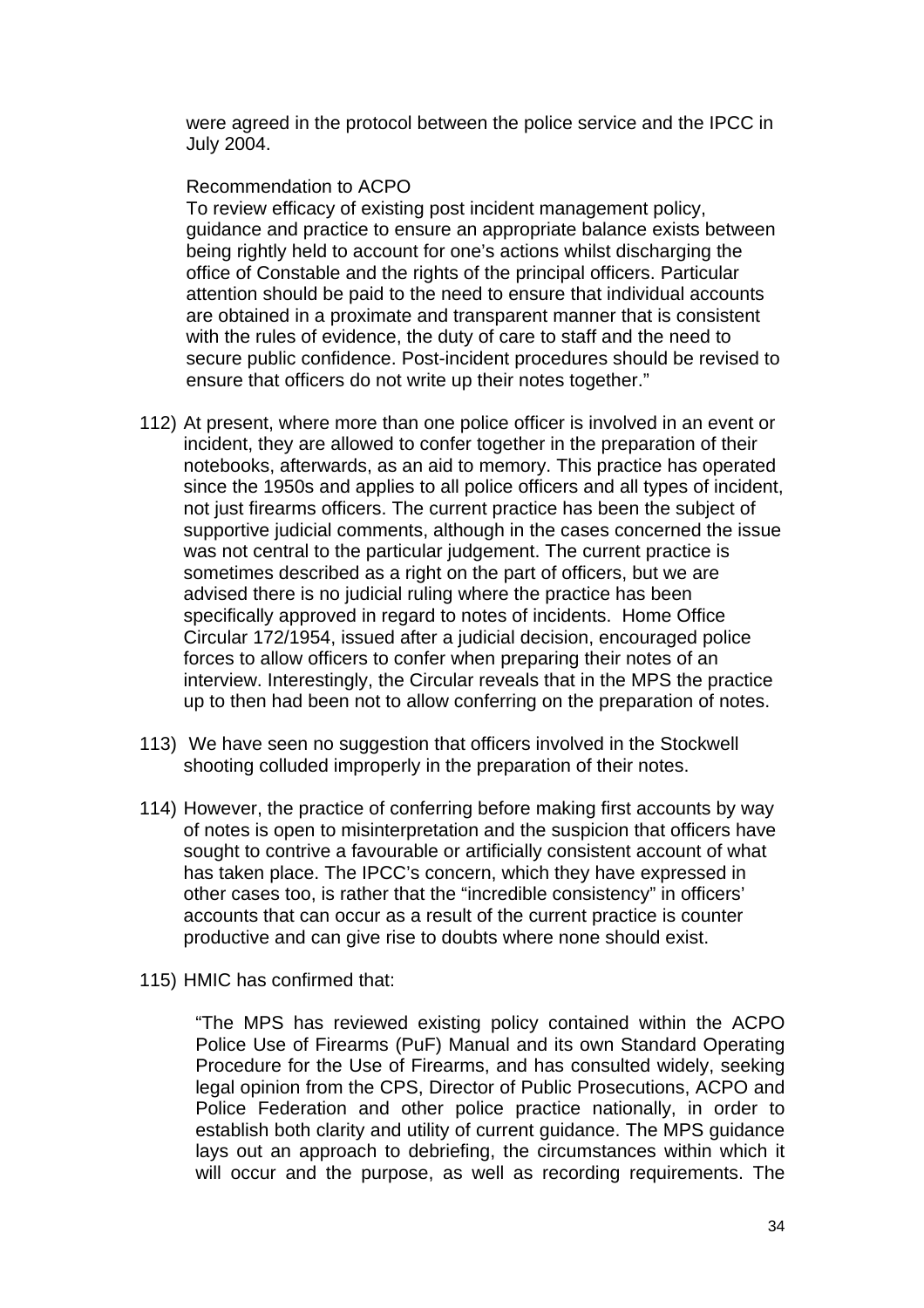were agreed in the protocol between the police service and the IPCC in July 2004.

Recommendation to ACPO

To review efficacy of existing post incident management policy, guidance and practice to ensure an appropriate balance exists between being rightly held to account for one's actions whilst discharging the office of Constable and the rights of the principal officers. Particular attention should be paid to the need to ensure that individual accounts are obtained in a proximate and transparent manner that is consistent with the rules of evidence, the duty of care to staff and the need to secure public confidence. Post-incident procedures should be revised to ensure that officers do not write up their notes together."

112) At present, where more than one police officer is involved in an event or incident, they are allowed to confer together in the preparation of their notebooks, afterwards, as an aid to memory. This practice has operated since the 1950s and applies to all police officers and all types of incident, not just firearms officers. The current practice has been the subject of supportive judicial comments, although in the cases concerned the issue was not central to the particular judgement. The current practice is sometimes described as a right on the part of officers, but we are advised there is no judicial ruling where the practice has been specifically approved in regard to notes of incidents. Home Office Circular 172/1954, issued after a judicial decision, encouraged police forces to allow officers to confer when preparing their notes of an interview. Interestingly, the Circular reveals that in the MPS the practice up to then had been not to allow conferring on the preparation of notes.

113) We have seen no suggestion that officers involved in the Stockwell shooting colluded improperly in the preparation of their notes.

114) However, the practice of conferring before making first accounts by way of notes is open to misinterpretation and the suspicion that officers have sought to contrive a favourable or artificially consistent account of what has taken place. The IPCC's concern, which they have expressed in other cases too, is rather that the "incredible consistency" in officers' accounts that can occur as a result of the current practice is counter productive and can give rise to doubts where none should exist.

115) HMIC has confirmed that:

> "The MPS has reviewed existing policy contained within the ACPO Police Use of Firearms (PuF) Manual and its own Standard Operating Procedure for the Use of Firearms, and has consulted widely, seeking legal opinion from the CPS, Director of Public Prosecutions, ACPO and Police Federation and other police practice nationally, in order to establish both clarity and utility of current guidance. The MPS guidance lays out an approach to debriefing, the circumstances within which it will occur and the purpose, as well as recording requirements. The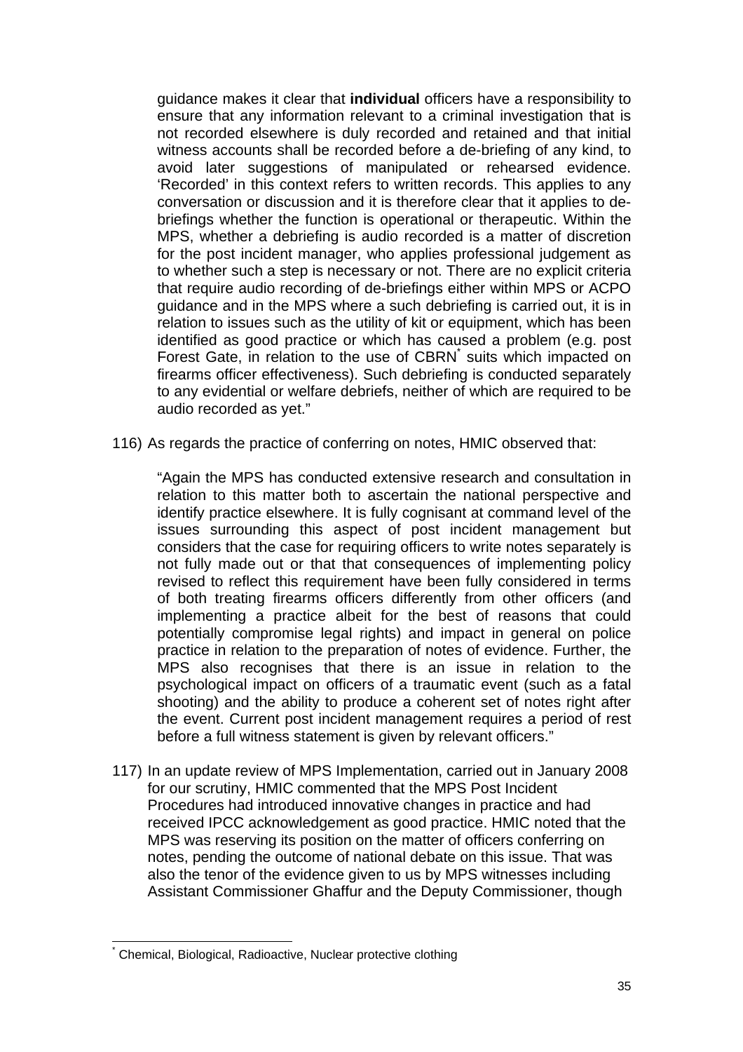guidance makes it clear that **individual** officers have a responsibility to ensure that any information relevant to a criminal investigation that is not recorded elsewhere is duly recorded and retained and that initial witness accounts shall be recorded before a de-briefing of any kind, to avoid later suggestions of manipulated or rehearsed evidence. 'Recorded' in this context refers to written records. This applies to any conversation or discussion and it is therefore clear that it applies to de-briefings whether the function is operational or therapeutic. Within the MPS, whether a debriefing is audio recorded is a matter of discretion for the post incident manager, who applies professional judgement as to whether such a step is necessary or not. There are no explicit criteria that require audio recording of de-briefings either within MPS or ACPO guidance and in the MPS where a such debriefing is carried out, it is in relation to issues such as the utility of kit or equipment, which has been identified as good practice or which has caused a problem (e.g. post Forest Gate, in relation to the use of CBRN* suits which impacted on firearms officer effectiveness). Such debriefing is conducted separately to any evidential or welfare debriefs, neither of which are required to be audio recorded as yet."

116) As regards the practice of conferring on notes, HMIC observed that:

"Again the MPS has conducted extensive research and consultation in relation to this matter both to ascertain the national perspective and identify practice elsewhere. It is fully cognisant at command level of the issues surrounding this aspect of post incident management but considers that the case for requiring officers to write notes separately is not fully made out or that that consequences of implementing policy revised to reflect this requirement have been fully considered in terms of both treating firearms officers differently from other officers (and implementing a practice albeit for the best of reasons that could potentially compromise legal rights) and impact in general on police practice in relation to the preparation of notes of evidence. Further, the MPS also recognises that there is an issue in relation to the psychological impact on officers of a traumatic event (such as a fatal shooting) and the ability to produce a coherent set of notes right after the event. Current post incident management requires a period of rest before a full witness statement is given by relevant officers."

117) In an update review of MPS Implementation, carried out in January 2008 for our scrutiny, HMIC commented that the MPS Post Incident Procedures had introduced innovative changes in practice and had received IPCC acknowledgement as good practice. HMIC noted that the MPS was reserving its position on the matter of officers conferring on notes, pending the outcome of national debate on this issue. That was also the tenor of the evidence given to us by MPS witnesses including Assistant Commissioner Ghaffur and the Deputy Commissioner, though

---

* Chemical, Biological, Radioactive, Nuclear protective clothing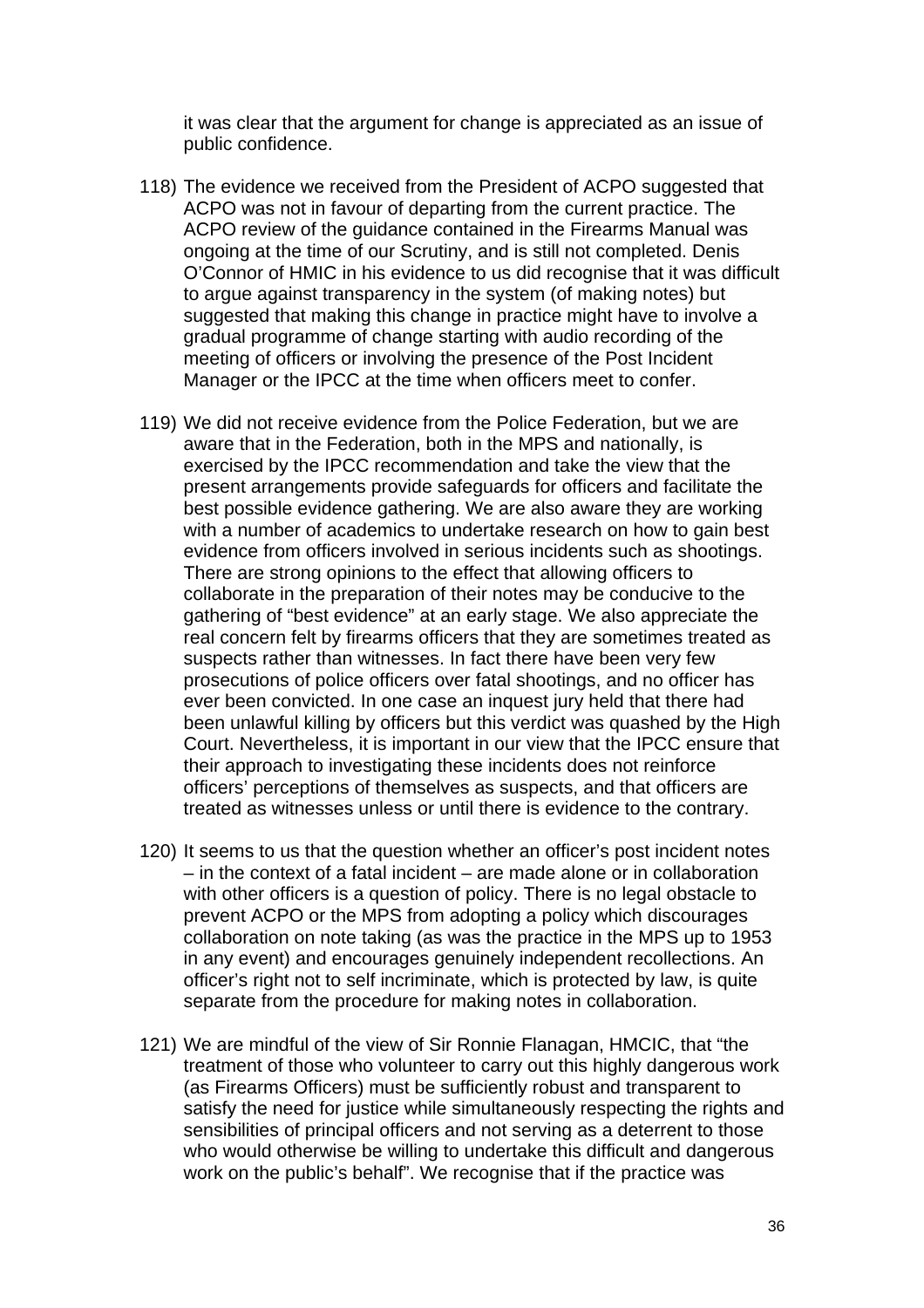it was clear that the argument for change is appreciated as an issue of public confidence.

118) The evidence we received from the President of ACPO suggested that ACPO was not in favour of departing from the current practice. The ACPO review of the guidance contained in the Firearms Manual was ongoing at the time of our Scrutiny, and is still not completed. Denis O'Connor of HMIC in his evidence to us did recognise that it was difficult to argue against transparency in the system (of making notes) but suggested that making this change in practice might have to involve a gradual programme of change starting with audio recording of the meeting of officers or involving the presence of the Post Incident Manager or the IPCC at the time when officers meet to confer.

119) We did not receive evidence from the Police Federation, but we are aware that in the Federation, both in the MPS and nationally, is exercised by the IPCC recommendation and take the view that the present arrangements provide safeguards for officers and facilitate the best possible evidence gathering. We are also aware they are working with a number of academics to undertake research on how to gain best evidence from officers involved in serious incidents such as shootings. There are strong opinions to the effect that allowing officers to collaborate in the preparation of their notes may be conducive to the gathering of "best evidence" at an early stage. We also appreciate the real concern felt by firearms officers that they are sometimes treated as suspects rather than witnesses. In fact there have been very few prosecutions of police officers over fatal shootings, and no officer has ever been convicted. In one case an inquest jury held that there had been unlawful killing by officers but this verdict was quashed by the High Court. Nevertheless, it is important in our view that the IPCC ensure that their approach to investigating these incidents does not reinforce officers' perceptions of themselves as suspects, and that officers are treated as witnesses unless or until there is evidence to the contrary.

120) It seems to us that the question whether an officer's post incident notes – in the context of a fatal incident – are made alone or in collaboration with other officers is a question of policy. There is no legal obstacle to prevent ACPO or the MPS from adopting a policy which discourages collaboration on note taking (as was the practice in the MPS up to 1953 in any event) and encourages genuinely independent recollections. An officer's right not to self incriminate, which is protected by law, is quite separate from the procedure for making notes in collaboration.

121) We are mindful of the view of Sir Ronnie Flanagan, HMCIC, that "the treatment of those who volunteer to carry out this highly dangerous work (as Firearms Officers) must be sufficiently robust and transparent to satisfy the need for justice while simultaneously respecting the rights and sensibilities of principal officers and not serving as a deterrent to those who would otherwise be willing to undertake this difficult and dangerous work on the public's behalf". We recognise that if the practice was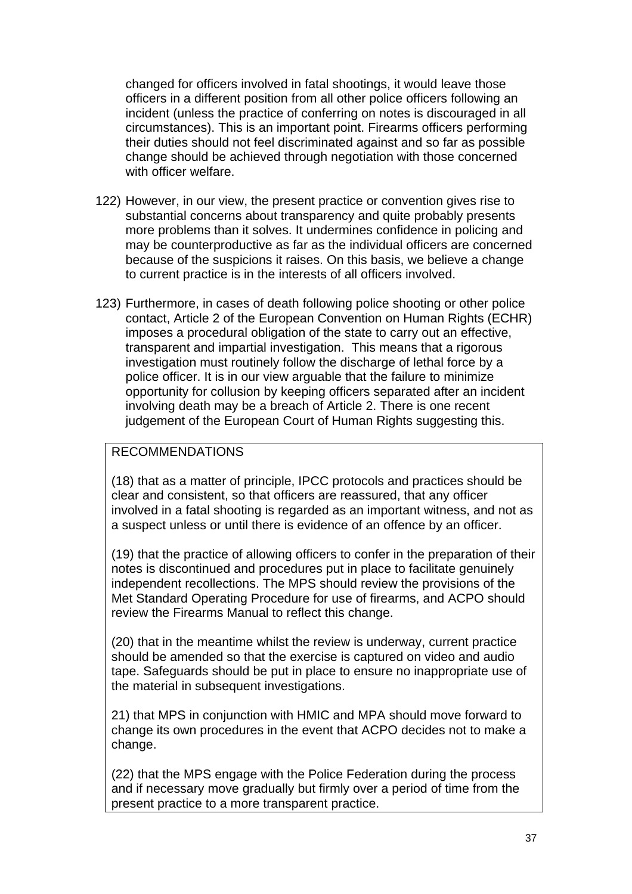changed for officers involved in fatal shootings, it would leave those officers in a different position from all other police officers following an incident (unless the practice of conferring on notes is discouraged in all circumstances). This is an important point. Firearms officers performing their duties should not feel discriminated against and so far as possible change should be achieved through negotiation with those concerned with officer welfare.

122) However, in our view, the present practice or convention gives rise to substantial concerns about transparency and quite probably presents more problems than it solves. It undermines confidence in policing and may be counterproductive as far as the individual officers are concerned because of the suspicions it raises. On this basis, we believe a change to current practice is in the interests of all officers involved.

123) Furthermore, in cases of death following police shooting or other police contact, Article 2 of the European Convention on Human Rights (ECHR) imposes a procedural obligation of the state to carry out an effective, transparent and impartial investigation. This means that a rigorous investigation must routinely follow the discharge of lethal force by a police officer. It is in our view arguable that the failure to minimize opportunity for collusion by keeping officers separated after an incident involving death may be a breach of Article 2. There is one recent judgement of the European Court of Human Rights suggesting this.

RECOMMENDATIONS

(18) that as a matter of principle, IPCC protocols and practices should be clear and consistent, so that officers are reassured, that any officer involved in a fatal shooting is regarded as an important witness, and not as a suspect unless or until there is evidence of an offence by an officer.

(19) that the practice of allowing officers to confer in the preparation of their notes is discontinued and procedures put in place to facilitate genuinely independent recollections. The MPS should review the provisions of the Met Standard Operating Procedure for use of firearms, and ACPO should review the Firearms Manual to reflect this change.

(20) that in the meantime whilst the review is underway, current practice should be amended so that the exercise is captured on video and audio tape. Safeguards should be put in place to ensure no inappropriate use of the material in subsequent investigations.

21) that MPS in conjunction with HMIC and MPA should move forward to change its own procedures in the event that ACPO decides not to make a change.

(22) that the MPS engage with the Police Federation during the process and if necessary move gradually but firmly over a period of time from the present practice to a more transparent practice.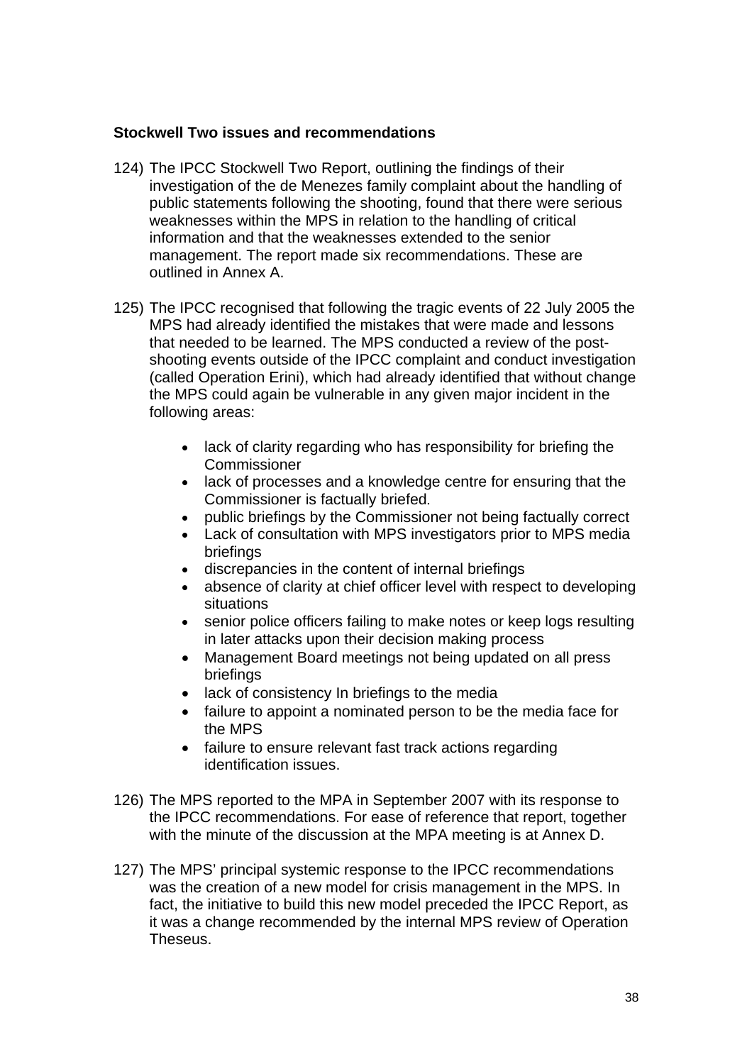**Stockwell Two issues and recommendations**

124) The IPCC Stockwell Two Report, outlining the findings of their investigation of the de Menezes family complaint about the handling of public statements following the shooting, found that there were serious weaknesses within the MPS in relation to the handling of critical information and that the weaknesses extended to the senior management. The report made six recommendations. These are outlined in Annex A.

125) The IPCC recognised that following the tragic events of 22 July 2005 the MPS had already identified the mistakes that were made and lessons that needed to be learned. The MPS conducted a review of the post-shooting events outside of the IPCC complaint and conduct investigation (called Operation Erini), which had already identified that without change the MPS could again be vulnerable in any given major incident in the following areas:

- lack of clarity regarding who has responsibility for briefing the Commissioner
- lack of processes and a knowledge centre for ensuring that the Commissioner is factually briefed.
- public briefings by the Commissioner not being factually correct
- Lack of consultation with MPS investigators prior to MPS media briefings
- discrepancies in the content of internal briefings
- absence of clarity at chief officer level with respect to developing situations
- senior police officers failing to make notes or keep logs resulting in later attacks upon their decision making process
- Management Board meetings not being updated on all press briefings
- lack of consistency In briefings to the media
- failure to appoint a nominated person to be the media face for the MPS
- failure to ensure relevant fast track actions regarding identification issues.

126) The MPS reported to the MPA in September 2007 with its response to the IPCC recommendations. For ease of reference that report, together with the minute of the discussion at the MPA meeting is at Annex D.

127) The MPS' principal systemic response to the IPCC recommendations was the creation of a new model for crisis management in the MPS. In fact, the initiative to build this new model preceded the IPCC Report, as it was a change recommended by the internal MPS review of Operation Theseus.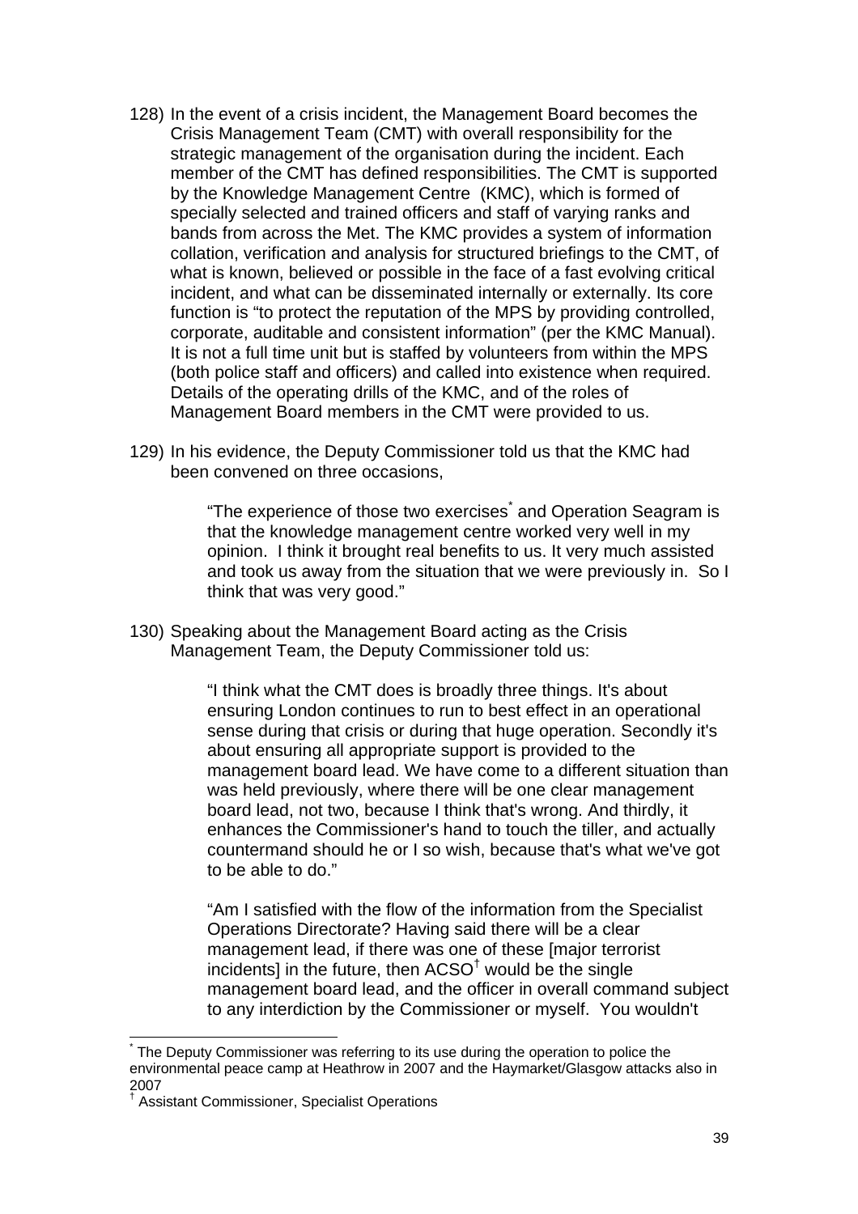128) In the event of a crisis incident, the Management Board becomes the Crisis Management Team (CMT) with overall responsibility for the strategic management of the organisation during the incident. Each member of the CMT has defined responsibilities. The CMT is supported by the Knowledge Management Centre (KMC), which is formed of specially selected and trained officers and staff of varying ranks and bands from across the Met. The KMC provides a system of information collation, verification and analysis for structured briefings to the CMT, of what is known, believed or possible in the face of a fast evolving critical incident, and what can be disseminated internally or externally. Its core function is "to protect the reputation of the MPS by providing controlled, corporate, auditable and consistent information" (per the KMC Manual). It is not a full time unit but is staffed by volunteers from within the MPS (both police staff and officers) and called into existence when required. Details of the operating drills of the KMC, and of the roles of Management Board members in the CMT were provided to us.

129) In his evidence, the Deputy Commissioner told us that the KMC had been convened on three occasions,

> "The experience of those two exercises* and Operation Seagram is that the knowledge management centre worked very well in my opinion. I think it brought real benefits to us. It very much assisted and took us away from the situation that we were previously in. So I think that was very good."

130) Speaking about the Management Board acting as the Crisis Management Team, the Deputy Commissioner told us:

> "I think what the CMT does is broadly three things. It's about ensuring London continues to run to best effect in an operational sense during that crisis or during that huge operation. Secondly it's about ensuring all appropriate support is provided to the management board lead. We have come to a different situation than was held previously, where there will be one clear management board lead, not two, because I think that's wrong. And thirdly, it enhances the Commissioner's hand to touch the tiller, and actually countermand should he or I so wish, because that's what we've got to be able to do."
>
> "Am I satisfied with the flow of the information from the Specialist Operations Directorate? Having said there will be a clear management lead, if there was one of these [major terrorist incidents] in the future, then ACSO† would be the single management board lead, and the officer in overall command subject to any interdiction by the Commissioner or myself. You wouldn't

---

\* The Deputy Commissioner was referring to its use during the operation to police the environmental peace camp at Heathrow in 2007 and the Haymarket/Glasgow attacks also in 2007

† Assistant Commissioner, Specialist Operations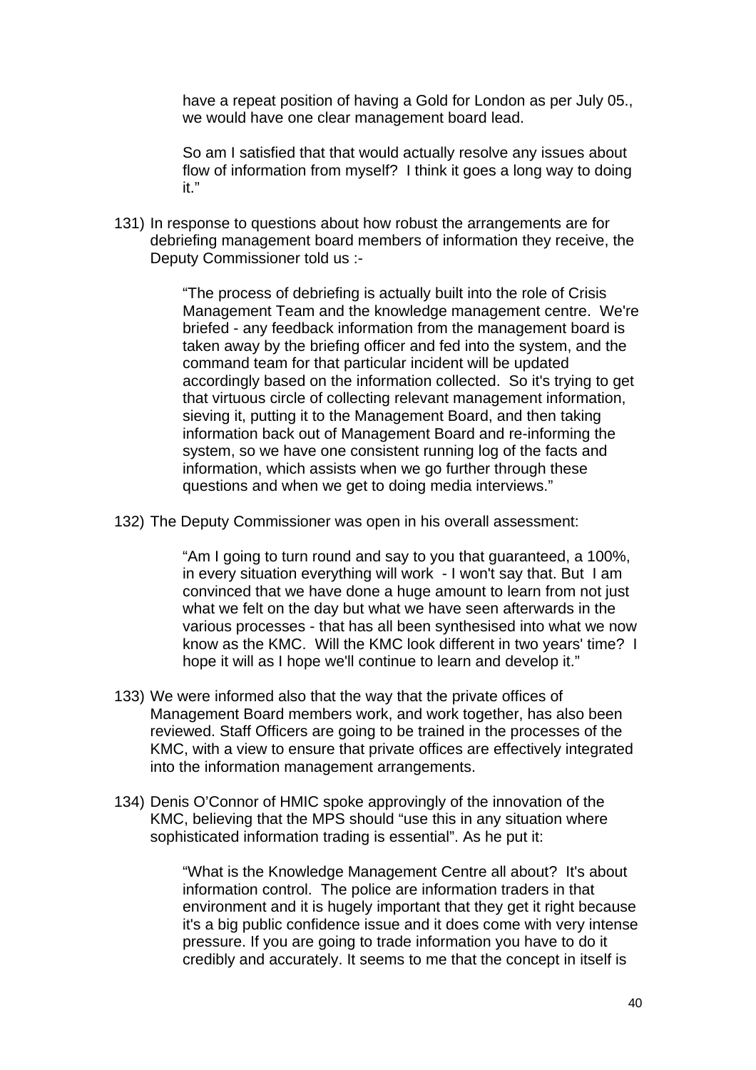have a repeat position of having a Gold for London as per July 05., we would have one clear management board lead.

So am I satisfied that that would actually resolve any issues about flow of information from myself? I think it goes a long way to doing it."

131) In response to questions about how robust the arrangements are for debriefing management board members of information they receive, the Deputy Commissioner told us :-

> "The process of debriefing is actually built into the role of Crisis Management Team and the knowledge management centre. We're briefed - any feedback information from the management board is taken away by the briefing officer and fed into the system, and the command team for that particular incident will be updated accordingly based on the information collected. So it's trying to get that virtuous circle of collecting relevant management information, sieving it, putting it to the Management Board, and then taking information back out of Management Board and re-informing the system, so we have one consistent running log of the facts and information, which assists when we go further through these questions and when we get to doing media interviews."

132) The Deputy Commissioner was open in his overall assessment:

> "Am I going to turn round and say to you that guaranteed, a 100%, in every situation everything will work - I won't say that. But I am convinced that we have done a huge amount to learn from not just what we felt on the day but what we have seen afterwards in the various processes - that has all been synthesised into what we now know as the KMC. Will the KMC look different in two years' time? I hope it will as I hope we'll continue to learn and develop it."

133) We were informed also that the way that the private offices of Management Board members work, and work together, has also been reviewed. Staff Officers are going to be trained in the processes of the KMC, with a view to ensure that private offices are effectively integrated into the information management arrangements.

134) Denis O'Connor of HMIC spoke approvingly of the innovation of the KMC, believing that the MPS should "use this in any situation where sophisticated information trading is essential". As he put it:

> "What is the Knowledge Management Centre all about? It's about information control. The police are information traders in that environment and it is hugely important that they get it right because it's a big public confidence issue and it does come with very intense pressure. If you are going to trade information you have to do it credibly and accurately. It seems to me that the concept in itself is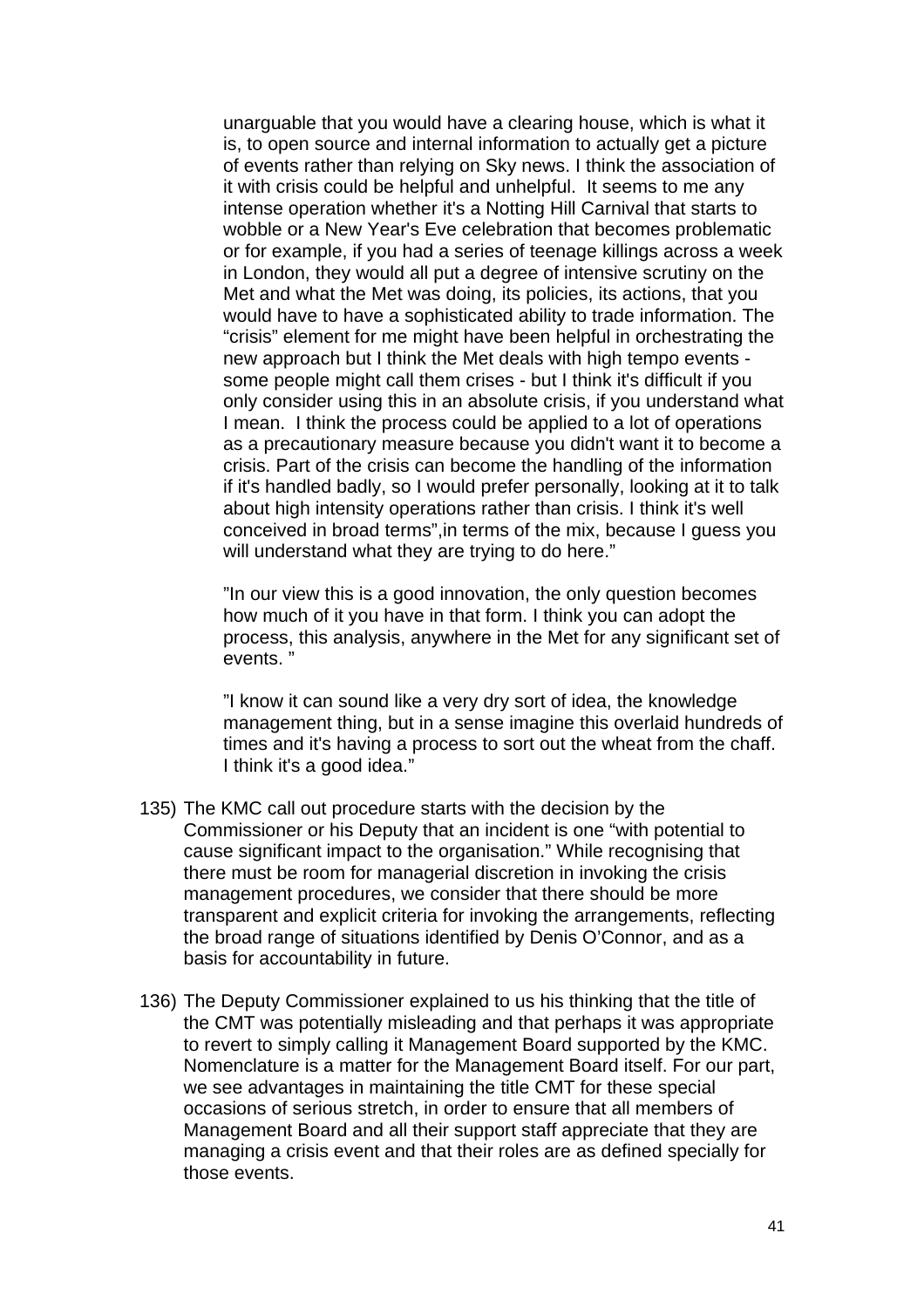unarguable that you would have a clearing house, which is what it is, to open source and internal information to actually get a picture of events rather than relying on Sky news. I think the association of it with crisis could be helpful and unhelpful. It seems to me any intense operation whether it's a Notting Hill Carnival that starts to wobble or a New Year's Eve celebration that becomes problematic or for example, if you had a series of teenage killings across a week in London, they would all put a degree of intensive scrutiny on the Met and what the Met was doing, its policies, its actions, that you would have to have a sophisticated ability to trade information. The "crisis" element for me might have been helpful in orchestrating the new approach but I think the Met deals with high tempo events - some people might call them crises - but I think it's difficult if you only consider using this in an absolute crisis, if you understand what I mean. I think the process could be applied to a lot of operations as a precautionary measure because you didn't want it to become a crisis. Part of the crisis can become the handling of the information if it's handled badly, so I would prefer personally, looking at it to talk about high intensity operations rather than crisis. I think it's well conceived in broad terms",in terms of the mix, because I guess you will understand what they are trying to do here."

"In our view this is a good innovation, the only question becomes how much of it you have in that form. I think you can adopt the process, this analysis, anywhere in the Met for any significant set of events. "

"I know it can sound like a very dry sort of idea, the knowledge management thing, but in a sense imagine this overlaid hundreds of times and it's having a process to sort out the wheat from the chaff. I think it's a good idea."

135) The KMC call out procedure starts with the decision by the Commissioner or his Deputy that an incident is one "with potential to cause significant impact to the organisation." While recognising that there must be room for managerial discretion in invoking the crisis management procedures, we consider that there should be more transparent and explicit criteria for invoking the arrangements, reflecting the broad range of situations identified by Denis O'Connor, and as a basis for accountability in future.

136) The Deputy Commissioner explained to us his thinking that the title of the CMT was potentially misleading and that perhaps it was appropriate to revert to simply calling it Management Board supported by the KMC. Nomenclature is a matter for the Management Board itself. For our part, we see advantages in maintaining the title CMT for these special occasions of serious stretch, in order to ensure that all members of Management Board and all their support staff appreciate that they are managing a crisis event and that their roles are as defined specially for those events.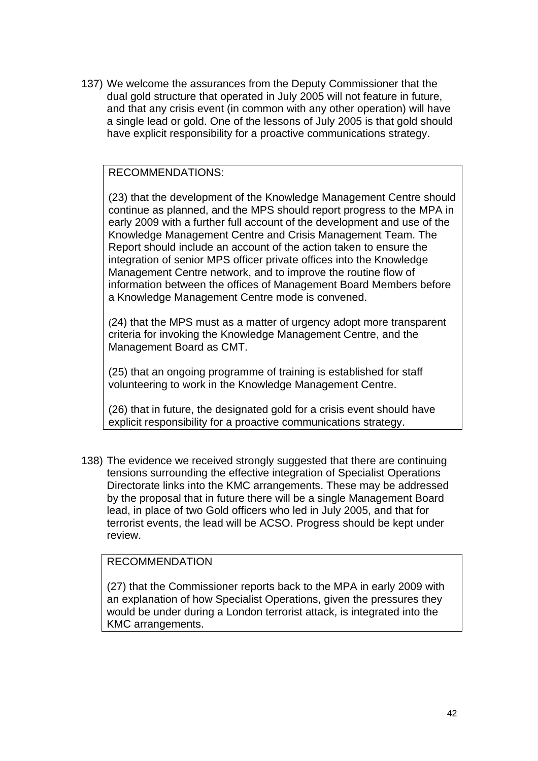137) We welcome the assurances from the Deputy Commissioner that the dual gold structure that operated in July 2005 will not feature in future, and that any crisis event (in common with any other operation) will have a single lead or gold. One of the lessons of July 2005 is that gold should have explicit responsibility for a proactive communications strategy.

> RECOMMENDATIONS:
>
> (23) that the development of the Knowledge Management Centre should continue as planned, and the MPS should report progress to the MPA in early 2009 with a further full account of the development and use of the Knowledge Management Centre and Crisis Management Team. The Report should include an account of the action taken to ensure the integration of senior MPS officer private offices into the Knowledge Management Centre network, and to improve the routine flow of information between the offices of Management Board Members before a Knowledge Management Centre mode is convened.
>
> (24) that the MPS must as a matter of urgency adopt more transparent criteria for invoking the Knowledge Management Centre, and the Management Board as CMT.
>
> (25) that an ongoing programme of training is established for staff volunteering to work in the Knowledge Management Centre.
>
> (26) that in future, the designated gold for a crisis event should have explicit responsibility for a proactive communications strategy.

138) The evidence we received strongly suggested that there are continuing tensions surrounding the effective integration of Specialist Operations Directorate links into the KMC arrangements. These may be addressed by the proposal that in future there will be a single Management Board lead, in place of two Gold officers who led in July 2005, and that for terrorist events, the lead will be ACSO. Progress should be kept under review.

> RECOMMENDATION
>
> (27) that the Commissioner reports back to the MPA in early 2009 with an explanation of how Specialist Operations, given the pressures they would be under during a London terrorist attack, is integrated into the KMC arrangements.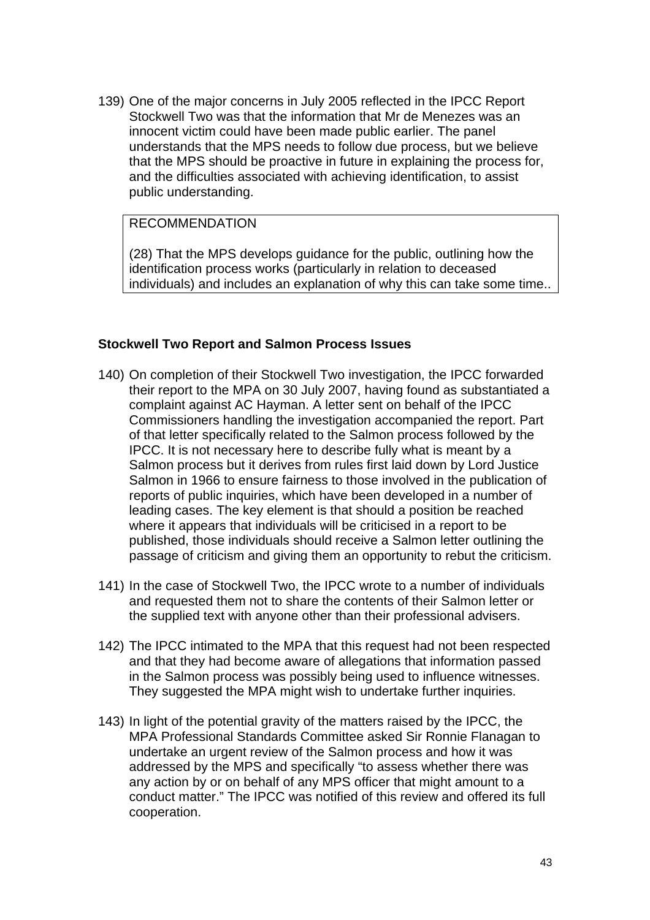139) One of the major concerns in July 2005 reflected in the IPCC Report Stockwell Two was that the information that Mr de Menezes was an innocent victim could have been made public earlier. The panel understands that the MPS needs to follow due process, but we believe that the MPS should be proactive in future in explaining the process for, and the difficulties associated with achieving identification, to assist public understanding.

| RECOMMENDATION |
| --- |
| (28) That the MPS develops guidance for the public, outlining how the identification process works (particularly in relation to deceased individuals) and includes an explanation of why this can take some time.. |

**Stockwell Two Report and Salmon Process Issues**

140) On completion of their Stockwell Two investigation, the IPCC forwarded their report to the MPA on 30 July 2007, having found as substantiated a complaint against AC Hayman. A letter sent on behalf of the IPCC Commissioners handling the investigation accompanied the report. Part of that letter specifically related to the Salmon process followed by the IPCC. It is not necessary here to describe fully what is meant by a Salmon process but it derives from rules first laid down by Lord Justice Salmon in 1966 to ensure fairness to those involved in the publication of reports of public inquiries, which have been developed in a number of leading cases. The key element is that should a position be reached where it appears that individuals will be criticised in a report to be published, those individuals should receive a Salmon letter outlining the passage of criticism and giving them an opportunity to rebut the criticism.

141) In the case of Stockwell Two, the IPCC wrote to a number of individuals and requested them not to share the contents of their Salmon letter or the supplied text with anyone other than their professional advisers.

142) The IPCC intimated to the MPA that this request had not been respected and that they had become aware of allegations that information passed in the Salmon process was possibly being used to influence witnesses. They suggested the MPA might wish to undertake further inquiries.

143) In light of the potential gravity of the matters raised by the IPCC, the MPA Professional Standards Committee asked Sir Ronnie Flanagan to undertake an urgent review of the Salmon process and how it was addressed by the MPS and specifically “to assess whether there was any action by or on behalf of any MPS officer that might amount to a conduct matter.” The IPCC was notified of this review and offered its full cooperation.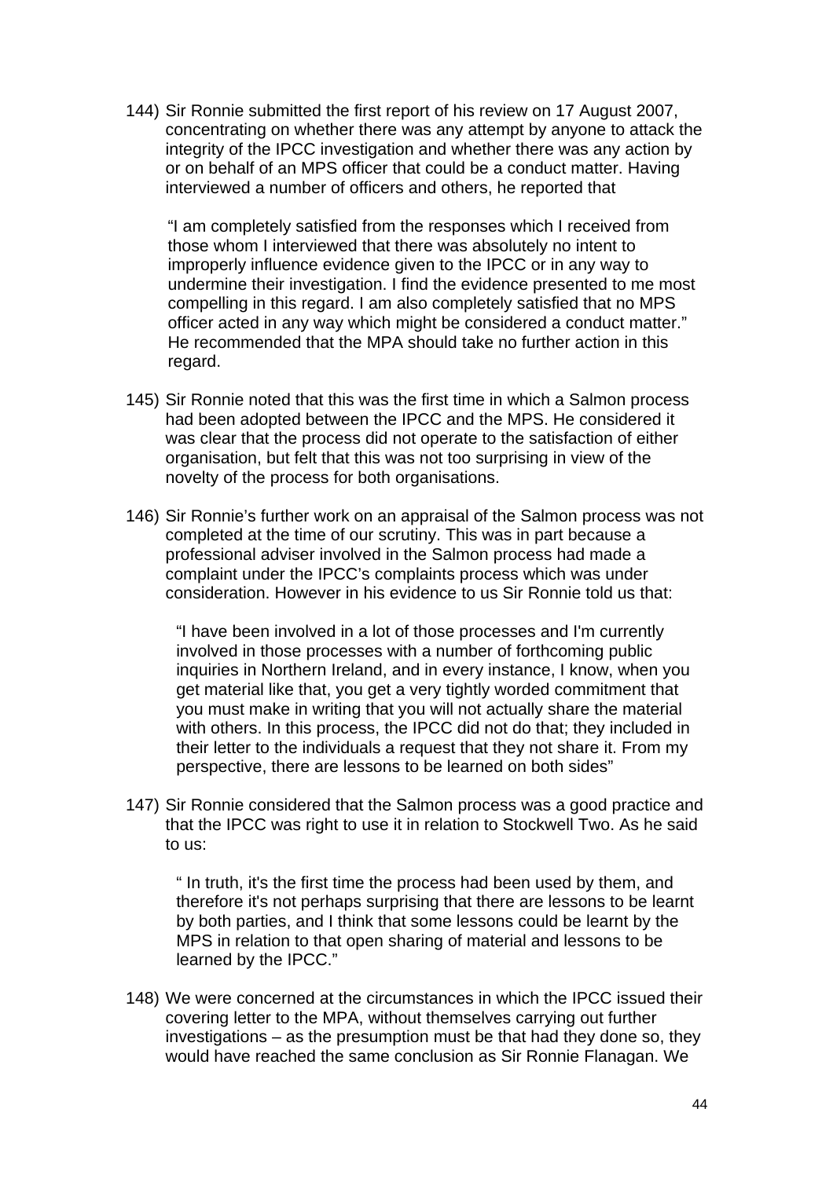144) Sir Ronnie submitted the first report of his review on 17 August 2007, concentrating on whether there was any attempt by anyone to attack the integrity of the IPCC investigation and whether there was any action by or on behalf of an MPS officer that could be a conduct matter. Having interviewed a number of officers and others, he reported that

> "I am completely satisfied from the responses which I received from those whom I interviewed that there was absolutely no intent to improperly influence evidence given to the IPCC or in any way to undermine their investigation. I find the evidence presented to me most compelling in this regard. I am also completely satisfied that no MPS officer acted in any way which might be considered a conduct matter." He recommended that the MPA should take no further action in this regard.

145) Sir Ronnie noted that this was the first time in which a Salmon process had been adopted between the IPCC and the MPS. He considered it was clear that the process did not operate to the satisfaction of either organisation, but felt that this was not too surprising in view of the novelty of the process for both organisations.

146) Sir Ronnie's further work on an appraisal of the Salmon process was not completed at the time of our scrutiny. This was in part because a professional adviser involved in the Salmon process had made a complaint under the IPCC's complaints process which was under consideration. However in his evidence to us Sir Ronnie told us that:

> "I have been involved in a lot of those processes and I'm currently involved in those processes with a number of forthcoming public inquiries in Northern Ireland, and in every instance, I know, when you get material like that, you get a very tightly worded commitment that you must make in writing that you will not actually share the material with others. In this process, the IPCC did not do that; they included in their letter to the individuals a request that they not share it. From my perspective, there are lessons to be learned on both sides"

147) Sir Ronnie considered that the Salmon process was a good practice and that the IPCC was right to use it in relation to Stockwell Two. As he said to us:

> " In truth, it's the first time the process had been used by them, and therefore it's not perhaps surprising that there are lessons to be learnt by both parties, and I think that some lessons could be learnt by the MPS in relation to that open sharing of material and lessons to be learned by the IPCC."

148) We were concerned at the circumstances in which the IPCC issued their covering letter to the MPA, without themselves carrying out further investigations – as the presumption must be that had they done so, they would have reached the same conclusion as Sir Ronnie Flanagan. We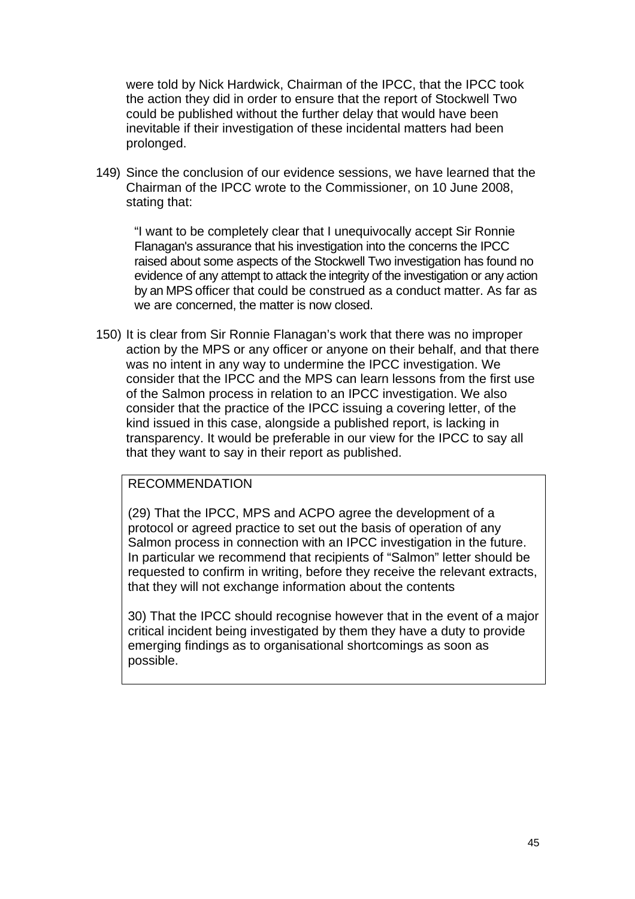were told by Nick Hardwick, Chairman of the IPCC, that the IPCC took the action they did in order to ensure that the report of Stockwell Two could be published without the further delay that would have been inevitable if their investigation of these incidental matters had been prolonged.

149) Since the conclusion of our evidence sessions, we have learned that the Chairman of the IPCC wrote to the Commissioner, on 10 June 2008, stating that:

> "I want to be completely clear that I unequivocally accept Sir Ronnie Flanagan's assurance that his investigation into the concerns the IPCC raised about some aspects of the Stockwell Two investigation has found no evidence of any attempt to attack the integrity of the investigation or any action by an MPS officer that could be construed as a conduct matter. As far as we are concerned, the matter is now closed.

150) It is clear from Sir Ronnie Flanagan's work that there was no improper action by the MPS or any officer or anyone on their behalf, and that there was no intent in any way to undermine the IPCC investigation. We consider that the IPCC and the MPS can learn lessons from the first use of the Salmon process in relation to an IPCC investigation. We also consider that the practice of the IPCC issuing a covering letter, of the kind issued in this case, alongside a published report, is lacking in transparency. It would be preferable in our view for the IPCC to say all that they want to say in their report as published.

**RECOMMENDATION**

(29) That the IPCC, MPS and ACPO agree the development of a protocol or agreed practice to set out the basis of operation of any Salmon process in connection with an IPCC investigation in the future. In particular we recommend that recipients of "Salmon" letter should be requested to confirm in writing, before they receive the relevant extracts, that they will not exchange information about the contents

30) That the IPCC should recognise however that in the event of a major critical incident being investigated by them they have a duty to provide emerging findings as to organisational shortcomings as soon as possible.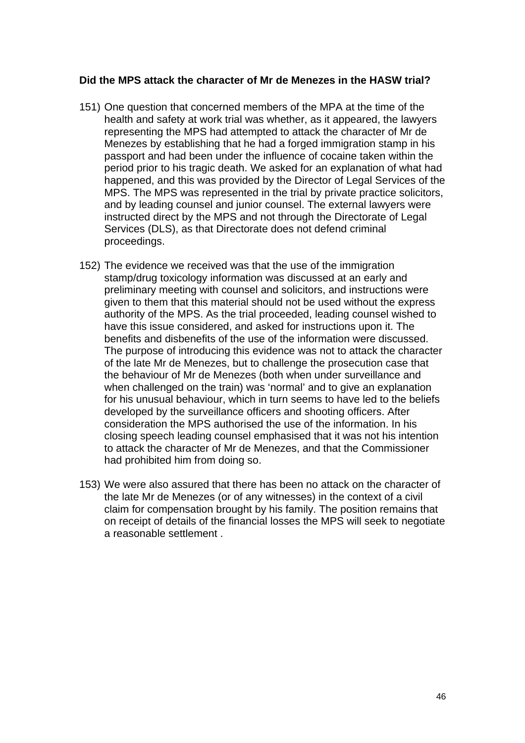**Did the MPS attack the character of Mr de Menezes in the HASW trial?**

151) One question that concerned members of the MPA at the time of the health and safety at work trial was whether, as it appeared, the lawyers representing the MPS had attempted to attack the character of Mr de Menezes by establishing that he had a forged immigration stamp in his passport and had been under the influence of cocaine taken within the period prior to his tragic death. We asked for an explanation of what had happened, and this was provided by the Director of Legal Services of the MPS. The MPS was represented in the trial by private practice solicitors, and by leading counsel and junior counsel. The external lawyers were instructed direct by the MPS and not through the Directorate of Legal Services (DLS), as that Directorate does not defend criminal proceedings.

152) The evidence we received was that the use of the immigration stamp/drug toxicology information was discussed at an early and preliminary meeting with counsel and solicitors, and instructions were given to them that this material should not be used without the express authority of the MPS. As the trial proceeded, leading counsel wished to have this issue considered, and asked for instructions upon it. The benefits and disbenefits of the use of the information were discussed. The purpose of introducing this evidence was not to attack the character of the late Mr de Menezes, but to challenge the prosecution case that the behaviour of Mr de Menezes (both when under surveillance and when challenged on the train) was 'normal' and to give an explanation for his unusual behaviour, which in turn seems to have led to the beliefs developed by the surveillance officers and shooting officers. After consideration the MPS authorised the use of the information. In his closing speech leading counsel emphasised that it was not his intention to attack the character of Mr de Menezes, and that the Commissioner had prohibited him from doing so.

153) We were also assured that there has been no attack on the character of the late Mr de Menezes (or of any witnesses) in the context of a civil claim for compensation brought by his family. The position remains that on receipt of details of the financial losses the MPS will seek to negotiate a reasonable settlement .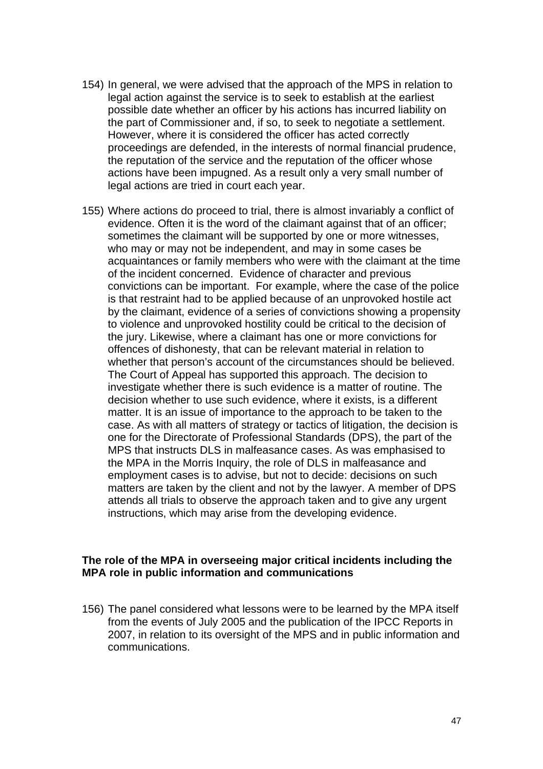154) In general, we were advised that the approach of the MPS in relation to legal action against the service is to seek to establish at the earliest possible date whether an officer by his actions has incurred liability on the part of Commissioner and, if so, to seek to negotiate a settlement. However, where it is considered the officer has acted correctly proceedings are defended, in the interests of normal financial prudence, the reputation of the service and the reputation of the officer whose actions have been impugned. As a result only a very small number of legal actions are tried in court each year.

155) Where actions do proceed to trial, there is almost invariably a conflict of evidence. Often it is the word of the claimant against that of an officer; sometimes the claimant will be supported by one or more witnesses, who may or may not be independent, and may in some cases be acquaintances or family members who were with the claimant at the time of the incident concerned. Evidence of character and previous convictions can be important. For example, where the case of the police is that restraint had to be applied because of an unprovoked hostile act by the claimant, evidence of a series of convictions showing a propensity to violence and unprovoked hostility could be critical to the decision of the jury. Likewise, where a claimant has one or more convictions for offences of dishonesty, that can be relevant material in relation to whether that person's account of the circumstances should be believed. The Court of Appeal has supported this approach. The decision to investigate whether there is such evidence is a matter of routine. The decision whether to use such evidence, where it exists, is a different matter. It is an issue of importance to the approach to be taken to the case. As with all matters of strategy or tactics of litigation, the decision is one for the Directorate of Professional Standards (DPS), the part of the MPS that instructs DLS in malfeasance cases. As was emphasised to the MPA in the Morris Inquiry, the role of DLS in malfeasance and employment cases is to advise, but not to decide: decisions on such matters are taken by the client and not by the lawyer. A member of DPS attends all trials to observe the approach taken and to give any urgent instructions, which may arise from the developing evidence.

**The role of the MPA in overseeing major critical incidents including the MPA role in public information and communications**

156) The panel considered what lessons were to be learned by the MPA itself from the events of July 2005 and the publication of the IPCC Reports in 2007, in relation to its oversight of the MPS and in public information and communications.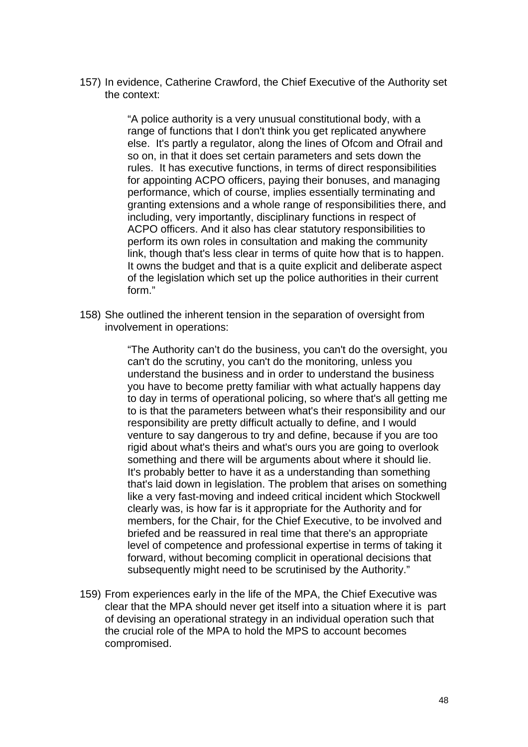157) In evidence, Catherine Crawford, the Chief Executive of the Authority set the context:

> "A police authority is a very unusual constitutional body, with a range of functions that I don't think you get replicated anywhere else. It's partly a regulator, along the lines of Ofcom and Ofrail and so on, in that it does set certain parameters and sets down the rules. It has executive functions, in terms of direct responsibilities for appointing ACPO officers, paying their bonuses, and managing performance, which of course, implies essentially terminating and granting extensions and a whole range of responsibilities there, and including, very importantly, disciplinary functions in respect of ACPO officers. And it also has clear statutory responsibilities to perform its own roles in consultation and making the community link, though that's less clear in terms of quite how that is to happen. It owns the budget and that is a quite explicit and deliberate aspect of the legislation which set up the police authorities in their current form."

158) She outlined the inherent tension in the separation of oversight from involvement in operations:

> "The Authority can't do the business, you can't do the oversight, you can't do the scrutiny, you can't do the monitoring, unless you understand the business and in order to understand the business you have to become pretty familiar with what actually happens day to day in terms of operational policing, so where that's all getting me to is that the parameters between what's their responsibility and our responsibility are pretty difficult actually to define, and I would venture to say dangerous to try and define, because if you are too rigid about what's theirs and what's ours you are going to overlook something and there will be arguments about where it should lie. It's probably better to have it as a understanding than something that's laid down in legislation. The problem that arises on something like a very fast-moving and indeed critical incident which Stockwell clearly was, is how far is it appropriate for the Authority and for members, for the Chair, for the Chief Executive, to be involved and briefed and be reassured in real time that there's an appropriate level of competence and professional expertise in terms of taking it forward, without becoming complicit in operational decisions that subsequently might need to be scrutinised by the Authority."

159) From experiences early in the life of the MPA, the Chief Executive was clear that the MPA should never get itself into a situation where it is part of devising an operational strategy in an individual operation such that the crucial role of the MPA to hold the MPS to account becomes compromised.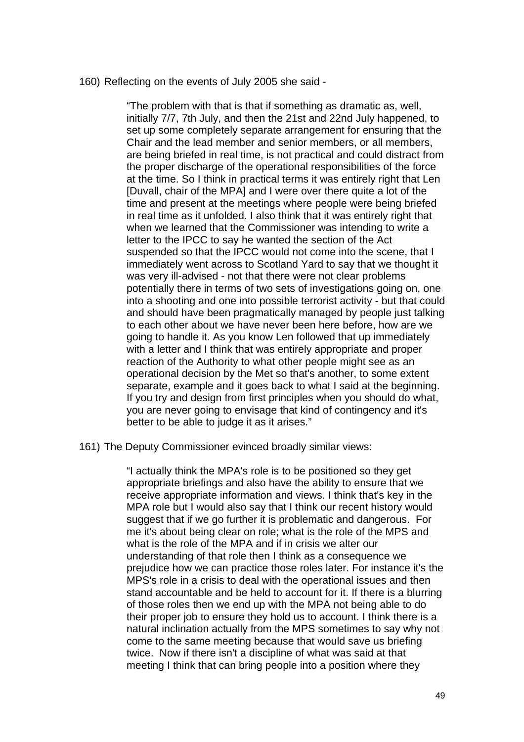160) Reflecting on the events of July 2005 she said -

> "The problem with that is that if something as dramatic as, well, initially 7/7, 7th July, and then the 21st and 22nd July happened, to set up some completely separate arrangement for ensuring that the Chair and the lead member and senior members, or all members, are being briefed in real time, is not practical and could distract from the proper discharge of the operational responsibilities of the force at the time. So I think in practical terms it was entirely right that Len [Duvall, chair of the MPA] and I were over there quite a lot of the time and present at the meetings where people were being briefed in real time as it unfolded. I also think that it was entirely right that when we learned that the Commissioner was intending to write a letter to the IPCC to say he wanted the section of the Act suspended so that the IPCC would not come into the scene, that I immediately went across to Scotland Yard to say that we thought it was very ill-advised - not that there were not clear problems potentially there in terms of two sets of investigations going on, one into a shooting and one into possible terrorist activity - but that could and should have been pragmatically managed by people just talking to each other about we have never been here before, how are we going to handle it. As you know Len followed that up immediately with a letter and I think that was entirely appropriate and proper reaction of the Authority to what other people might see as an operational decision by the Met so that's another, to some extent separate, example and it goes back to what I said at the beginning. If you try and design from first principles when you should do what, you are never going to envisage that kind of contingency and it's better to be able to judge it as it arises."

161) The Deputy Commissioner evinced broadly similar views:

> "I actually think the MPA's role is to be positioned so they get appropriate briefings and also have the ability to ensure that we receive appropriate information and views. I think that's key in the MPA role but I would also say that I think our recent history would suggest that if we go further it is problematic and dangerous. For me it's about being clear on role; what is the role of the MPS and what is the role of the MPA and if in crisis we alter our understanding of that role then I think as a consequence we prejudice how we can practice those roles later. For instance it's the MPS's role in a crisis to deal with the operational issues and then stand accountable and be held to account for it. If there is a blurring of those roles then we end up with the MPA not being able to do their proper job to ensure they hold us to account. I think there is a natural inclination actually from the MPS sometimes to say why not come to the same meeting because that would save us briefing twice. Now if there isn't a discipline of what was said at that meeting I think that can bring people into a position where they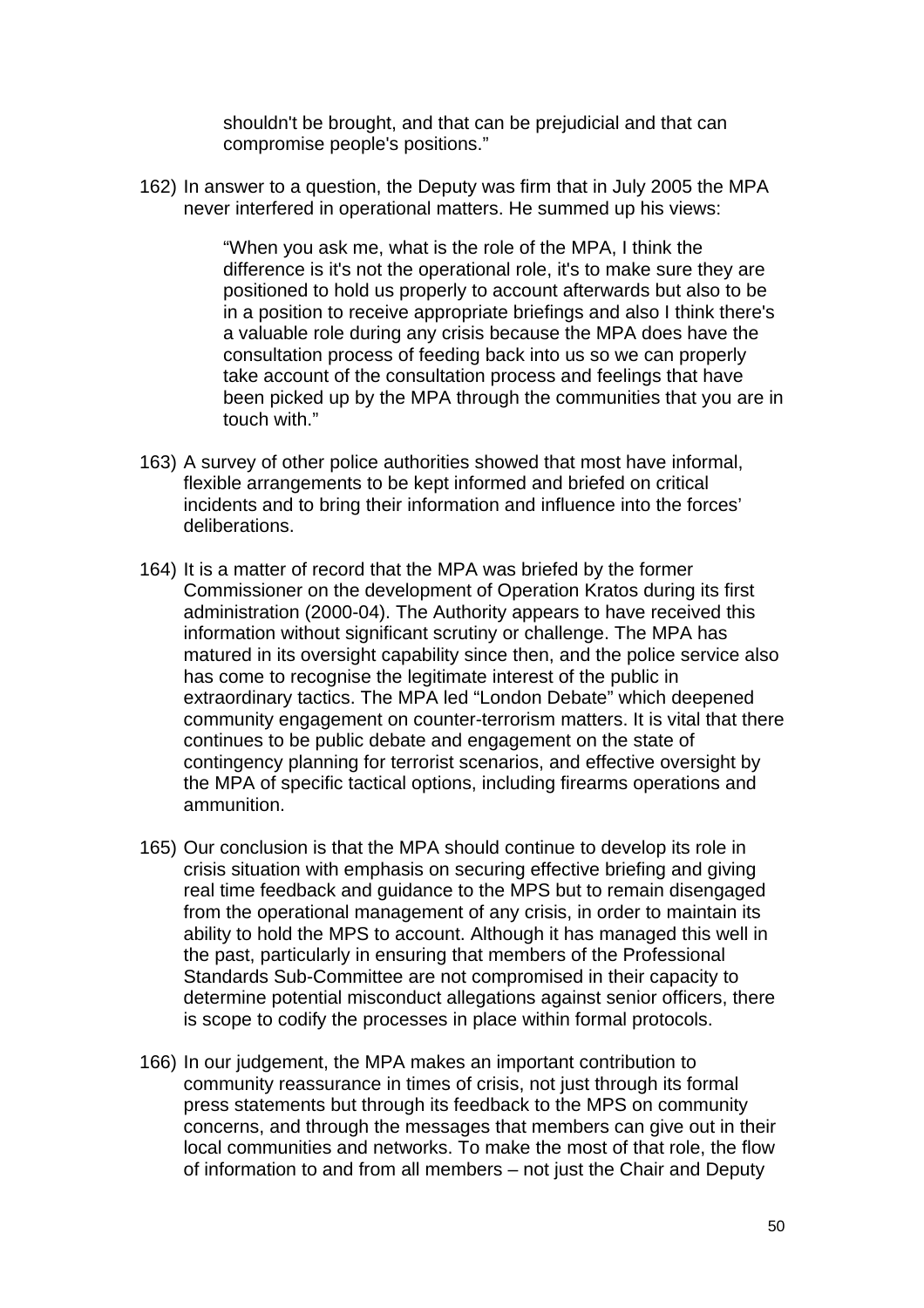> shouldn't be brought, and that can be prejudicial and that can compromise people's positions."

162) In answer to a question, the Deputy was firm that in July 2005 the MPA never interfered in operational matters. He summed up his views:

> "When you ask me, what is the role of the MPA, I think the difference is it's not the operational role, it's to make sure they are positioned to hold us properly to account afterwards but also to be in a position to receive appropriate briefings and also I think there's a valuable role during any crisis because the MPA does have the consultation process of feeding back into us so we can properly take account of the consultation process and feelings that have been picked up by the MPA through the communities that you are in touch with."

163) A survey of other police authorities showed that most have informal, flexible arrangements to be kept informed and briefed on critical incidents and to bring their information and influence into the forces' deliberations.

164) It is a matter of record that the MPA was briefed by the former Commissioner on the development of Operation Kratos during its first administration (2000-04). The Authority appears to have received this information without significant scrutiny or challenge. The MPA has matured in its oversight capability since then, and the police service also has come to recognise the legitimate interest of the public in extraordinary tactics. The MPA led "London Debate" which deepened community engagement on counter-terrorism matters. It is vital that there continues to be public debate and engagement on the state of contingency planning for terrorist scenarios, and effective oversight by the MPA of specific tactical options, including firearms operations and ammunition.

165) Our conclusion is that the MPA should continue to develop its role in crisis situation with emphasis on securing effective briefing and giving real time feedback and guidance to the MPS but to remain disengaged from the operational management of any crisis, in order to maintain its ability to hold the MPS to account. Although it has managed this well in the past, particularly in ensuring that members of the Professional Standards Sub-Committee are not compromised in their capacity to determine potential misconduct allegations against senior officers, there is scope to codify the processes in place within formal protocols.

166) In our judgement, the MPA makes an important contribution to community reassurance in times of crisis, not just through its formal press statements but through its feedback to the MPS on community concerns, and through the messages that members can give out in their local communities and networks. To make the most of that role, the flow of information to and from all members – not just the Chair and Deputy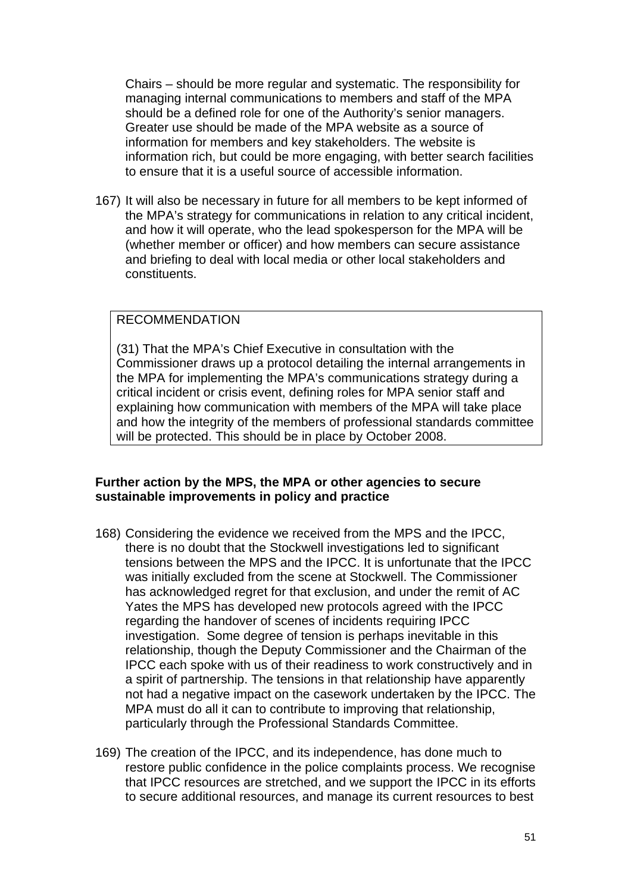Chairs – should be more regular and systematic. The responsibility for managing internal communications to members and staff of the MPA should be a defined role for one of the Authority's senior managers. Greater use should be made of the MPA website as a source of information for members and key stakeholders. The website is information rich, but could be more engaging, with better search facilities to ensure that it is a useful source of accessible information.

167) It will also be necessary in future for all members to be kept informed of the MPA's strategy for communications in relation to any critical incident, and how it will operate, who the lead spokesperson for the MPA will be (whether member or officer) and how members can secure assistance and briefing to deal with local media or other local stakeholders and constituents.

> RECOMMENDATION
>
> (31) That the MPA's Chief Executive in consultation with the Commissioner draws up a protocol detailing the internal arrangements in the MPA for implementing the MPA's communications strategy during a critical incident or crisis event, defining roles for MPA senior staff and explaining how communication with members of the MPA will take place and how the integrity of the members of professional standards committee will be protected. This should be in place by October 2008.

**Further action by the MPS, the MPA or other agencies to secure sustainable improvements in policy and practice**

168) Considering the evidence we received from the MPS and the IPCC, there is no doubt that the Stockwell investigations led to significant tensions between the MPS and the IPCC. It is unfortunate that the IPCC was initially excluded from the scene at Stockwell. The Commissioner has acknowledged regret for that exclusion, and under the remit of AC Yates the MPS has developed new protocols agreed with the IPCC regarding the handover of scenes of incidents requiring IPCC investigation. Some degree of tension is perhaps inevitable in this relationship, though the Deputy Commissioner and the Chairman of the IPCC each spoke with us of their readiness to work constructively and in a spirit of partnership. The tensions in that relationship have apparently not had a negative impact on the casework undertaken by the IPCC. The MPA must do all it can to contribute to improving that relationship, particularly through the Professional Standards Committee.

169) The creation of the IPCC, and its independence, has done much to restore public confidence in the police complaints process. We recognise that IPCC resources are stretched, and we support the IPCC in its efforts to secure additional resources, and manage its current resources to best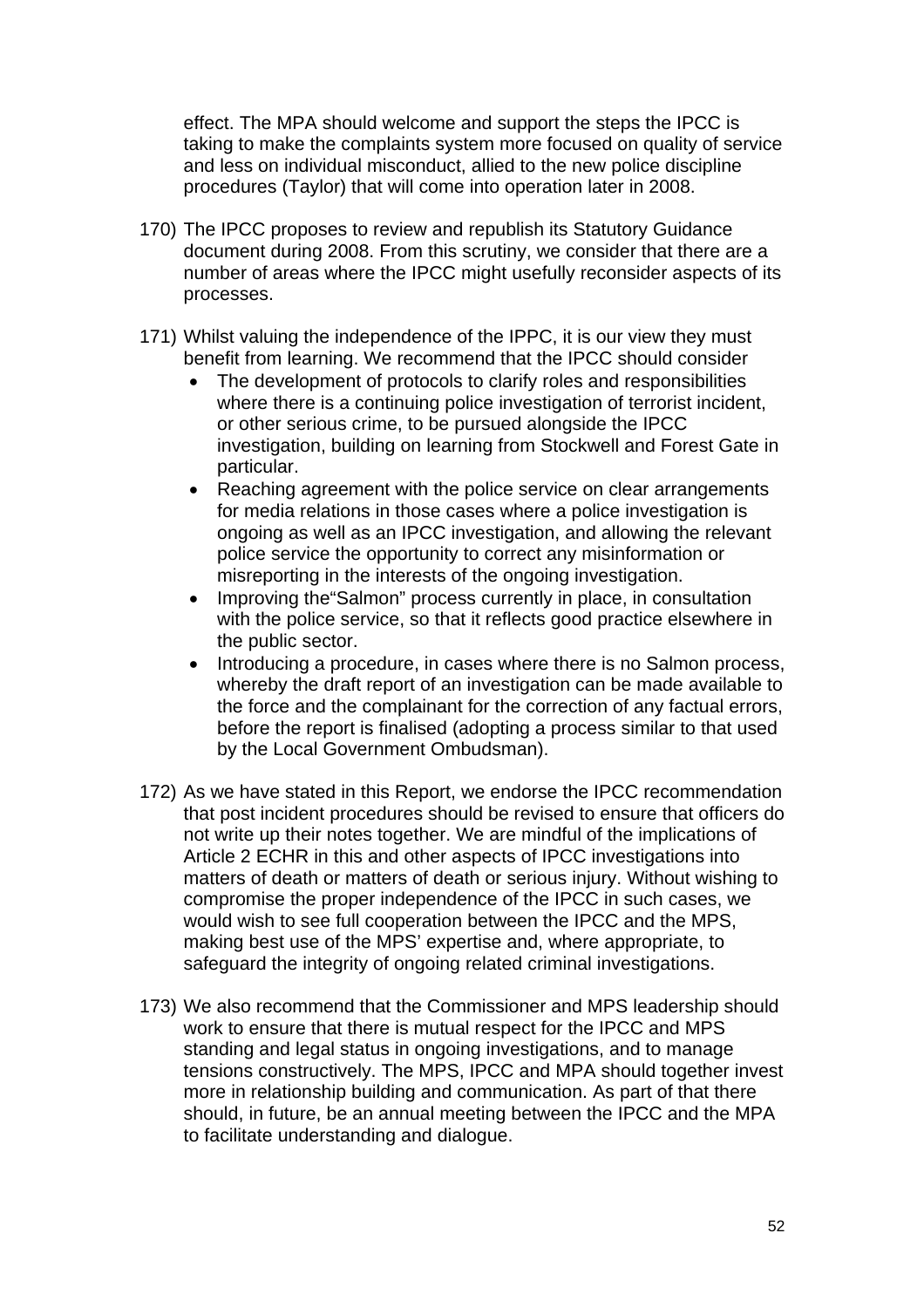effect. The MPA should welcome and support the steps the IPCC is taking to make the complaints system more focused on quality of service and less on individual misconduct, allied to the new police discipline procedures (Taylor) that will come into operation later in 2008.

170) The IPCC proposes to review and republish its Statutory Guidance document during 2008. From this scrutiny, we consider that there are a number of areas where the IPCC might usefully reconsider aspects of its processes.

171) Whilst valuing the independence of the IPPC, it is our view they must benefit from learning. We recommend that the IPCC should consider
   - The development of protocols to clarify roles and responsibilities where there is a continuing police investigation of terrorist incident, or other serious crime, to be pursued alongside the IPCC investigation, building on learning from Stockwell and Forest Gate in particular.
   - Reaching agreement with the police service on clear arrangements for media relations in those cases where a police investigation is ongoing as well as an IPCC investigation, and allowing the relevant police service the opportunity to correct any misinformation or misreporting in the interests of the ongoing investigation.
   - Improving the“Salmon” process currently in place, in consultation with the police service, so that it reflects good practice elsewhere in the public sector.
   - Introducing a procedure, in cases where there is no Salmon process, whereby the draft report of an investigation can be made available to the force and the complainant for the correction of any factual errors, before the report is finalised (adopting a process similar to that used by the Local Government Ombudsman).

172) As we have stated in this Report, we endorse the IPCC recommendation that post incident procedures should be revised to ensure that officers do not write up their notes together. We are mindful of the implications of Article 2 ECHR in this and other aspects of IPCC investigations into matters of death or matters of death or serious injury. Without wishing to compromise the proper independence of the IPCC in such cases, we would wish to see full cooperation between the IPCC and the MPS, making best use of the MPS’ expertise and, where appropriate, to safeguard the integrity of ongoing related criminal investigations.

173) We also recommend that the Commissioner and MPS leadership should work to ensure that there is mutual respect for the IPCC and MPS standing and legal status in ongoing investigations, and to manage tensions constructively. The MPS, IPCC and MPA should together invest more in relationship building and communication. As part of that there should, in future, be an annual meeting between the IPCC and the MPA to facilitate understanding and dialogue.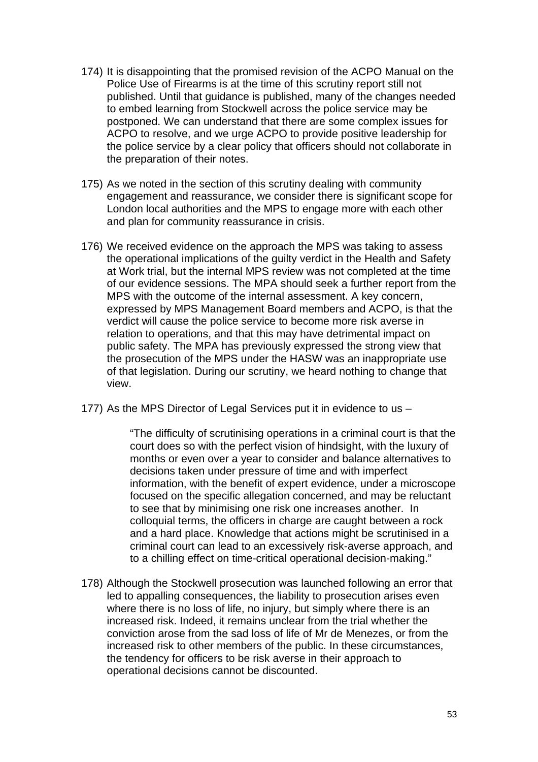174) It is disappointing that the promised revision of the ACPO Manual on the Police Use of Firearms is at the time of this scrutiny report still not published. Until that guidance is published, many of the changes needed to embed learning from Stockwell across the police service may be postponed. We can understand that there are some complex issues for ACPO to resolve, and we urge ACPO to provide positive leadership for the police service by a clear policy that officers should not collaborate in the preparation of their notes.

175) As we noted in the section of this scrutiny dealing with community engagement and reassurance, we consider there is significant scope for London local authorities and the MPS to engage more with each other and plan for community reassurance in crisis.

176) We received evidence on the approach the MPS was taking to assess the operational implications of the guilty verdict in the Health and Safety at Work trial, but the internal MPS review was not completed at the time of our evidence sessions. The MPA should seek a further report from the MPS with the outcome of the internal assessment. A key concern, expressed by MPS Management Board members and ACPO, is that the verdict will cause the police service to become more risk averse in relation to operations, and that this may have detrimental impact on public safety. The MPA has previously expressed the strong view that the prosecution of the MPS under the HASW was an inappropriate use of that legislation. During our scrutiny, we heard nothing to change that view.

177) As the MPS Director of Legal Services put it in evidence to us –

> "The difficulty of scrutinising operations in a criminal court is that the court does so with the perfect vision of hindsight, with the luxury of months or even over a year to consider and balance alternatives to decisions taken under pressure of time and with imperfect information, with the benefit of expert evidence, under a microscope focused on the specific allegation concerned, and may be reluctant to see that by minimising one risk one increases another. In colloquial terms, the officers in charge are caught between a rock and a hard place. Knowledge that actions might be scrutinised in a criminal court can lead to an excessively risk-averse approach, and to a chilling effect on time-critical operational decision-making."

178) Although the Stockwell prosecution was launched following an error that led to appalling consequences, the liability to prosecution arises even where there is no loss of life, no injury, but simply where there is an increased risk. Indeed, it remains unclear from the trial whether the conviction arose from the sad loss of life of Mr de Menezes, or from the increased risk to other members of the public. In these circumstances, the tendency for officers to be risk averse in their approach to operational decisions cannot be discounted.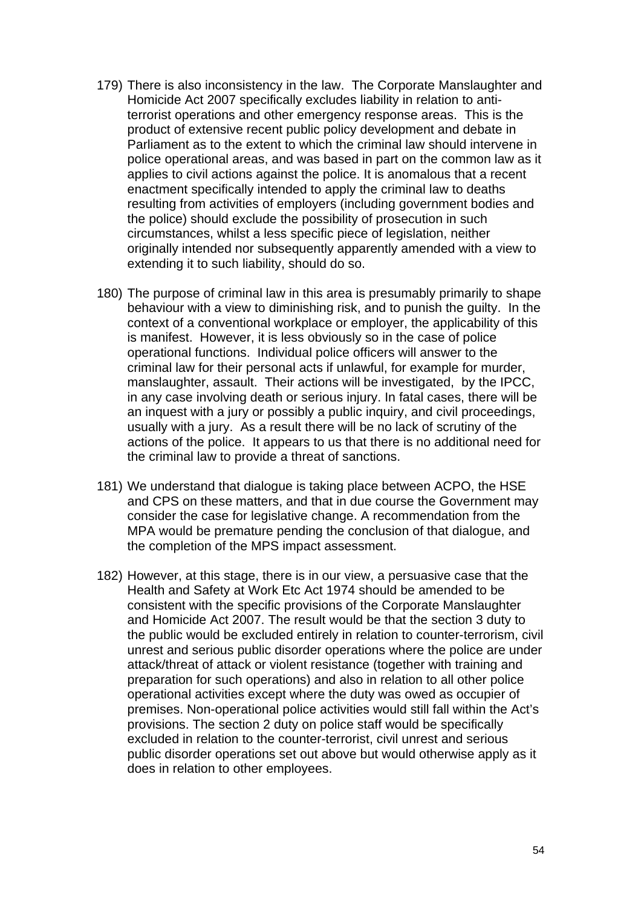179) There is also inconsistency in the law. The Corporate Manslaughter and Homicide Act 2007 specifically excludes liability in relation to anti-terrorist operations and other emergency response areas. This is the product of extensive recent public policy development and debate in Parliament as to the extent to which the criminal law should intervene in police operational areas, and was based in part on the common law as it applies to civil actions against the police. It is anomalous that a recent enactment specifically intended to apply the criminal law to deaths resulting from activities of employers (including government bodies and the police) should exclude the possibility of prosecution in such circumstances, whilst a less specific piece of legislation, neither originally intended nor subsequently apparently amended with a view to extending it to such liability, should do so.

180) The purpose of criminal law in this area is presumably primarily to shape behaviour with a view to diminishing risk, and to punish the guilty. In the context of a conventional workplace or employer, the applicability of this is manifest. However, it is less obviously so in the case of police operational functions. Individual police officers will answer to the criminal law for their personal acts if unlawful, for example for murder, manslaughter, assault. Their actions will be investigated, by the IPCC, in any case involving death or serious injury. In fatal cases, there will be an inquest with a jury or possibly a public inquiry, and civil proceedings, usually with a jury. As a result there will be no lack of scrutiny of the actions of the police. It appears to us that there is no additional need for the criminal law to provide a threat of sanctions.

181) We understand that dialogue is taking place between ACPO, the HSE and CPS on these matters, and that in due course the Government may consider the case for legislative change. A recommendation from the MPA would be premature pending the conclusion of that dialogue, and the completion of the MPS impact assessment.

182) However, at this stage, there is in our view, a persuasive case that the Health and Safety at Work Etc Act 1974 should be amended to be consistent with the specific provisions of the Corporate Manslaughter and Homicide Act 2007. The result would be that the section 3 duty to the public would be excluded entirely in relation to counter-terrorism, civil unrest and serious public disorder operations where the police are under attack/threat of attack or violent resistance (together with training and preparation for such operations) and also in relation to all other police operational activities except where the duty was owed as occupier of premises. Non-operational police activities would still fall within the Act's provisions. The section 2 duty on police staff would be specifically excluded in relation to the counter-terrorist, civil unrest and serious public disorder operations set out above but would otherwise apply as it does in relation to other employees.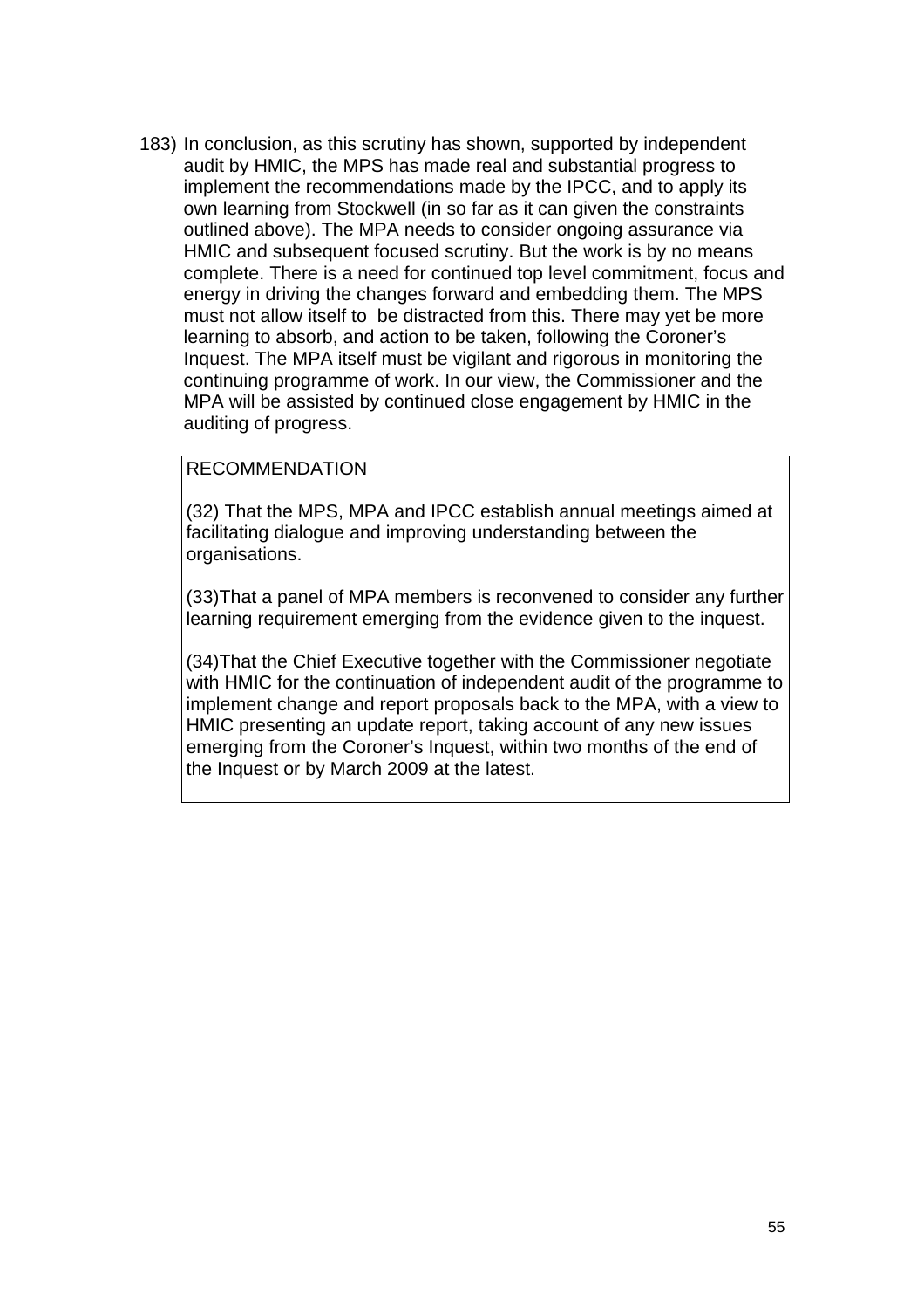183) In conclusion, as this scrutiny has shown, supported by independent audit by HMIC, the MPS has made real and substantial progress to implement the recommendations made by the IPCC, and to apply its own learning from Stockwell (in so far as it can given the constraints outlined above). The MPA needs to consider ongoing assurance via HMIC and subsequent focused scrutiny. But the work is by no means complete. There is a need for continued top level commitment, focus and energy in driving the changes forward and embedding them. The MPS must not allow itself to be distracted from this. There may yet be more learning to absorb, and action to be taken, following the Coroner's Inquest. The MPA itself must be vigilant and rigorous in monitoring the continuing programme of work. In our view, the Commissioner and the MPA will be assisted by continued close engagement by HMIC in the auditing of progress.

> RECOMMENDATION
>
> (32) That the MPS, MPA and IPCC establish annual meetings aimed at facilitating dialogue and improving understanding between the organisations.
>
> (33)That a panel of MPA members is reconvened to consider any further learning requirement emerging from the evidence given to the inquest.
>
> (34)That the Chief Executive together with the Commissioner negotiate with HMIC for the continuation of independent audit of the programme to implement change and report proposals back to the MPA, with a view to HMIC presenting an update report, taking account of any new issues emerging from the Coroner's Inquest, within two months of the end of the Inquest or by March 2009 at the latest.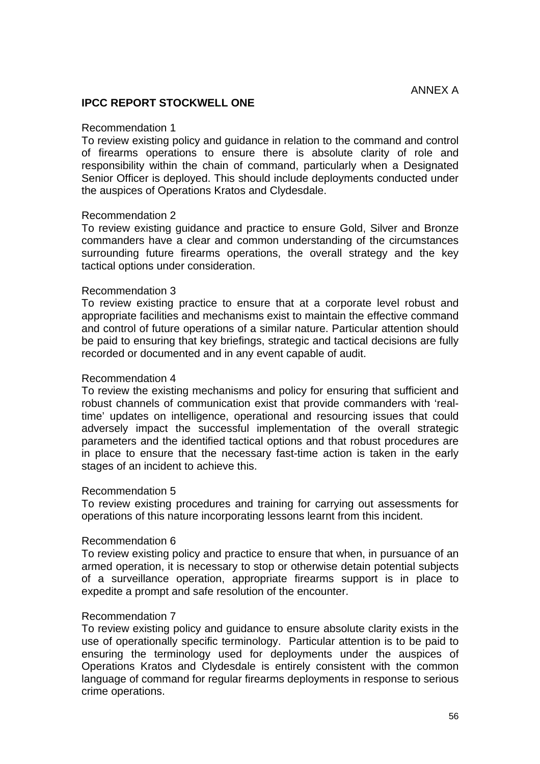ANNEX A

## IPCC REPORT STOCKWELL ONE

Recommendation 1

To review existing policy and guidance in relation to the command and control of firearms operations to ensure there is absolute clarity of role and responsibility within the chain of command, particularly when a Designated Senior Officer is deployed. This should include deployments conducted under the auspices of Operations Kratos and Clydesdale.

Recommendation 2

To review existing guidance and practice to ensure Gold, Silver and Bronze commanders have a clear and common understanding of the circumstances surrounding future firearms operations, the overall strategy and the key tactical options under consideration.

Recommendation 3

To review existing practice to ensure that at a corporate level robust and appropriate facilities and mechanisms exist to maintain the effective command and control of future operations of a similar nature. Particular attention should be paid to ensuring that key briefings, strategic and tactical decisions are fully recorded or documented and in any event capable of audit.

Recommendation 4

To review the existing mechanisms and policy for ensuring that sufficient and robust channels of communication exist that provide commanders with 'real-time' updates on intelligence, operational and resourcing issues that could adversely impact the successful implementation of the overall strategic parameters and the identified tactical options and that robust procedures are in place to ensure that the necessary fast-time action is taken in the early stages of an incident to achieve this.

Recommendation 5

To review existing procedures and training for carrying out assessments for operations of this nature incorporating lessons learnt from this incident.

Recommendation 6

To review existing policy and practice to ensure that when, in pursuance of an armed operation, it is necessary to stop or otherwise detain potential subjects of a surveillance operation, appropriate firearms support is in place to expedite a prompt and safe resolution of the encounter.

Recommendation 7

To review existing policy and guidance to ensure absolute clarity exists in the use of operationally specific terminology. Particular attention is to be paid to ensuring the terminology used for deployments under the auspices of Operations Kratos and Clydesdale is entirely consistent with the common language of command for regular firearms deployments in response to serious crime operations.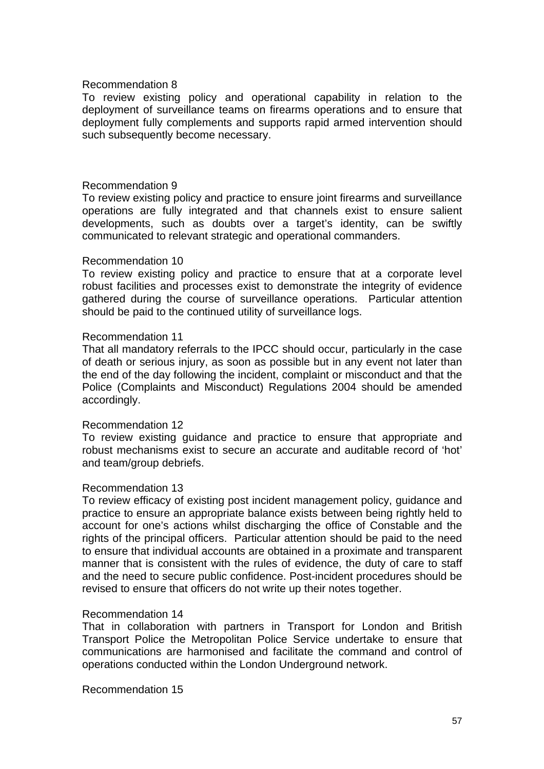Recommendation 8

To review existing policy and operational capability in relation to the deployment of surveillance teams on firearms operations and to ensure that deployment fully complements and supports rapid armed intervention should such subsequently become necessary.

Recommendation 9

To review existing policy and practice to ensure joint firearms and surveillance operations are fully integrated and that channels exist to ensure salient developments, such as doubts over a target's identity, can be swiftly communicated to relevant strategic and operational commanders.

Recommendation 10

To review existing policy and practice to ensure that at a corporate level robust facilities and processes exist to demonstrate the integrity of evidence gathered during the course of surveillance operations. Particular attention should be paid to the continued utility of surveillance logs.

Recommendation 11

That all mandatory referrals to the IPCC should occur, particularly in the case of death or serious injury, as soon as possible but in any event not later than the end of the day following the incident, complaint or misconduct and that the Police (Complaints and Misconduct) Regulations 2004 should be amended accordingly.

Recommendation 12

To review existing guidance and practice to ensure that appropriate and robust mechanisms exist to secure an accurate and auditable record of 'hot' and team/group debriefs.

Recommendation 13

To review efficacy of existing post incident management policy, guidance and practice to ensure an appropriate balance exists between being rightly held to account for one's actions whilst discharging the office of Constable and the rights of the principal officers. Particular attention should be paid to the need to ensure that individual accounts are obtained in a proximate and transparent manner that is consistent with the rules of evidence, the duty of care to staff and the need to secure public confidence. Post-incident procedures should be revised to ensure that officers do not write up their notes together.

Recommendation 14

That in collaboration with partners in Transport for London and British Transport Police the Metropolitan Police Service undertake to ensure that communications are harmonised and facilitate the command and control of operations conducted within the London Underground network.

Recommendation 15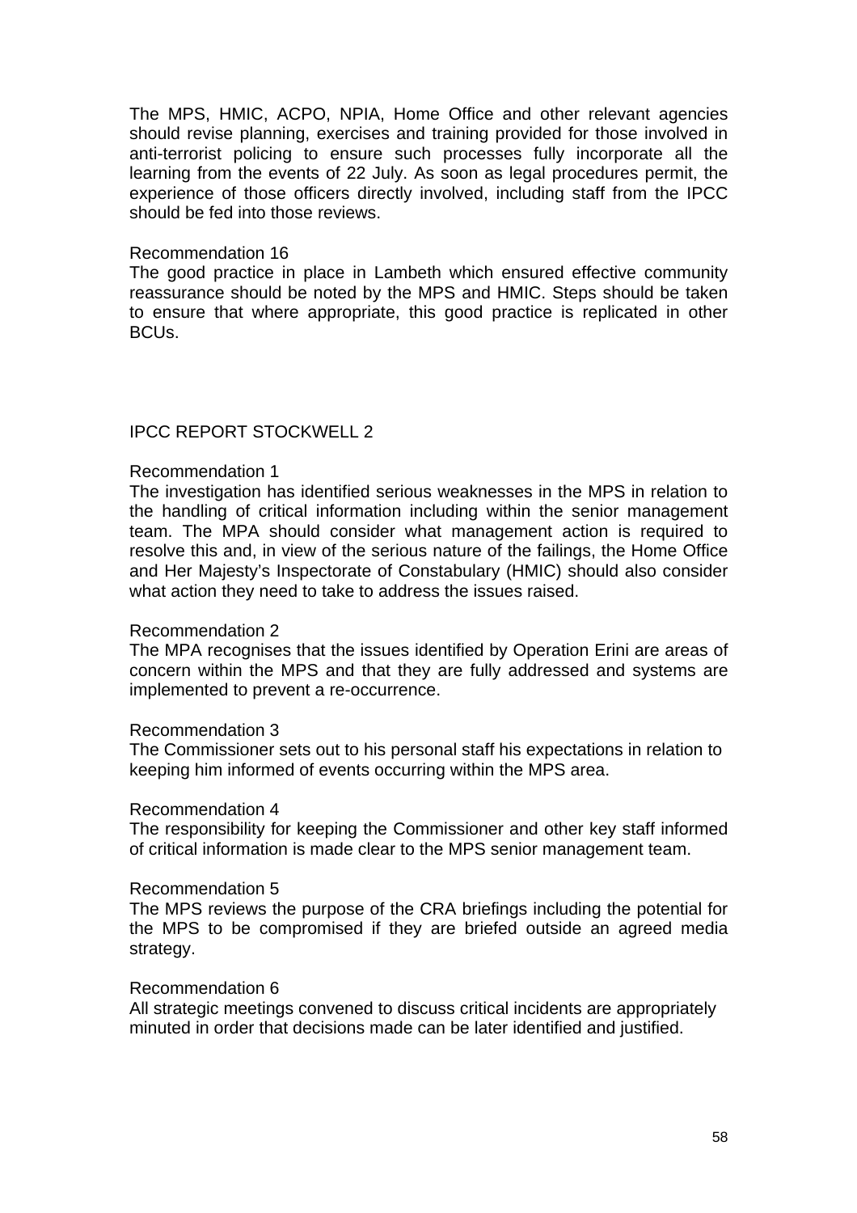The MPS, HMIC, ACPO, NPIA, Home Office and other relevant agencies should revise planning, exercises and training provided for those involved in anti-terrorist policing to ensure such processes fully incorporate all the learning from the events of 22 July. As soon as legal procedures permit, the experience of those officers directly involved, including staff from the IPCC should be fed into those reviews.

Recommendation 16
The good practice in place in Lambeth which ensured effective community reassurance should be noted by the MPS and HMIC. Steps should be taken to ensure that where appropriate, this good practice is replicated in other BCUs.

IPCC REPORT STOCKWELL 2

Recommendation 1
The investigation has identified serious weaknesses in the MPS in relation to the handling of critical information including within the senior management team. The MPA should consider what management action is required to resolve this and, in view of the serious nature of the failings, the Home Office and Her Majesty's Inspectorate of Constabulary (HMIC) should also consider what action they need to take to address the issues raised.

Recommendation 2
The MPA recognises that the issues identified by Operation Erini are areas of concern within the MPS and that they are fully addressed and systems are implemented to prevent a re-occurrence.

Recommendation 3
The Commissioner sets out to his personal staff his expectations in relation to keeping him informed of events occurring within the MPS area.

Recommendation 4
The responsibility for keeping the Commissioner and other key staff informed of critical information is made clear to the MPS senior management team.

Recommendation 5
The MPS reviews the purpose of the CRA briefings including the potential for the MPS to be compromised if they are briefed outside an agreed media strategy.

Recommendation 6
All strategic meetings convened to discuss critical incidents are appropriately minuted in order that decisions made can be later identified and justified.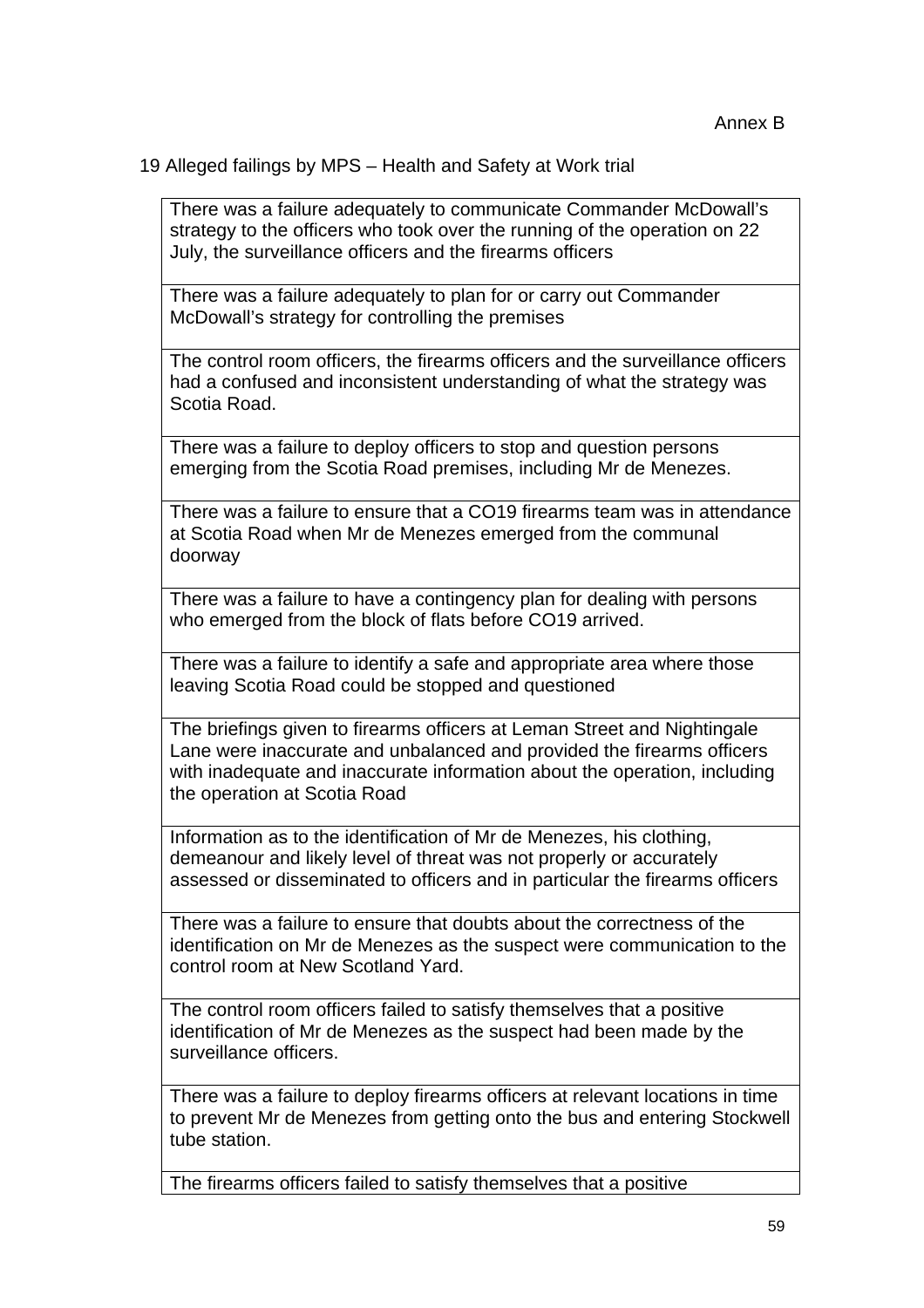Annex B

19 Alleged failings by MPS – Health and Safety at Work trial

| There was a failure adequately to communicate Commander McDowall's strategy to the officers who took over the running of the operation on 22 July, the surveillance officers and the firearms officers |
|---|
| There was a failure adequately to plan for or carry out Commander McDowall's strategy for controlling the premises |
| The control room officers, the firearms officers and the surveillance officers had a confused and inconsistent understanding of what the strategy was Scotia Road. |
| There was a failure to deploy officers to stop and question persons emerging from the Scotia Road premises, including Mr de Menezes. |
| There was a failure to ensure that a CO19 firearms team was in attendance at Scotia Road when Mr de Menezes emerged from the communal doorway |
| There was a failure to have a contingency plan for dealing with persons who emerged from the block of flats before CO19 arrived. |
| There was a failure to identify a safe and appropriate area where those leaving Scotia Road could be stopped and questioned |
| The briefings given to firearms officers at Leman Street and Nightingale Lane were inaccurate and unbalanced and provided the firearms officers with inadequate and inaccurate information about the operation, including the operation at Scotia Road |
| Information as to the identification of Mr de Menezes, his clothing, demeanour and likely level of threat was not properly or accurately assessed or disseminated to officers and in particular the firearms officers |
| There was a failure to ensure that doubts about the correctness of the identification on Mr de Menezes as the suspect were communication to the control room at New Scotland Yard. |
| The control room officers failed to satisfy themselves that a positive identification of Mr de Menezes as the suspect had been made by the surveillance officers. |
| There was a failure to deploy firearms officers at relevant locations in time to prevent Mr de Menezes from getting onto the bus and entering Stockwell tube station. |
| The firearms officers failed to satisfy themselves that a positive |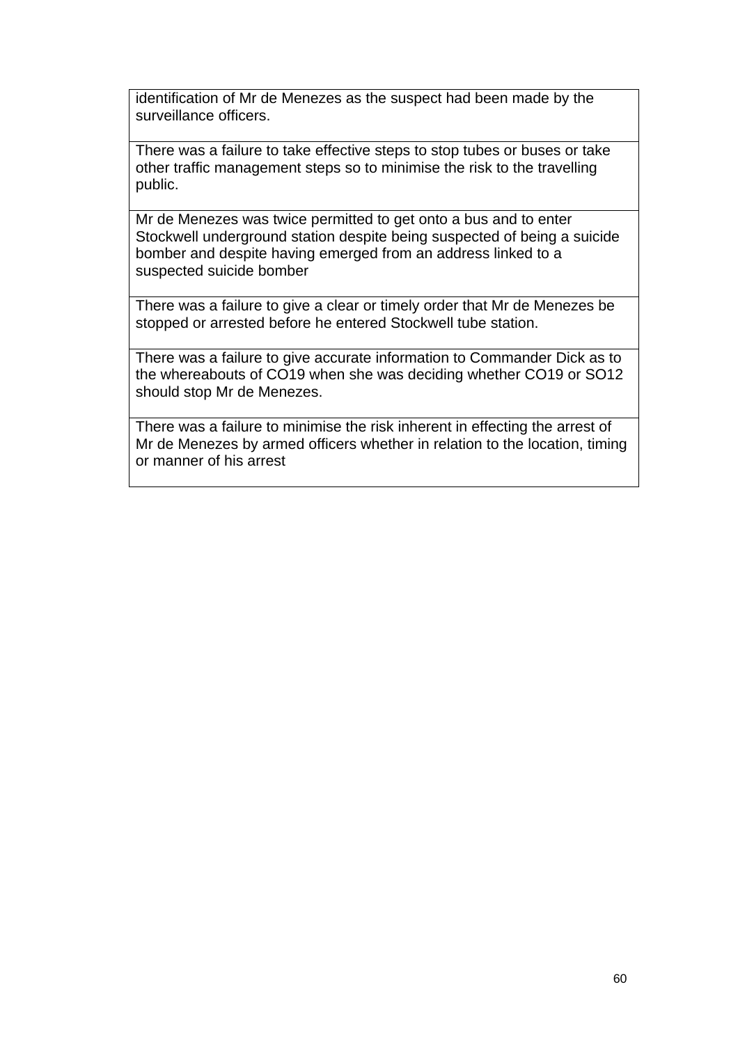| |
|---|
| identification of Mr de Menezes as the suspect had been made by the surveillance officers. |
| There was a failure to take effective steps to stop tubes or buses or take other traffic management steps so to minimise the risk to the travelling public. |
| Mr de Menezes was twice permitted to get onto a bus and to enter Stockwell underground station despite being suspected of being a suicide bomber and despite having emerged from an address linked to a suspected suicide bomber |
| There was a failure to give a clear or timely order that Mr de Menezes be stopped or arrested before he entered Stockwell tube station. |
| There was a failure to give accurate information to Commander Dick as to the whereabouts of CO19 when she was deciding whether CO19 or SO12 should stop Mr de Menezes. |
| There was a failure to minimise the risk inherent in effecting the arrest of Mr de Menezes by armed officers whether in relation to the location, timing or manner of his arrest |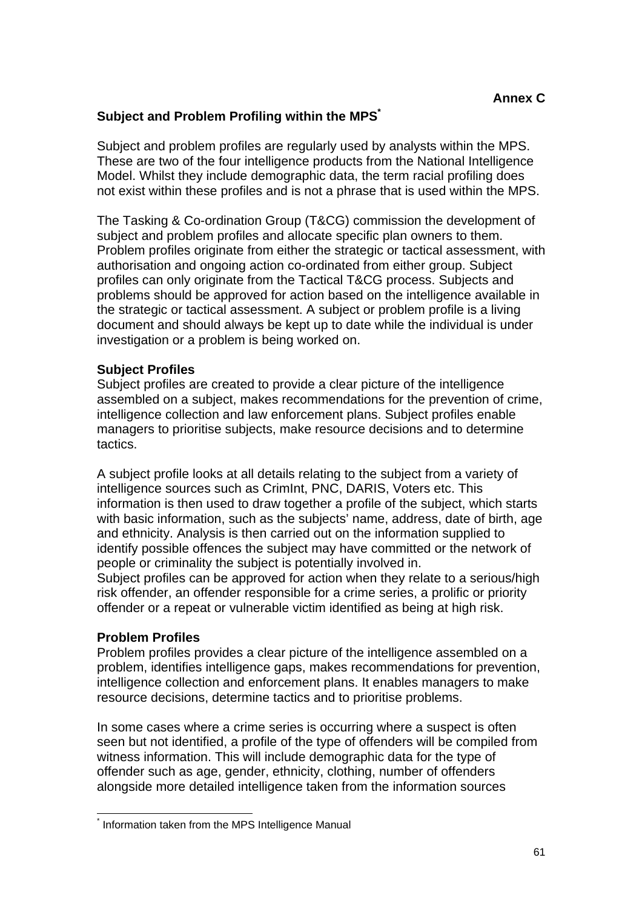**Annex C**

## Subject and Problem Profiling within the MPS[*]

Subject and problem profiles are regularly used by analysts within the MPS. These are two of the four intelligence products from the National Intelligence Model. Whilst they include demographic data, the term racial profiling does not exist within these profiles and is not a phrase that is used within the MPS.

The Tasking & Co-ordination Group (T&CG) commission the development of subject and problem profiles and allocate specific plan owners to them. Problem profiles originate from either the strategic or tactical assessment, with authorisation and ongoing action co-ordinated from either group. Subject profiles can only originate from the Tactical T&CG process. Subjects and problems should be approved for action based on the intelligence available in the strategic or tactical assessment. A subject or problem profile is a living document and should always be kept up to date while the individual is under investigation or a problem is being worked on.

### Subject Profiles

Subject profiles are created to provide a clear picture of the intelligence assembled on a subject, makes recommendations for the prevention of crime, intelligence collection and law enforcement plans. Subject profiles enable managers to prioritise subjects, make resource decisions and to determine tactics.

A subject profile looks at all details relating to the subject from a variety of intelligence sources such as CrimInt, PNC, DARIS, Voters etc. This information is then used to draw together a profile of the subject, which starts with basic information, such as the subjects' name, address, date of birth, age and ethnicity. Analysis is then carried out on the information supplied to identify possible offences the subject may have committed or the network of people or criminality the subject is potentially involved in.
Subject profiles can be approved for action when they relate to a serious/high risk offender, an offender responsible for a crime series, a prolific or priority offender or a repeat or vulnerable victim identified as being at high risk.

### Problem Profiles

Problem profiles provides a clear picture of the intelligence assembled on a problem, identifies intelligence gaps, makes recommendations for prevention, intelligence collection and enforcement plans. It enables managers to make resource decisions, determine tactics and to prioritise problems.

In some cases where a crime series is occurring where a suspect is often seen but not identified, a profile of the type of offenders will be compiled from witness information. This will include demographic data for the type of offender such as age, gender, ethnicity, clothing, number of offenders alongside more detailed intelligence taken from the information sources

---

[*] Information taken from the MPS Intelligence Manual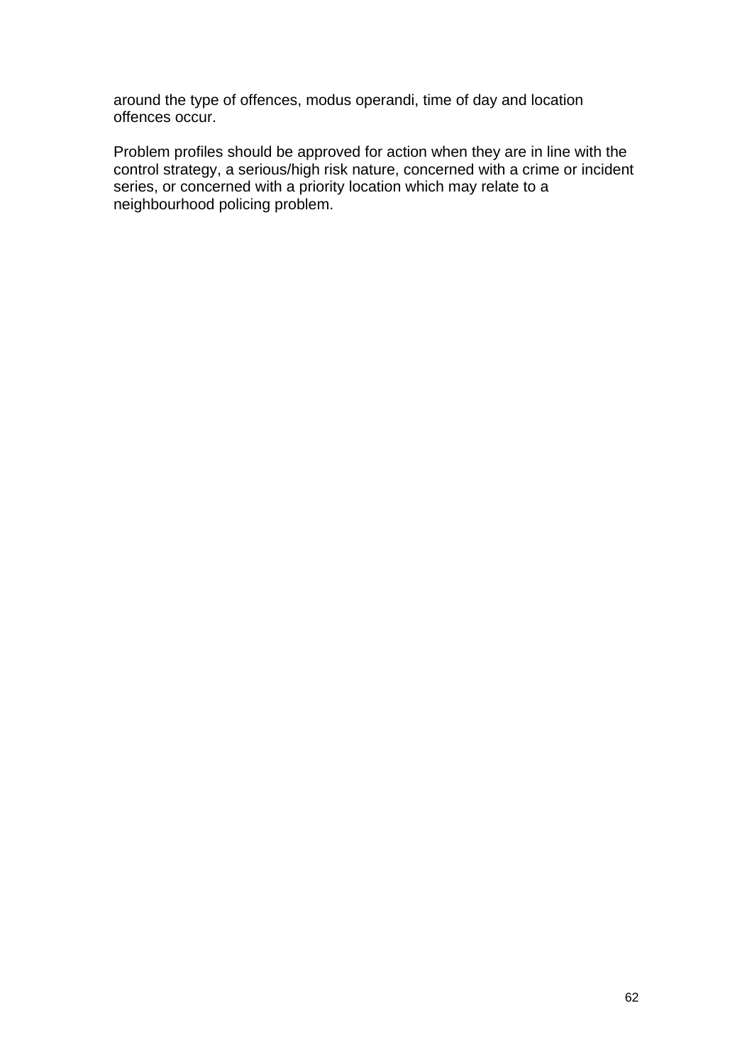around the type of offences, modus operandi, time of day and location offences occur.

Problem profiles should be approved for action when they are in line with the control strategy, a serious/high risk nature, concerned with a crime or incident series, or concerned with a priority location which may relate to a neighbourhood policing problem.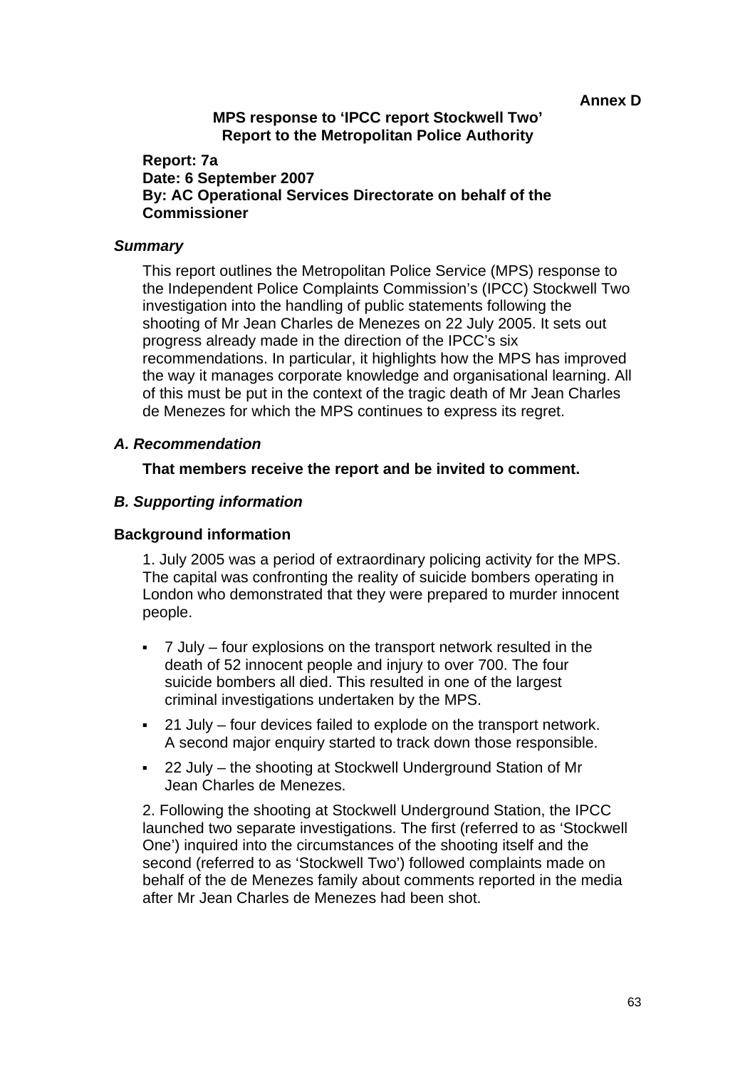**Annex D**

**MPS response to 'IPCC report Stockwell Two'**
**Report to the Metropolitan Police Authority**

**Report: 7a**
**Date: 6 September 2007**
**By: AC Operational Services Directorate on behalf of the Commissioner**

***Summary***

This report outlines the Metropolitan Police Service (MPS) response to the Independent Police Complaints Commission's (IPCC) Stockwell Two investigation into the handling of public statements following the shooting of Mr Jean Charles de Menezes on 22 July 2005. It sets out progress already made in the direction of the IPCC's six recommendations. In particular, it highlights how the MPS has improved the way it manages corporate knowledge and organisational learning. All of this must be put in the context of the tragic death of Mr Jean Charles de Menezes for which the MPS continues to express its regret.

***A. Recommendation***

**That members receive the report and be invited to comment.**

***B. Supporting information***

**Background information**

1. July 2005 was a period of extraordinary policing activity for the MPS. The capital was confronting the reality of suicide bombers operating in London who demonstrated that they were prepared to murder innocent people.

- 7 July – four explosions on the transport network resulted in the death of 52 innocent people and injury to over 700. The four suicide bombers all died. This resulted in one of the largest criminal investigations undertaken by the MPS.
- 21 July – four devices failed to explode on the transport network. A second major enquiry started to track down those responsible.
- 22 July – the shooting at Stockwell Underground Station of Mr Jean Charles de Menezes.

2. Following the shooting at Stockwell Underground Station, the IPCC launched two separate investigations. The first (referred to as 'Stockwell One') inquired into the circumstances of the shooting itself and the second (referred to as 'Stockwell Two') followed complaints made on behalf of the de Menezes family about comments reported in the media after Mr Jean Charles de Menezes had been shot.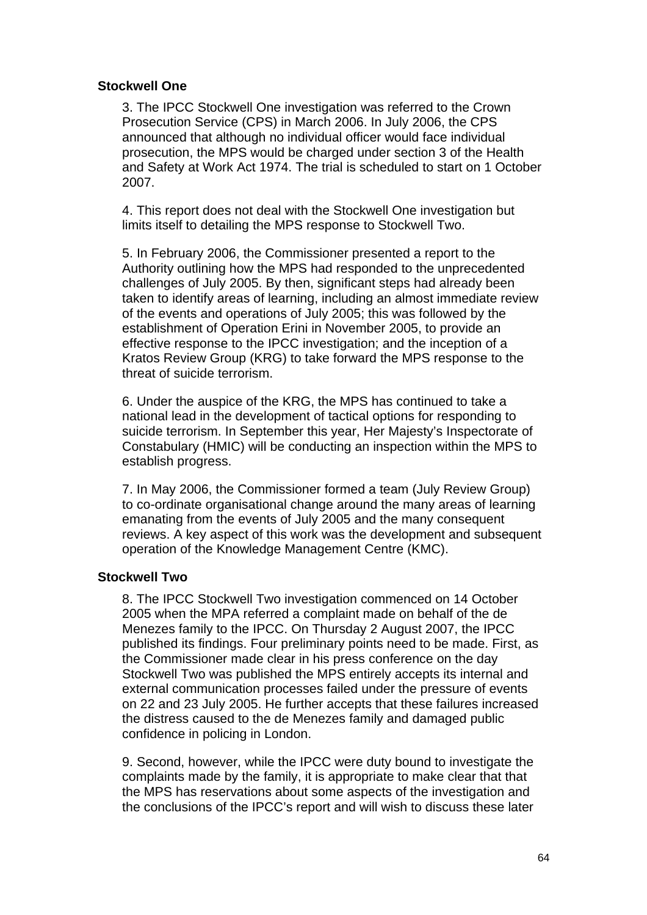### Stockwell One

3. The IPCC Stockwell One investigation was referred to the Crown Prosecution Service (CPS) in March 2006. In July 2006, the CPS announced that although no individual officer would face individual prosecution, the MPS would be charged under section 3 of the Health and Safety at Work Act 1974. The trial is scheduled to start on 1 October 2007.

4. This report does not deal with the Stockwell One investigation but limits itself to detailing the MPS response to Stockwell Two.

5. In February 2006, the Commissioner presented a report to the Authority outlining how the MPS had responded to the unprecedented challenges of July 2005. By then, significant steps had already been taken to identify areas of learning, including an almost immediate review of the events and operations of July 2005; this was followed by the establishment of Operation Erini in November 2005, to provide an effective response to the IPCC investigation; and the inception of a Kratos Review Group (KRG) to take forward the MPS response to the threat of suicide terrorism.

6. Under the auspice of the KRG, the MPS has continued to take a national lead in the development of tactical options for responding to suicide terrorism. In September this year, Her Majesty's Inspectorate of Constabulary (HMIC) will be conducting an inspection within the MPS to establish progress.

7. In May 2006, the Commissioner formed a team (July Review Group) to co-ordinate organisational change around the many areas of learning emanating from the events of July 2005 and the many consequent reviews. A key aspect of this work was the development and subsequent operation of the Knowledge Management Centre (KMC).

### Stockwell Two

8. The IPCC Stockwell Two investigation commenced on 14 October 2005 when the MPA referred a complaint made on behalf of the de Menezes family to the IPCC. On Thursday 2 August 2007, the IPCC published its findings. Four preliminary points need to be made. First, as the Commissioner made clear in his press conference on the day Stockwell Two was published the MPS entirely accepts its internal and external communication processes failed under the pressure of events on 22 and 23 July 2005. He further accepts that these failures increased the distress caused to the de Menezes family and damaged public confidence in policing in London.

9. Second, however, while the IPCC were duty bound to investigate the complaints made by the family, it is appropriate to make clear that that the MPS has reservations about some aspects of the investigation and the conclusions of the IPCC's report and will wish to discuss these later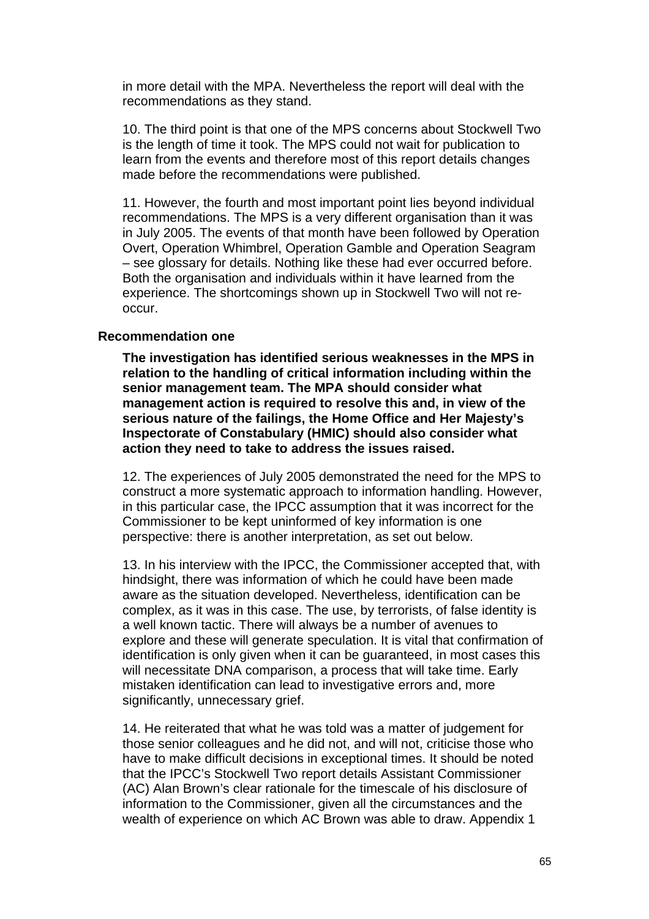in more detail with the MPA. Nevertheless the report will deal with the recommendations as they stand.

10. The third point is that one of the MPS concerns about Stockwell Two is the length of time it took. The MPS could not wait for publication to learn from the events and therefore most of this report details changes made before the recommendations were published.

11. However, the fourth and most important point lies beyond individual recommendations. The MPS is a very different organisation than it was in July 2005. The events of that month have been followed by Operation Overt, Operation Whimbrel, Operation Gamble and Operation Seagram – see glossary for details. Nothing like these had ever occurred before. Both the organisation and individuals within it have learned from the experience. The shortcomings shown up in Stockwell Two will not re-occur.

### Recommendation one

**The investigation has identified serious weaknesses in the MPS in relation to the handling of critical information including within the senior management team. The MPA should consider what management action is required to resolve this and, in view of the serious nature of the failings, the Home Office and Her Majesty's Inspectorate of Constabulary (HMIC) should also consider what action they need to take to address the issues raised.**

12. The experiences of July 2005 demonstrated the need for the MPS to construct a more systematic approach to information handling. However, in this particular case, the IPCC assumption that it was incorrect for the Commissioner to be kept uninformed of key information is one perspective: there is another interpretation, as set out below.

13. In his interview with the IPCC, the Commissioner accepted that, with hindsight, there was information of which he could have been made aware as the situation developed. Nevertheless, identification can be complex, as it was in this case. The use, by terrorists, of false identity is a well known tactic. There will always be a number of avenues to explore and these will generate speculation. It is vital that confirmation of identification is only given when it can be guaranteed, in most cases this will necessitate DNA comparison, a process that will take time. Early mistaken identification can lead to investigative errors and, more significantly, unnecessary grief.

14. He reiterated that what he was told was a matter of judgement for those senior colleagues and he did not, and will not, criticise those who have to make difficult decisions in exceptional times. It should be noted that the IPCC's Stockwell Two report details Assistant Commissioner (AC) Alan Brown's clear rationale for the timescale of his disclosure of information to the Commissioner, given all the circumstances and the wealth of experience on which AC Brown was able to draw. Appendix 1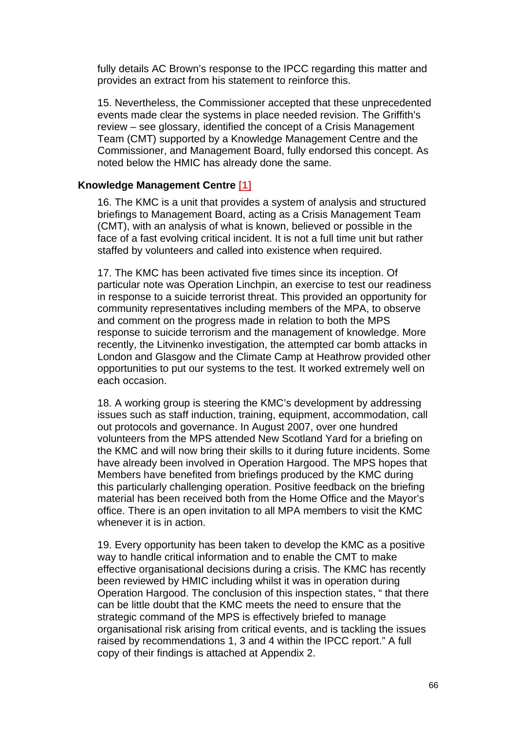fully details AC Brown's response to the IPCC regarding this matter and provides an extract from his statement to reinforce this.

15. Nevertheless, the Commissioner accepted that these unprecedented events made clear the systems in place needed revision. The Griffith's review – see glossary, identified the concept of a Crisis Management Team (CMT) supported by a Knowledge Management Centre and the Commissioner, and Management Board, fully endorsed this concept. As noted below the HMIC has already done the same.

**Knowledge Management Centre [1]**

16. The KMC is a unit that provides a system of analysis and structured briefings to Management Board, acting as a Crisis Management Team (CMT), with an analysis of what is known, believed or possible in the face of a fast evolving critical incident. It is not a full time unit but rather staffed by volunteers and called into existence when required.

17. The KMC has been activated five times since its inception. Of particular note was Operation Linchpin, an exercise to test our readiness in response to a suicide terrorist threat. This provided an opportunity for community representatives including members of the MPA, to observe and comment on the progress made in relation to both the MPS response to suicide terrorism and the management of knowledge. More recently, the Litvinenko investigation, the attempted car bomb attacks in London and Glasgow and the Climate Camp at Heathrow provided other opportunities to put our systems to the test. It worked extremely well on each occasion.

18. A working group is steering the KMC's development by addressing issues such as staff induction, training, equipment, accommodation, call out protocols and governance. In August 2007, over one hundred volunteers from the MPS attended New Scotland Yard for a briefing on the KMC and will now bring their skills to it during future incidents. Some have already been involved in Operation Hargood. The MPS hopes that Members have benefited from briefings produced by the KMC during this particularly challenging operation. Positive feedback on the briefing material has been received both from the Home Office and the Mayor's office. There is an open invitation to all MPA members to visit the KMC whenever it is in action.

19. Every opportunity has been taken to develop the KMC as a positive way to handle critical information and to enable the CMT to make effective organisational decisions during a crisis. The KMC has recently been reviewed by HMIC including whilst it was in operation during Operation Hargood. The conclusion of this inspection states, " that there can be little doubt that the KMC meets the need to ensure that the strategic command of the MPS is effectively briefed to manage organisational risk arising from critical events, and is tackling the issues raised by recommendations 1, 3 and 4 within the IPCC report." A full copy of their findings is attached at Appendix 2.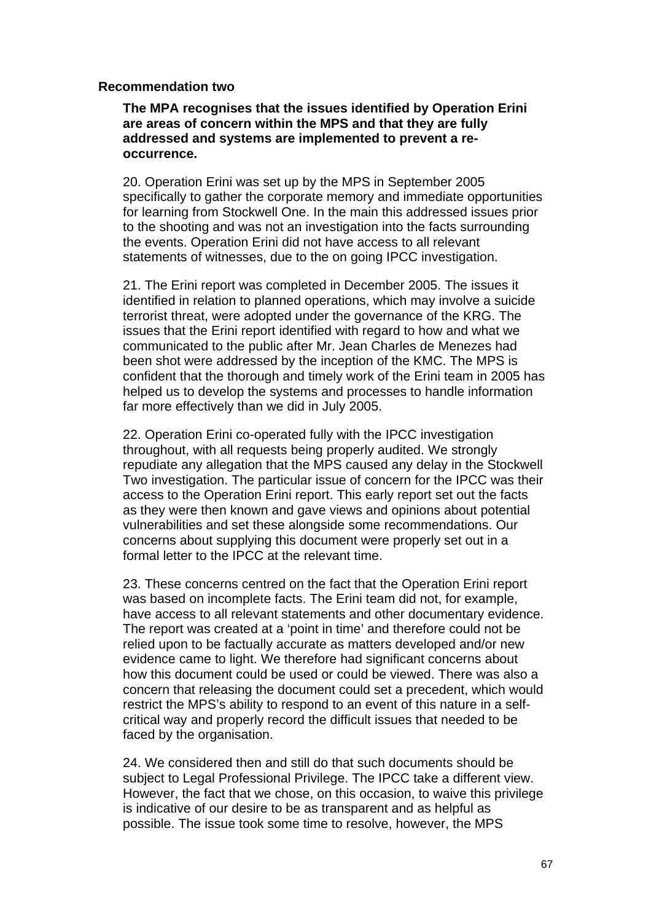**Recommendation two**

**The MPA recognises that the issues identified by Operation Erini are areas of concern within the MPS and that they are fully addressed and systems are implemented to prevent a re-occurrence.**

20. Operation Erini was set up by the MPS in September 2005 specifically to gather the corporate memory and immediate opportunities for learning from Stockwell One. In the main this addressed issues prior to the shooting and was not an investigation into the facts surrounding the events. Operation Erini did not have access to all relevant statements of witnesses, due to the on going IPCC investigation.

21. The Erini report was completed in December 2005. The issues it identified in relation to planned operations, which may involve a suicide terrorist threat, were adopted under the governance of the KRG. The issues that the Erini report identified with regard to how and what we communicated to the public after Mr. Jean Charles de Menezes had been shot were addressed by the inception of the KMC. The MPS is confident that the thorough and timely work of the Erini team in 2005 has helped us to develop the systems and processes to handle information far more effectively than we did in July 2005.

22. Operation Erini co-operated fully with the IPCC investigation throughout, with all requests being properly audited. We strongly repudiate any allegation that the MPS caused any delay in the Stockwell Two investigation. The particular issue of concern for the IPCC was their access to the Operation Erini report. This early report set out the facts as they were then known and gave views and opinions about potential vulnerabilities and set these alongside some recommendations. Our concerns about supplying this document were properly set out in a formal letter to the IPCC at the relevant time.

23. These concerns centred on the fact that the Operation Erini report was based on incomplete facts. The Erini team did not, for example, have access to all relevant statements and other documentary evidence. The report was created at a 'point in time' and therefore could not be relied upon to be factually accurate as matters developed and/or new evidence came to light. We therefore had significant concerns about how this document could be used or could be viewed. There was also a concern that releasing the document could set a precedent, which would restrict the MPS's ability to respond to an event of this nature in a self-critical way and properly record the difficult issues that needed to be faced by the organisation.

24. We considered then and still do that such documents should be subject to Legal Professional Privilege. The IPCC take a different view. However, the fact that we chose, on this occasion, to waive this privilege is indicative of our desire to be as transparent and as helpful as possible. The issue took some time to resolve, however, the MPS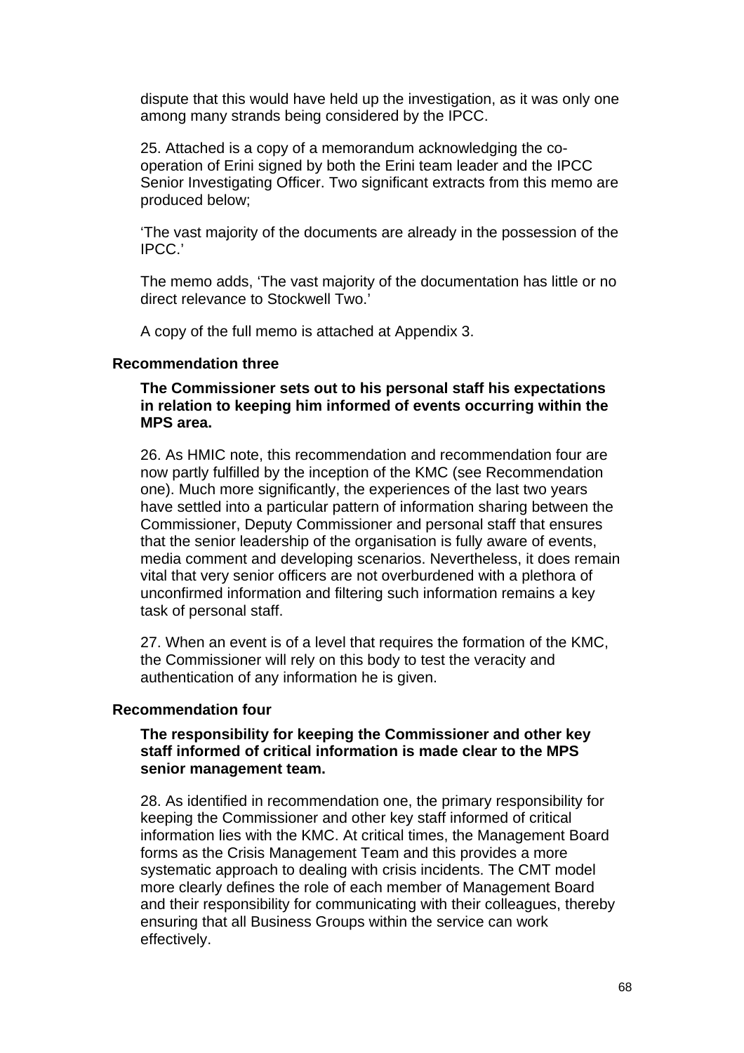dispute that this would have held up the investigation, as it was only one among many strands being considered by the IPCC.

25. Attached is a copy of a memorandum acknowledging the co-operation of Erini signed by both the Erini team leader and the IPCC Senior Investigating Officer. Two significant extracts from this memo are produced below;

'The vast majority of the documents are already in the possession of the IPCC.'

The memo adds, 'The vast majority of the documentation has little or no direct relevance to Stockwell Two.'

A copy of the full memo is attached at Appendix 3.

### Recommendation three

**The Commissioner sets out to his personal staff his expectations in relation to keeping him informed of events occurring within the MPS area.**

26. As HMIC note, this recommendation and recommendation four are now partly fulfilled by the inception of the KMC (see Recommendation one). Much more significantly, the experiences of the last two years have settled into a particular pattern of information sharing between the Commissioner, Deputy Commissioner and personal staff that ensures that the senior leadership of the organisation is fully aware of events, media comment and developing scenarios. Nevertheless, it does remain vital that very senior officers are not overburdened with a plethora of unconfirmed information and filtering such information remains a key task of personal staff.

27. When an event is of a level that requires the formation of the KMC, the Commissioner will rely on this body to test the veracity and authentication of any information he is given.

### Recommendation four

**The responsibility for keeping the Commissioner and other key staff informed of critical information is made clear to the MPS senior management team.**

28. As identified in recommendation one, the primary responsibility for keeping the Commissioner and other key staff informed of critical information lies with the KMC. At critical times, the Management Board forms as the Crisis Management Team and this provides a more systematic approach to dealing with crisis incidents. The CMT model more clearly defines the role of each member of Management Board and their responsibility for communicating with their colleagues, thereby ensuring that all Business Groups within the service can work effectively.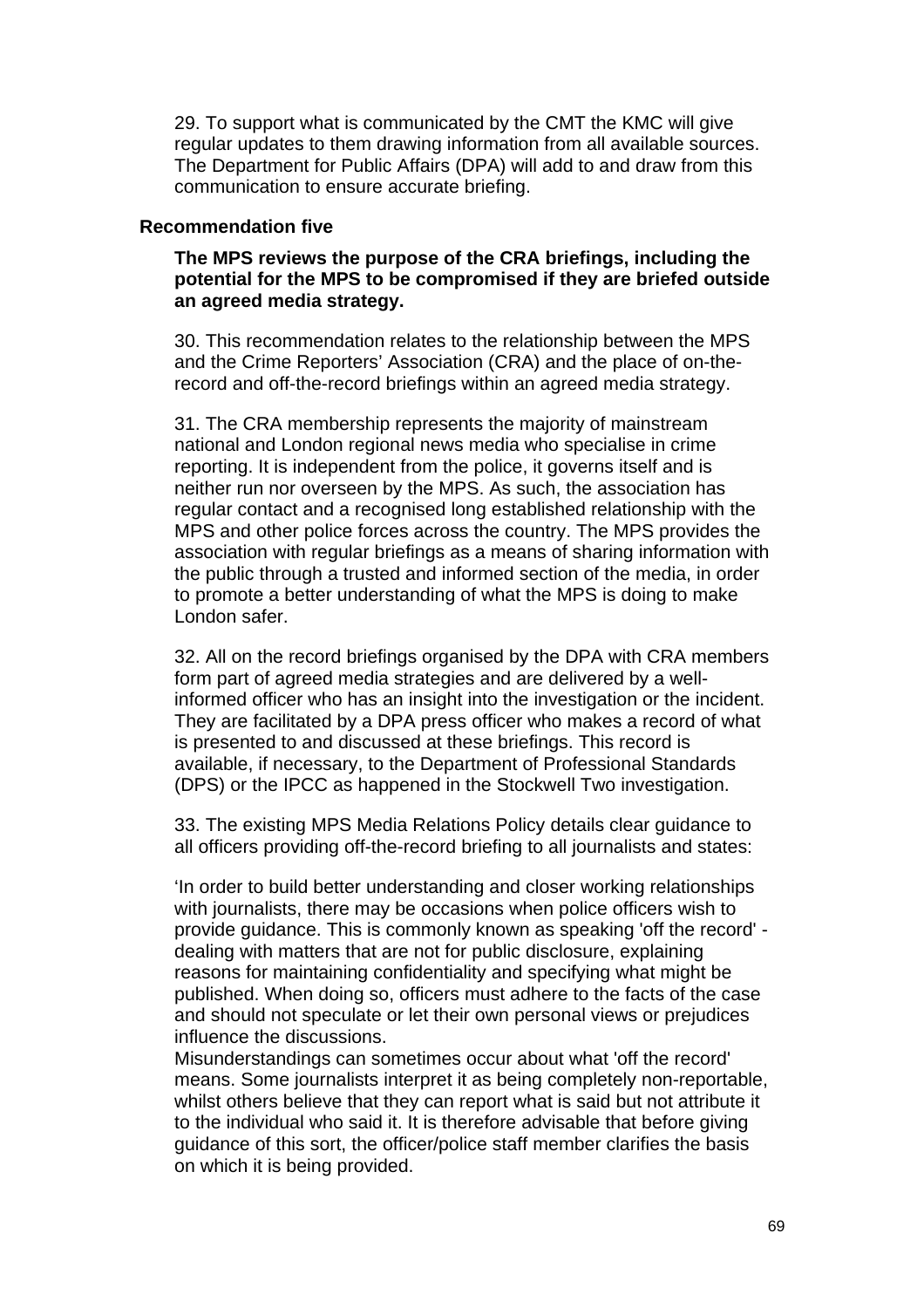29. To support what is communicated by the CMT the KMC will give regular updates to them drawing information from all available sources. The Department for Public Affairs (DPA) will add to and draw from this communication to ensure accurate briefing.

**Recommendation five**

**The MPS reviews the purpose of the CRA briefings, including the potential for the MPS to be compromised if they are briefed outside an agreed media strategy.**

30. This recommendation relates to the relationship between the MPS and the Crime Reporters' Association (CRA) and the place of on-the-record and off-the-record briefings within an agreed media strategy.

31. The CRA membership represents the majority of mainstream national and London regional news media who specialise in crime reporting. It is independent from the police, it governs itself and is neither run nor overseen by the MPS. As such, the association has regular contact and a recognised long established relationship with the MPS and other police forces across the country. The MPS provides the association with regular briefings as a means of sharing information with the public through a trusted and informed section of the media, in order to promote a better understanding of what the MPS is doing to make London safer.

32. All on the record briefings organised by the DPA with CRA members form part of agreed media strategies and are delivered by a well-informed officer who has an insight into the investigation or the incident. They are facilitated by a DPA press officer who makes a record of what is presented to and discussed at these briefings. This record is available, if necessary, to the Department of Professional Standards (DPS) or the IPCC as happened in the Stockwell Two investigation.

33. The existing MPS Media Relations Policy details clear guidance to all officers providing off-the-record briefing to all journalists and states:

'In order to build better understanding and closer working relationships with journalists, there may be occasions when police officers wish to provide guidance. This is commonly known as speaking 'off the record' - dealing with matters that are not for public disclosure, explaining reasons for maintaining confidentiality and specifying what might be published. When doing so, officers must adhere to the facts of the case and should not speculate or let their own personal views or prejudices influence the discussions.
Misunderstandings can sometimes occur about what 'off the record' means. Some journalists interpret it as being completely non-reportable, whilst others believe that they can report what is said but not attribute it to the individual who said it. It is therefore advisable that before giving guidance of this sort, the officer/police staff member clarifies the basis on which it is being provided.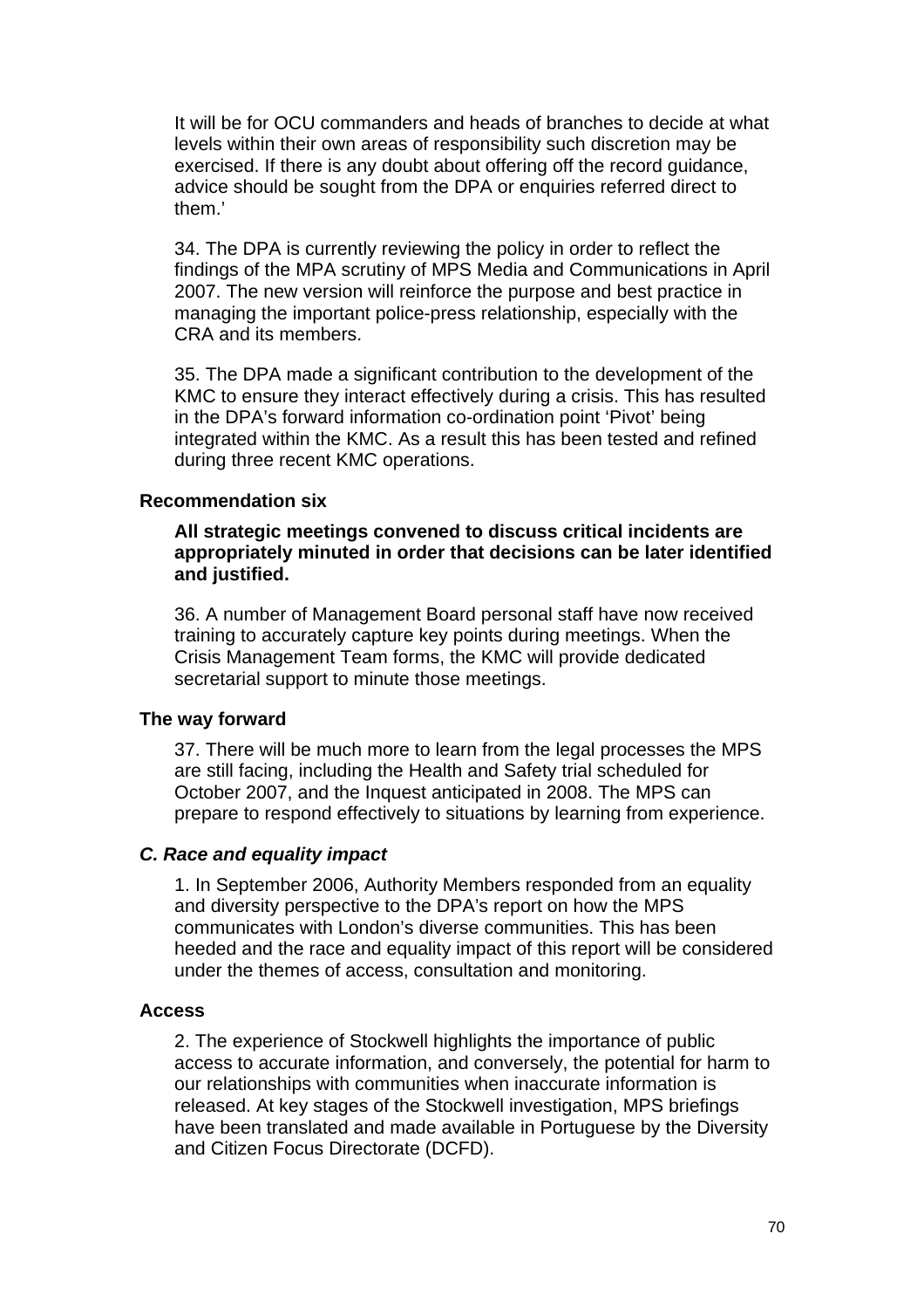It will be for OCU commanders and heads of branches to decide at what levels within their own areas of responsibility such discretion may be exercised. If there is any doubt about offering off the record guidance, advice should be sought from the DPA or enquiries referred direct to them.'

34. The DPA is currently reviewing the policy in order to reflect the findings of the MPA scrutiny of MPS Media and Communications in April 2007. The new version will reinforce the purpose and best practice in managing the important police-press relationship, especially with the CRA and its members.

35. The DPA made a significant contribution to the development of the KMC to ensure they interact effectively during a crisis. This has resulted in the DPA's forward information co-ordination point 'Pivot' being integrated within the KMC. As a result this has been tested and refined during three recent KMC operations.

**Recommendation six**

**All strategic meetings convened to discuss critical incidents are appropriately minuted in order that decisions can be later identified and justified.**

36. A number of Management Board personal staff have now received training to accurately capture key points during meetings. When the Crisis Management Team forms, the KMC will provide dedicated secretarial support to minute those meetings.

**The way forward**

37. There will be much more to learn from the legal processes the MPS are still facing, including the Health and Safety trial scheduled for October 2007, and the Inquest anticipated in 2008. The MPS can prepare to respond effectively to situations by learning from experience.

### *C. Race and equality impact*

1. In September 2006, Authority Members responded from an equality and diversity perspective to the DPA's report on how the MPS communicates with London's diverse communities. This has been heeded and the race and equality impact of this report will be considered under the themes of access, consultation and monitoring.

**Access**

2. The experience of Stockwell highlights the importance of public access to accurate information, and conversely, the potential for harm to our relationships with communities when inaccurate information is released. At key stages of the Stockwell investigation, MPS briefings have been translated and made available in Portuguese by the Diversity and Citizen Focus Directorate (DCFD).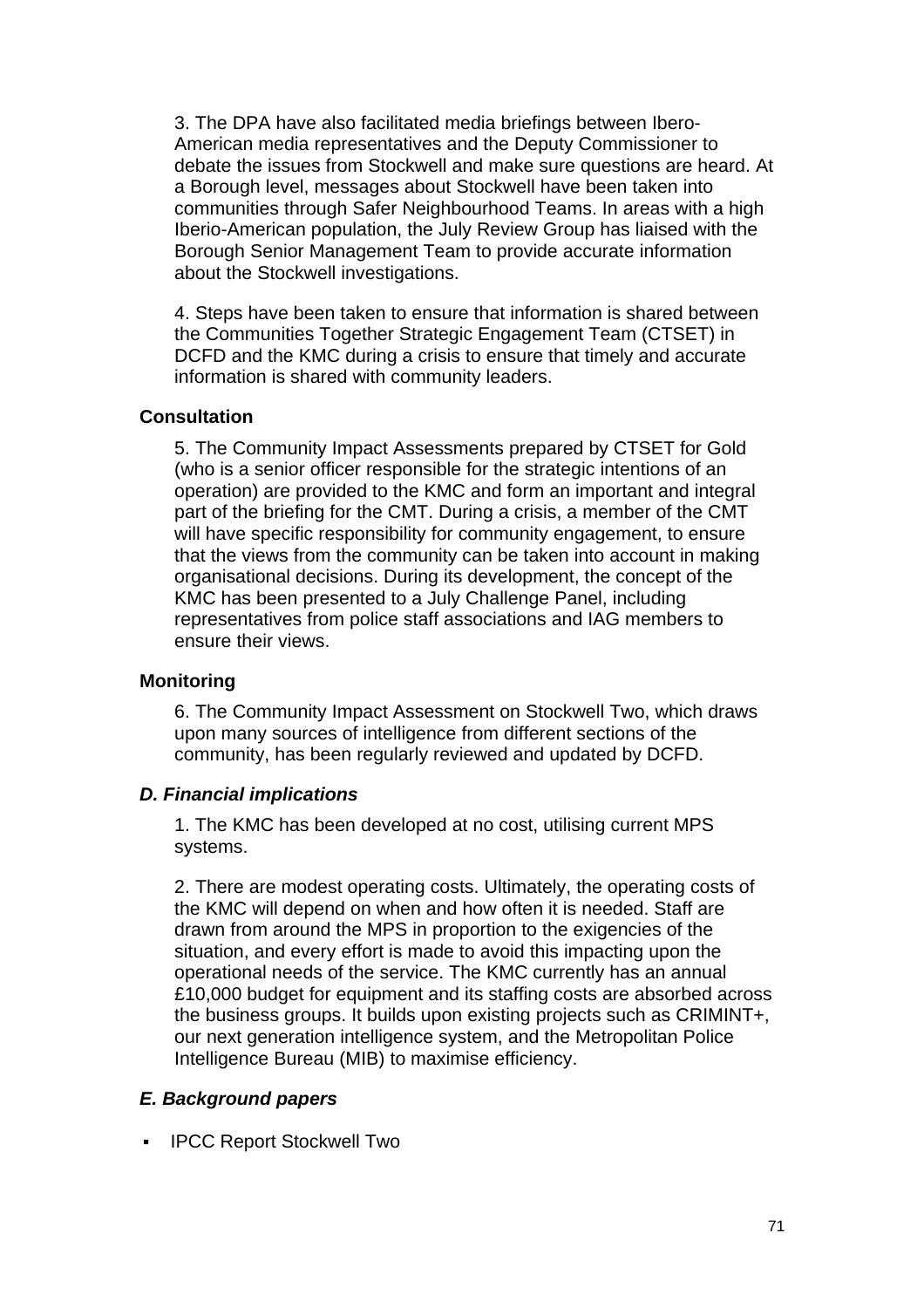3. The DPA have also facilitated media briefings between Ibero-American media representatives and the Deputy Commissioner to debate the issues from Stockwell and make sure questions are heard. At a Borough level, messages about Stockwell have been taken into communities through Safer Neighbourhood Teams. In areas with a high Iberio-American population, the July Review Group has liaised with the Borough Senior Management Team to provide accurate information about the Stockwell investigations.

4. Steps have been taken to ensure that information is shared between the Communities Together Strategic Engagement Team (CTSET) in DCFD and the KMC during a crisis to ensure that timely and accurate information is shared with community leaders.

**Consultation**

5. The Community Impact Assessments prepared by CTSET for Gold (who is a senior officer responsible for the strategic intentions of an operation) are provided to the KMC and form an important and integral part of the briefing for the CMT. During a crisis, a member of the CMT will have specific responsibility for community engagement, to ensure that the views from the community can be taken into account in making organisational decisions. During its development, the concept of the KMC has been presented to a July Challenge Panel, including representatives from police staff associations and IAG members to ensure their views.

**Monitoring**

6. The Community Impact Assessment on Stockwell Two, which draws upon many sources of intelligence from different sections of the community, has been regularly reviewed and updated by DCFD.

### *D. Financial implications*

1. The KMC has been developed at no cost, utilising current MPS systems.

2. There are modest operating costs. Ultimately, the operating costs of the KMC will depend on when and how often it is needed. Staff are drawn from around the MPS in proportion to the exigencies of the situation, and every effort is made to avoid this impacting upon the operational needs of the service. The KMC currently has an annual £10,000 budget for equipment and its staffing costs are absorbed across the business groups. It builds upon existing projects such as CRIMINT+, our next generation intelligence system, and the Metropolitan Police Intelligence Bureau (MIB) to maximise efficiency.

### *E. Background papers*

- IPCC Report Stockwell Two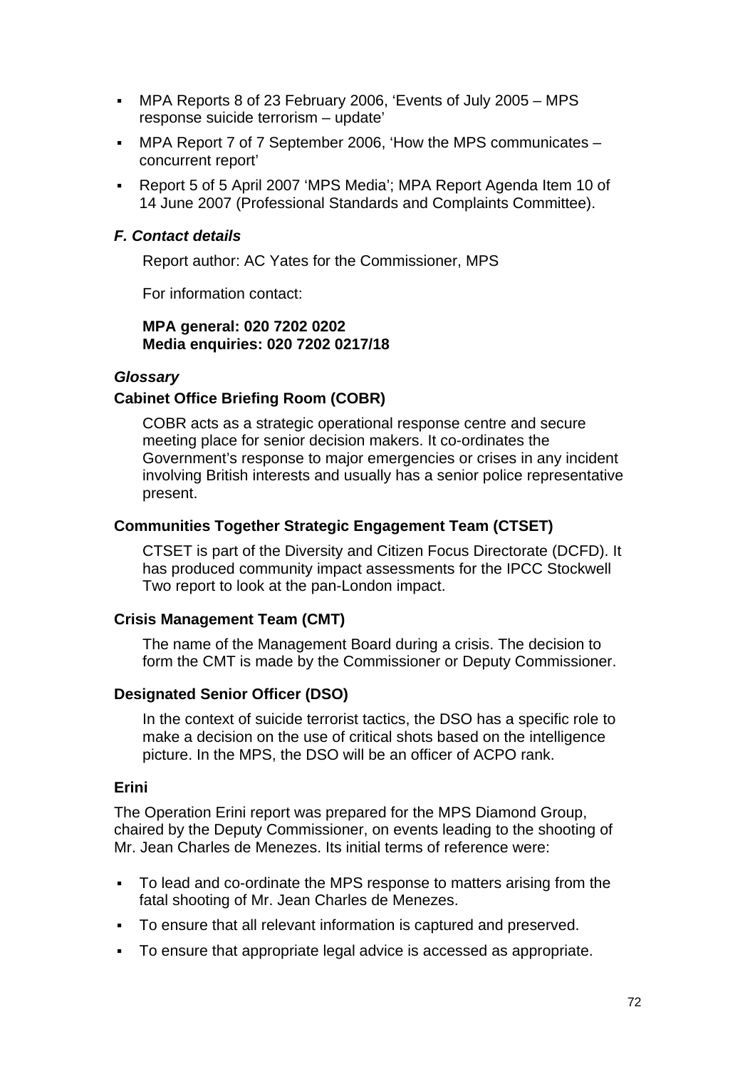- MPA Reports 8 of 23 February 2006, 'Events of July 2005 – MPS response suicide terrorism – update'
- MPA Report 7 of 7 September 2006, 'How the MPS communicates – concurrent report'
- Report 5 of 5 April 2007 'MPS Media'; MPA Report Agenda Item 10 of 14 June 2007 (Professional Standards and Complaints Committee).

### *F. Contact details*

Report author: AC Yates for the Commissioner, MPS

For information contact:

**MPA general: 020 7202 0202**
**Media enquiries: 020 7202 0217/18**

### *Glossary*

#### Cabinet Office Briefing Room (COBR)

COBR acts as a strategic operational response centre and secure meeting place for senior decision makers. It co-ordinates the Government's response to major emergencies or crises in any incident involving British interests and usually has a senior police representative present.

#### Communities Together Strategic Engagement Team (CTSET)

CTSET is part of the Diversity and Citizen Focus Directorate (DCFD). It has produced community impact assessments for the IPCC Stockwell Two report to look at the pan-London impact.

#### Crisis Management Team (CMT)

The name of the Management Board during a crisis. The decision to form the CMT is made by the Commissioner or Deputy Commissioner.

#### Designated Senior Officer (DSO)

In the context of suicide terrorist tactics, the DSO has a specific role to make a decision on the use of critical shots based on the intelligence picture. In the MPS, the DSO will be an officer of ACPO rank.

#### Erini

The Operation Erini report was prepared for the MPS Diamond Group, chaired by the Deputy Commissioner, on events leading to the shooting of Mr. Jean Charles de Menezes. Its initial terms of reference were:

- To lead and co-ordinate the MPS response to matters arising from the fatal shooting of Mr. Jean Charles de Menezes.
- To ensure that all relevant information is captured and preserved.
- To ensure that appropriate legal advice is accessed as appropriate.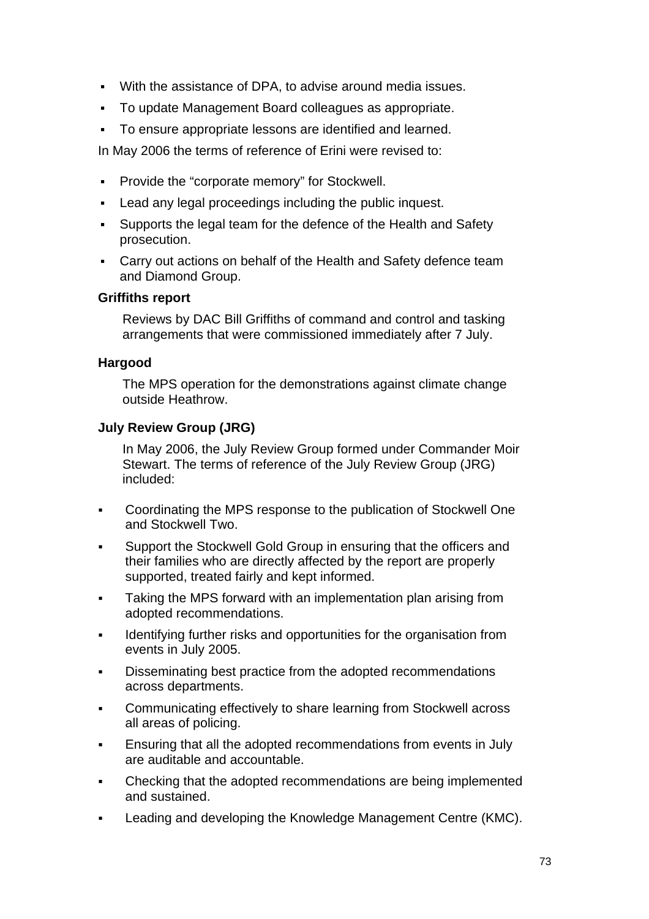- With the assistance of DPA, to advise around media issues.
- To update Management Board colleagues as appropriate.
- To ensure appropriate lessons are identified and learned.

In May 2006 the terms of reference of Erini were revised to:

- Provide the "corporate memory" for Stockwell.
- Lead any legal proceedings including the public inquest.
- Supports the legal team for the defence of the Health and Safety prosecution.
- Carry out actions on behalf of the Health and Safety defence team and Diamond Group.

**Griffiths report**

Reviews by DAC Bill Griffiths of command and control and tasking arrangements that were commissioned immediately after 7 July.

**Hargood**

The MPS operation for the demonstrations against climate change outside Heathrow.

**July Review Group (JRG)**

In May 2006, the July Review Group formed under Commander Moir Stewart. The terms of reference of the July Review Group (JRG) included:

- Coordinating the MPS response to the publication of Stockwell One and Stockwell Two.
- Support the Stockwell Gold Group in ensuring that the officers and their families who are directly affected by the report are properly supported, treated fairly and kept informed.
- Taking the MPS forward with an implementation plan arising from adopted recommendations.
- Identifying further risks and opportunities for the organisation from events in July 2005.
- Disseminating best practice from the adopted recommendations across departments.
- Communicating effectively to share learning from Stockwell across all areas of policing.
- Ensuring that all the adopted recommendations from events in July are auditable and accountable.
- Checking that the adopted recommendations are being implemented and sustained.
- Leading and developing the Knowledge Management Centre (KMC).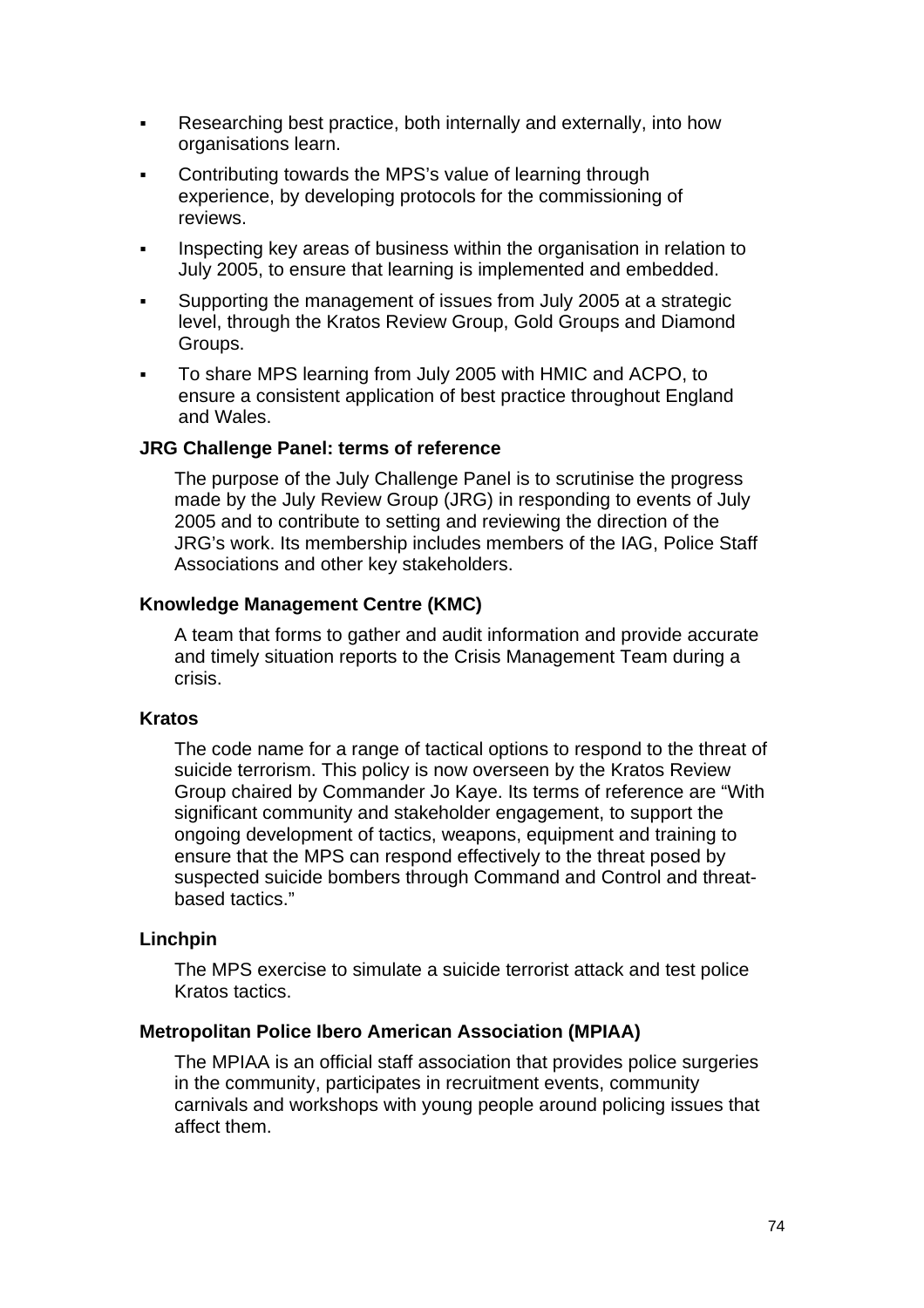- Researching best practice, both internally and externally, into how organisations learn.
- Contributing towards the MPS's value of learning through experience, by developing protocols for the commissioning of reviews.
- Inspecting key areas of business within the organisation in relation to July 2005, to ensure that learning is implemented and embedded.
- Supporting the management of issues from July 2005 at a strategic level, through the Kratos Review Group, Gold Groups and Diamond Groups.
- To share MPS learning from July 2005 with HMIC and ACPO, to ensure a consistent application of best practice throughout England and Wales.

**JRG Challenge Panel: terms of reference**

The purpose of the July Challenge Panel is to scrutinise the progress made by the July Review Group (JRG) in responding to events of July 2005 and to contribute to setting and reviewing the direction of the JRG's work. Its membership includes members of the IAG, Police Staff Associations and other key stakeholders.

**Knowledge Management Centre (KMC)**

A team that forms to gather and audit information and provide accurate and timely situation reports to the Crisis Management Team during a crisis.

**Kratos**

The code name for a range of tactical options to respond to the threat of suicide terrorism. This policy is now overseen by the Kratos Review Group chaired by Commander Jo Kaye. Its terms of reference are "With significant community and stakeholder engagement, to support the ongoing development of tactics, weapons, equipment and training to ensure that the MPS can respond effectively to the threat posed by suspected suicide bombers through Command and Control and threat-based tactics."

**Linchpin**

The MPS exercise to simulate a suicide terrorist attack and test police Kratos tactics.

**Metropolitan Police Ibero American Association (MPIAA)**

The MPIAA is an official staff association that provides police surgeries in the community, participates in recruitment events, community carnivals and workshops with young people around policing issues that affect them.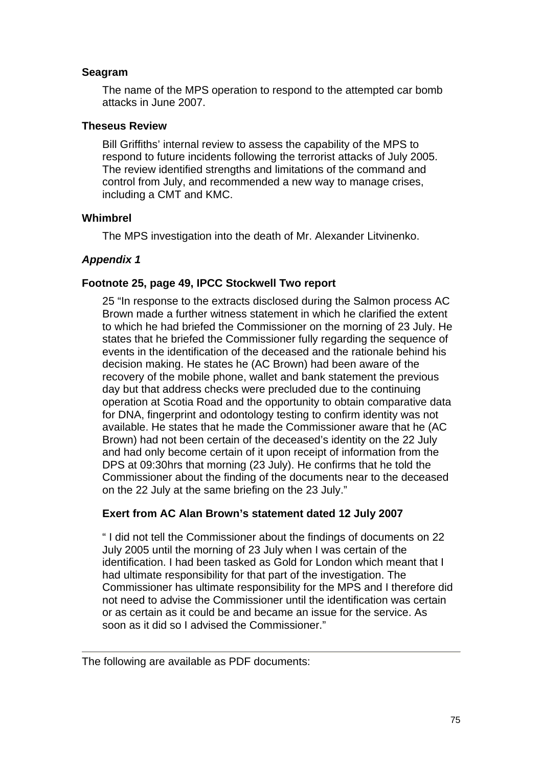**Seagram**

The name of the MPS operation to respond to the attempted car bomb attacks in June 2007.

**Theseus Review**

Bill Griffiths' internal review to assess the capability of the MPS to respond to future incidents following the terrorist attacks of July 2005. The review identified strengths and limitations of the command and control from July, and recommended a new way to manage crises, including a CMT and KMC.

**Whimbrel**

The MPS investigation into the death of Mr. Alexander Litvinenko.

***Appendix 1***

**Footnote 25, page 49, IPCC Stockwell Two report**

25 "In response to the extracts disclosed during the Salmon process AC Brown made a further witness statement in which he clarified the extent to which he had briefed the Commissioner on the morning of 23 July. He states that he briefed the Commissioner fully regarding the sequence of events in the identification of the deceased and the rationale behind his decision making. He states he (AC Brown) had been aware of the recovery of the mobile phone, wallet and bank statement the previous day but that address checks were precluded due to the continuing operation at Scotia Road and the opportunity to obtain comparative data for DNA, fingerprint and odontology testing to confirm identity was not available. He states that he made the Commissioner aware that he (AC Brown) had not been certain of the deceased's identity on the 22 July and had only become certain of it upon receipt of information from the DPS at 09:30hrs that morning (23 July). He confirms that he told the Commissioner about the finding of the documents near to the deceased on the 22 July at the same briefing on the 23 July."

**Exert from AC Alan Brown's statement dated 12 July 2007**

" I did not tell the Commissioner about the findings of documents on 22 July 2005 until the morning of 23 July when I was certain of the identification. I had been tasked as Gold for London which meant that I had ultimate responsibility for that part of the investigation. The Commissioner has ultimate responsibility for the MPS and I therefore did not need to advise the Commissioner until the identification was certain or as certain as it could be and became an issue for the service. As soon as it did so I advised the Commissioner."

---

The following are available as PDF documents: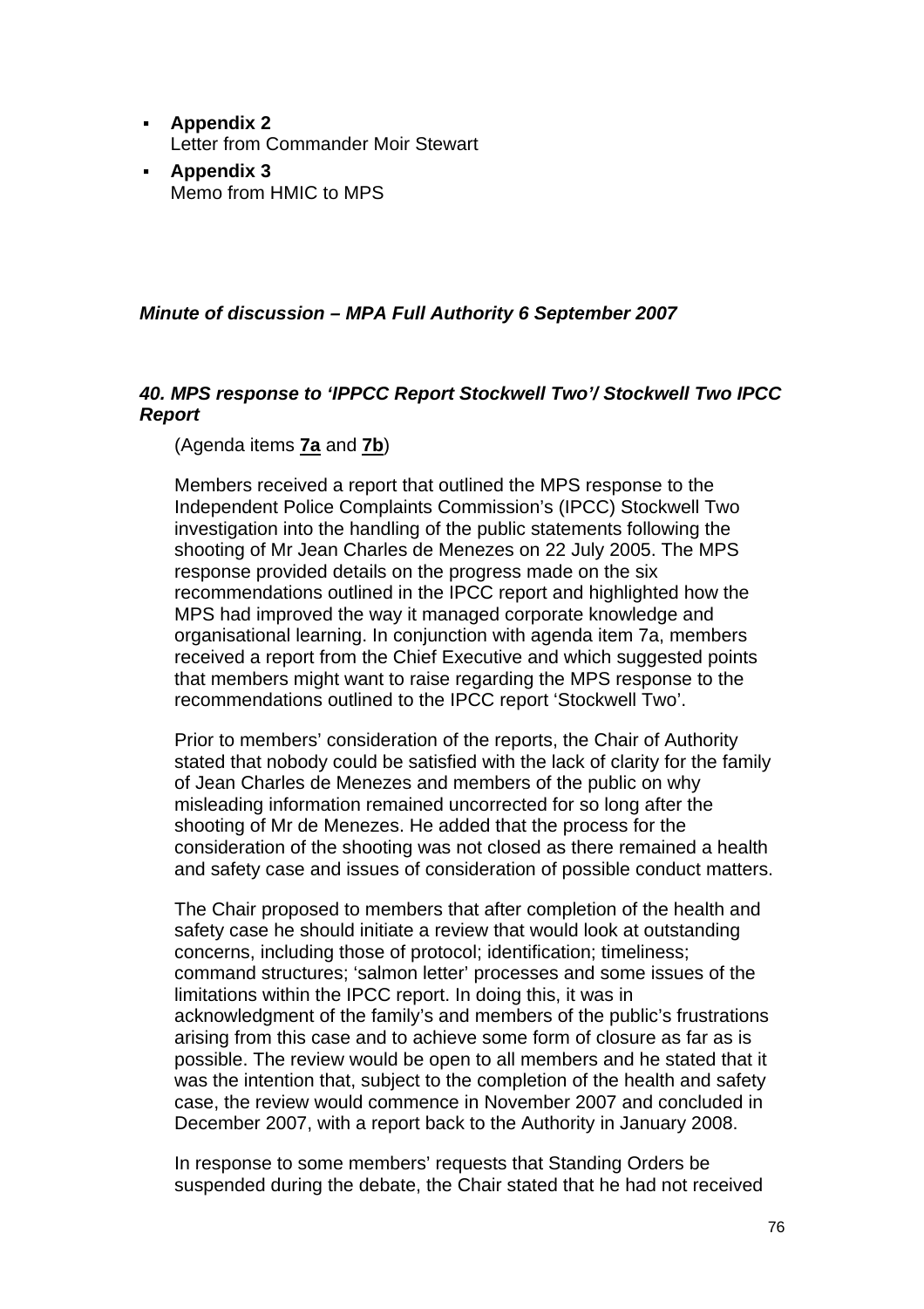- **Appendix 2**
  Letter from Commander Moir Stewart
- **Appendix 3**
  Memo from HMIC to MPS

### *Minute of discussion – MPA Full Authority 6 September 2007*

#### *40. MPS response to 'IPPCC Report Stockwell Two'/ Stockwell Two IPCC Report*

(Agenda items **7a** and **7b**)

Members received a report that outlined the MPS response to the Independent Police Complaints Commission's (IPCC) Stockwell Two investigation into the handling of the public statements following the shooting of Mr Jean Charles de Menezes on 22 July 2005. The MPS response provided details on the progress made on the six recommendations outlined in the IPCC report and highlighted how the MPS had improved the way it managed corporate knowledge and organisational learning. In conjunction with agenda item 7a, members received a report from the Chief Executive and which suggested points that members might want to raise regarding the MPS response to the recommendations outlined to the IPCC report 'Stockwell Two'.

Prior to members' consideration of the reports, the Chair of Authority stated that nobody could be satisfied with the lack of clarity for the family of Jean Charles de Menezes and members of the public on why misleading information remained uncorrected for so long after the shooting of Mr de Menezes. He added that the process for the consideration of the shooting was not closed as there remained a health and safety case and issues of consideration of possible conduct matters.

The Chair proposed to members that after completion of the health and safety case he should initiate a review that would look at outstanding concerns, including those of protocol; identification; timeliness; command structures; 'salmon letter' processes and some issues of the limitations within the IPCC report. In doing this, it was in acknowledgment of the family's and members of the public's frustrations arising from this case and to achieve some form of closure as far as is possible. The review would be open to all members and he stated that it was the intention that, subject to the completion of the health and safety case, the review would commence in November 2007 and concluded in December 2007, with a report back to the Authority in January 2008.

In response to some members' requests that Standing Orders be suspended during the debate, the Chair stated that he had not received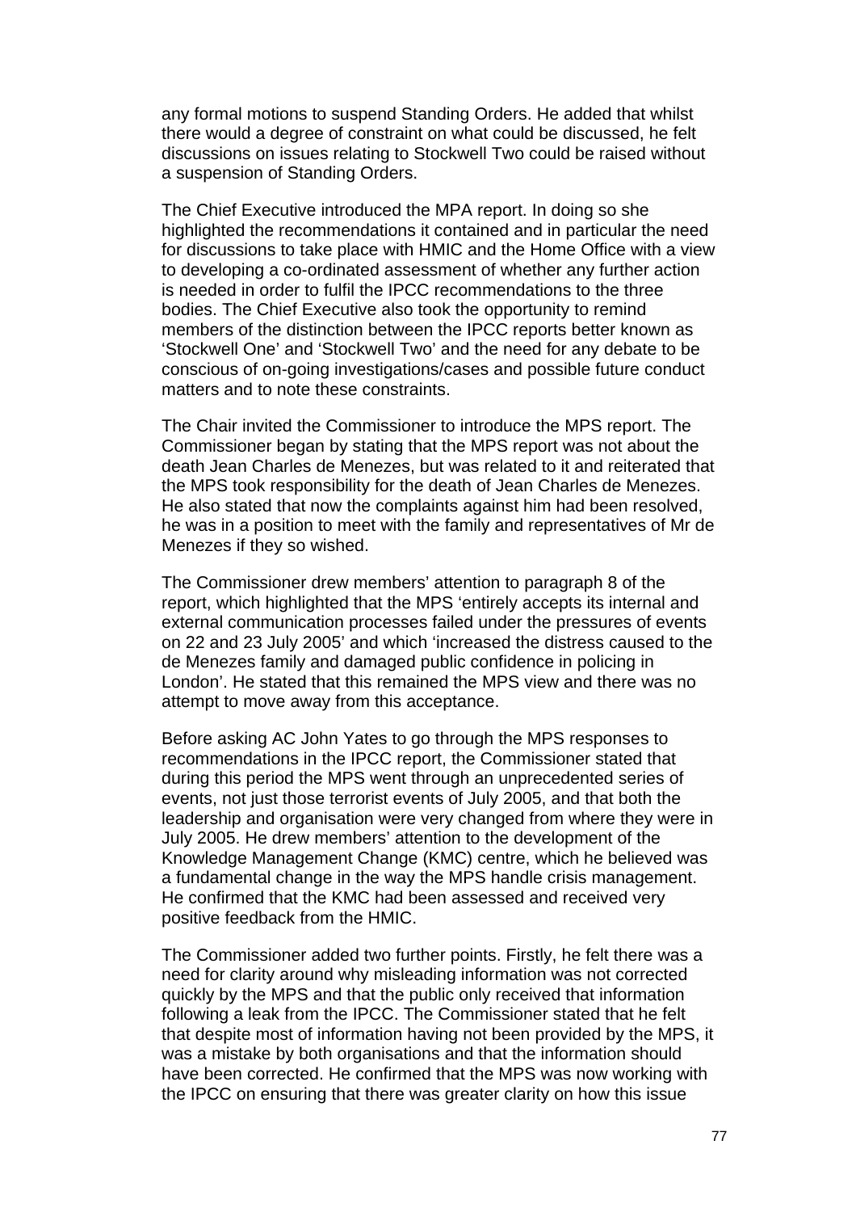any formal motions to suspend Standing Orders. He added that whilst there would a degree of constraint on what could be discussed, he felt discussions on issues relating to Stockwell Two could be raised without a suspension of Standing Orders.

The Chief Executive introduced the MPA report. In doing so she highlighted the recommendations it contained and in particular the need for discussions to take place with HMIC and the Home Office with a view to developing a co-ordinated assessment of whether any further action is needed in order to fulfil the IPCC recommendations to the three bodies. The Chief Executive also took the opportunity to remind members of the distinction between the IPCC reports better known as 'Stockwell One' and 'Stockwell Two' and the need for any debate to be conscious of on-going investigations/cases and possible future conduct matters and to note these constraints.

The Chair invited the Commissioner to introduce the MPS report. The Commissioner began by stating that the MPS report was not about the death Jean Charles de Menezes, but was related to it and reiterated that the MPS took responsibility for the death of Jean Charles de Menezes. He also stated that now the complaints against him had been resolved, he was in a position to meet with the family and representatives of Mr de Menezes if they so wished.

The Commissioner drew members' attention to paragraph 8 of the report, which highlighted that the MPS 'entirely accepts its internal and external communication processes failed under the pressures of events on 22 and 23 July 2005' and which 'increased the distress caused to the de Menezes family and damaged public confidence in policing in London'. He stated that this remained the MPS view and there was no attempt to move away from this acceptance.

Before asking AC John Yates to go through the MPS responses to recommendations in the IPCC report, the Commissioner stated that during this period the MPS went through an unprecedented series of events, not just those terrorist events of July 2005, and that both the leadership and organisation were very changed from where they were in July 2005. He drew members' attention to the development of the Knowledge Management Change (KMC) centre, which he believed was a fundamental change in the way the MPS handle crisis management. He confirmed that the KMC had been assessed and received very positive feedback from the HMIC.

The Commissioner added two further points. Firstly, he felt there was a need for clarity around why misleading information was not corrected quickly by the MPS and that the public only received that information following a leak from the IPCC. The Commissioner stated that he felt that despite most of information having not been provided by the MPS, it was a mistake by both organisations and that the information should have been corrected. He confirmed that the MPS was now working with the IPCC on ensuring that there was greater clarity on how this issue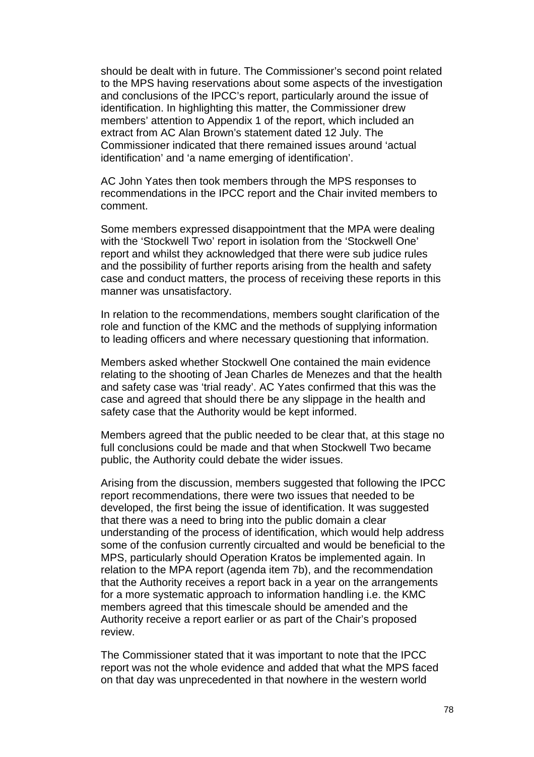should be dealt with in future. The Commissioner's second point related to the MPS having reservations about some aspects of the investigation and conclusions of the IPCC's report, particularly around the issue of identification. In highlighting this matter, the Commissioner drew members' attention to Appendix 1 of the report, which included an extract from AC Alan Brown's statement dated 12 July. The Commissioner indicated that there remained issues around 'actual identification' and 'a name emerging of identification'.

AC John Yates then took members through the MPS responses to recommendations in the IPCC report and the Chair invited members to comment.

Some members expressed disappointment that the MPA were dealing with the 'Stockwell Two' report in isolation from the 'Stockwell One' report and whilst they acknowledged that there were sub judice rules and the possibility of further reports arising from the health and safety case and conduct matters, the process of receiving these reports in this manner was unsatisfactory.

In relation to the recommendations, members sought clarification of the role and function of the KMC and the methods of supplying information to leading officers and where necessary questioning that information.

Members asked whether Stockwell One contained the main evidence relating to the shooting of Jean Charles de Menezes and that the health and safety case was 'trial ready'. AC Yates confirmed that this was the case and agreed that should there be any slippage in the health and safety case that the Authority would be kept informed.

Members agreed that the public needed to be clear that, at this stage no full conclusions could be made and that when Stockwell Two became public, the Authority could debate the wider issues.

Arising from the discussion, members suggested that following the IPCC report recommendations, there were two issues that needed to be developed, the first being the issue of identification. It was suggested that there was a need to bring into the public domain a clear understanding of the process of identification, which would help address some of the confusion currently circualted and would be beneficial to the MPS, particularly should Operation Kratos be implemented again. In relation to the MPA report (agenda item 7b), and the recommendation that the Authority receives a report back in a year on the arrangements for a more systematic approach to information handling i.e. the KMC members agreed that this timescale should be amended and the Authority receive a report earlier or as part of the Chair's proposed review.

The Commissioner stated that it was important to note that the IPCC report was not the whole evidence and added that what the MPS faced on that day was unprecedented in that nowhere in the western world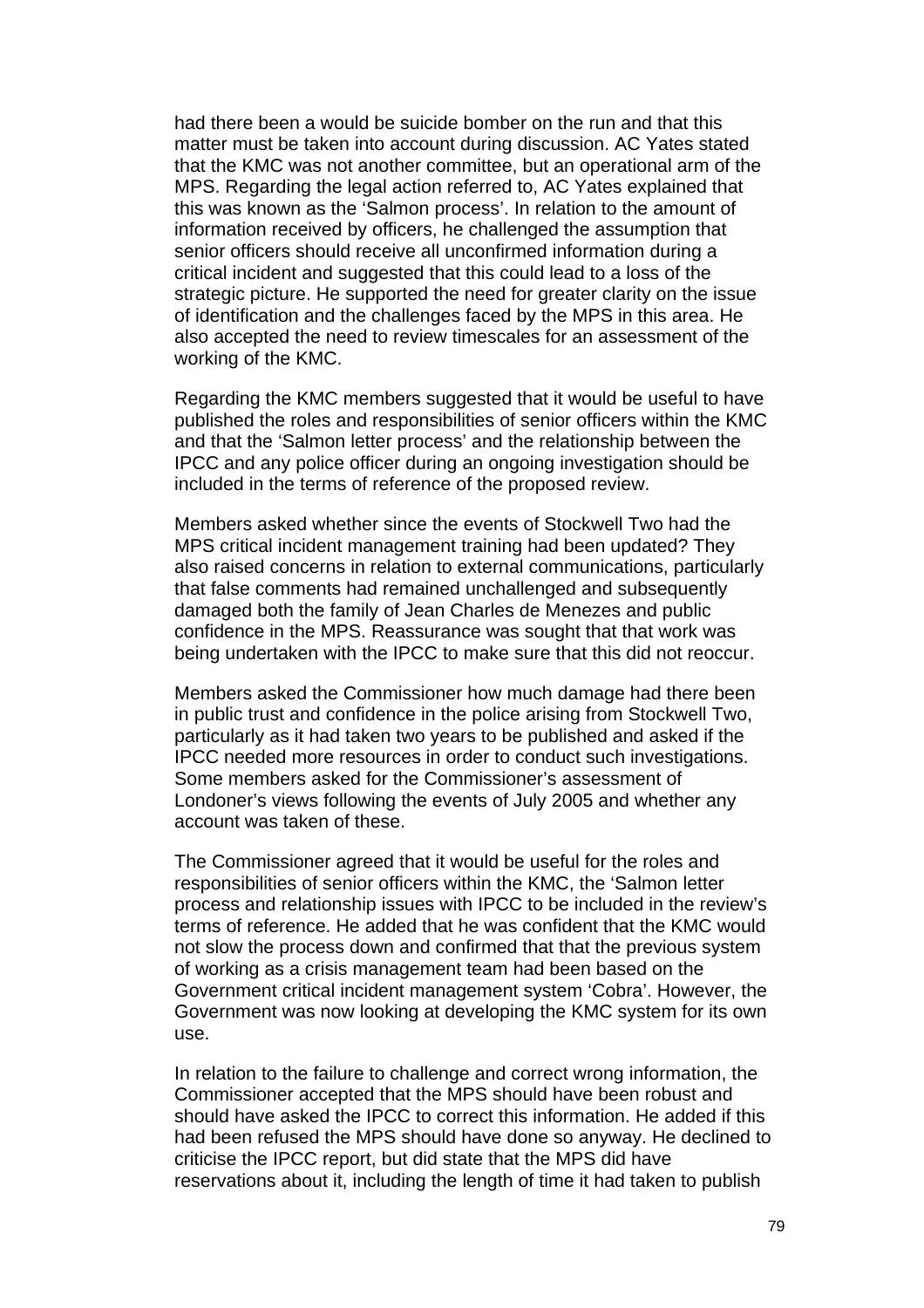had there been a would be suicide bomber on the run and that this matter must be taken into account during discussion. AC Yates stated that the KMC was not another committee, but an operational arm of the MPS. Regarding the legal action referred to, AC Yates explained that this was known as the 'Salmon process'. In relation to the amount of information received by officers, he challenged the assumption that senior officers should receive all unconfirmed information during a critical incident and suggested that this could lead to a loss of the strategic picture. He supported the need for greater clarity on the issue of identification and the challenges faced by the MPS in this area. He also accepted the need to review timescales for an assessment of the working of the KMC.

Regarding the KMC members suggested that it would be useful to have published the roles and responsibilities of senior officers within the KMC and that the 'Salmon letter process' and the relationship between the IPCC and any police officer during an ongoing investigation should be included in the terms of reference of the proposed review.

Members asked whether since the events of Stockwell Two had the MPS critical incident management training had been updated? They also raised concerns in relation to external communications, particularly that false comments had remained unchallenged and subsequently damaged both the family of Jean Charles de Menezes and public confidence in the MPS. Reassurance was sought that that work was being undertaken with the IPCC to make sure that this did not reoccur.

Members asked the Commissioner how much damage had there been in public trust and confidence in the police arising from Stockwell Two, particularly as it had taken two years to be published and asked if the IPCC needed more resources in order to conduct such investigations. Some members asked for the Commissioner's assessment of Londoner's views following the events of July 2005 and whether any account was taken of these.

The Commissioner agreed that it would be useful for the roles and responsibilities of senior officers within the KMC, the 'Salmon letter process and relationship issues with IPCC to be included in the review's terms of reference. He added that he was confident that the KMC would not slow the process down and confirmed that that the previous system of working as a crisis management team had been based on the Government critical incident management system 'Cobra'. However, the Government was now looking at developing the KMC system for its own use.

In relation to the failure to challenge and correct wrong information, the Commissioner accepted that the MPS should have been robust and should have asked the IPCC to correct this information. He added if this had been refused the MPS should have done so anyway. He declined to criticise the IPCC report, but did state that the MPS did have reservations about it, including the length of time it had taken to publish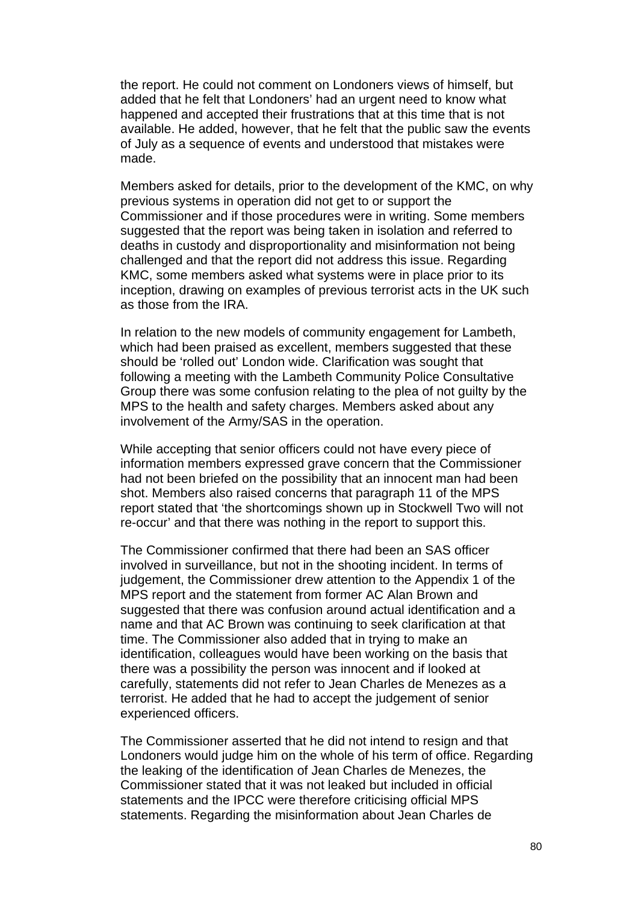the report. He could not comment on Londoners views of himself, but added that he felt that Londoners' had an urgent need to know what happened and accepted their frustrations that at this time that is not available. He added, however, that he felt that the public saw the events of July as a sequence of events and understood that mistakes were made.

Members asked for details, prior to the development of the KMC, on why previous systems in operation did not get to or support the Commissioner and if those procedures were in writing. Some members suggested that the report was being taken in isolation and referred to deaths in custody and disproportionality and misinformation not being challenged and that the report did not address this issue. Regarding KMC, some members asked what systems were in place prior to its inception, drawing on examples of previous terrorist acts in the UK such as those from the IRA.

In relation to the new models of community engagement for Lambeth, which had been praised as excellent, members suggested that these should be 'rolled out' London wide. Clarification was sought that following a meeting with the Lambeth Community Police Consultative Group there was some confusion relating to the plea of not guilty by the MPS to the health and safety charges. Members asked about any involvement of the Army/SAS in the operation.

While accepting that senior officers could not have every piece of information members expressed grave concern that the Commissioner had not been briefed on the possibility that an innocent man had been shot. Members also raised concerns that paragraph 11 of the MPS report stated that 'the shortcomings shown up in Stockwell Two will not re-occur' and that there was nothing in the report to support this.

The Commissioner confirmed that there had been an SAS officer involved in surveillance, but not in the shooting incident. In terms of judgement, the Commissioner drew attention to the Appendix 1 of the MPS report and the statement from former AC Alan Brown and suggested that there was confusion around actual identification and a name and that AC Brown was continuing to seek clarification at that time. The Commissioner also added that in trying to make an identification, colleagues would have been working on the basis that there was a possibility the person was innocent and if looked at carefully, statements did not refer to Jean Charles de Menezes as a terrorist. He added that he had to accept the judgement of senior experienced officers.

The Commissioner asserted that he did not intend to resign and that Londoners would judge him on the whole of his term of office. Regarding the leaking of the identification of Jean Charles de Menezes, the Commissioner stated that it was not leaked but included in official statements and the IPCC were therefore criticising official MPS statements. Regarding the misinformation about Jean Charles de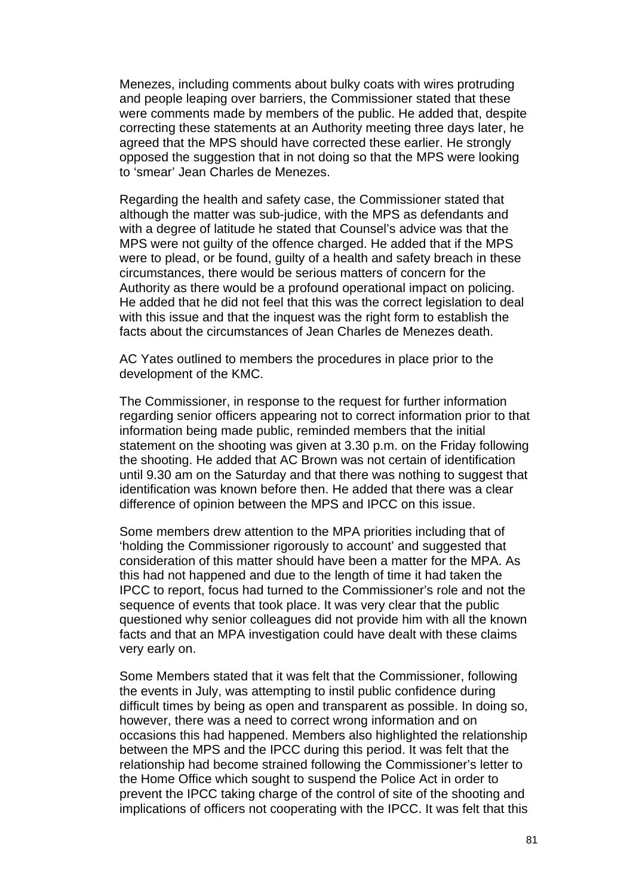Menezes, including comments about bulky coats with wires protruding and people leaping over barriers, the Commissioner stated that these were comments made by members of the public. He added that, despite correcting these statements at an Authority meeting three days later, he agreed that the MPS should have corrected these earlier. He strongly opposed the suggestion that in not doing so that the MPS were looking to 'smear' Jean Charles de Menezes.

Regarding the health and safety case, the Commissioner stated that although the matter was sub-judice, with the MPS as defendants and with a degree of latitude he stated that Counsel's advice was that the MPS were not guilty of the offence charged. He added that if the MPS were to plead, or be found, guilty of a health and safety breach in these circumstances, there would be serious matters of concern for the Authority as there would be a profound operational impact on policing. He added that he did not feel that this was the correct legislation to deal with this issue and that the inquest was the right form to establish the facts about the circumstances of Jean Charles de Menezes death.

AC Yates outlined to members the procedures in place prior to the development of the KMC.

The Commissioner, in response to the request for further information regarding senior officers appearing not to correct information prior to that information being made public, reminded members that the initial statement on the shooting was given at 3.30 p.m. on the Friday following the shooting. He added that AC Brown was not certain of identification until 9.30 am on the Saturday and that there was nothing to suggest that identification was known before then. He added that there was a clear difference of opinion between the MPS and IPCC on this issue.

Some members drew attention to the MPA priorities including that of 'holding the Commissioner rigorously to account' and suggested that consideration of this matter should have been a matter for the MPA. As this had not happened and due to the length of time it had taken the IPCC to report, focus had turned to the Commissioner's role and not the sequence of events that took place. It was very clear that the public questioned why senior colleagues did not provide him with all the known facts and that an MPA investigation could have dealt with these claims very early on.

Some Members stated that it was felt that the Commissioner, following the events in July, was attempting to instil public confidence during difficult times by being as open and transparent as possible. In doing so, however, there was a need to correct wrong information and on occasions this had happened. Members also highlighted the relationship between the MPS and the IPCC during this period. It was felt that the relationship had become strained following the Commissioner's letter to the Home Office which sought to suspend the Police Act in order to prevent the IPCC taking charge of the control of site of the shooting and implications of officers not cooperating with the IPCC. It was felt that this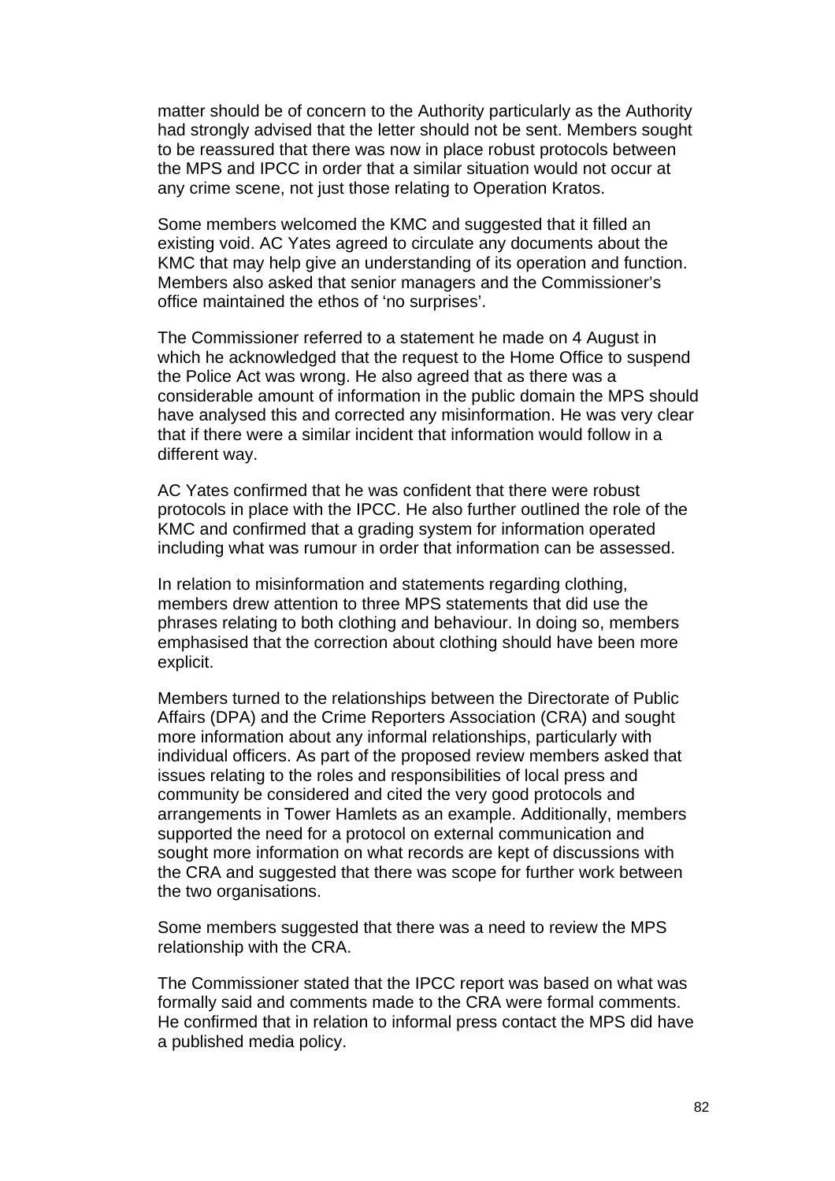matter should be of concern to the Authority particularly as the Authority had strongly advised that the letter should not be sent. Members sought to be reassured that there was now in place robust protocols between the MPS and IPCC in order that a similar situation would not occur at any crime scene, not just those relating to Operation Kratos.

Some members welcomed the KMC and suggested that it filled an existing void. AC Yates agreed to circulate any documents about the KMC that may help give an understanding of its operation and function. Members also asked that senior managers and the Commissioner's office maintained the ethos of 'no surprises'.

The Commissioner referred to a statement he made on 4 August in which he acknowledged that the request to the Home Office to suspend the Police Act was wrong. He also agreed that as there was a considerable amount of information in the public domain the MPS should have analysed this and corrected any misinformation. He was very clear that if there were a similar incident that information would follow in a different way.

AC Yates confirmed that he was confident that there were robust protocols in place with the IPCC. He also further outlined the role of the KMC and confirmed that a grading system for information operated including what was rumour in order that information can be assessed.

In relation to misinformation and statements regarding clothing, members drew attention to three MPS statements that did use the phrases relating to both clothing and behaviour. In doing so, members emphasised that the correction about clothing should have been more explicit.

Members turned to the relationships between the Directorate of Public Affairs (DPA) and the Crime Reporters Association (CRA) and sought more information about any informal relationships, particularly with individual officers. As part of the proposed review members asked that issues relating to the roles and responsibilities of local press and community be considered and cited the very good protocols and arrangements in Tower Hamlets as an example. Additionally, members supported the need for a protocol on external communication and sought more information on what records are kept of discussions with the CRA and suggested that there was scope for further work between the two organisations.

Some members suggested that there was a need to review the MPS relationship with the CRA.

The Commissioner stated that the IPCC report was based on what was formally said and comments made to the CRA were formal comments. He confirmed that in relation to informal press contact the MPS did have a published media policy.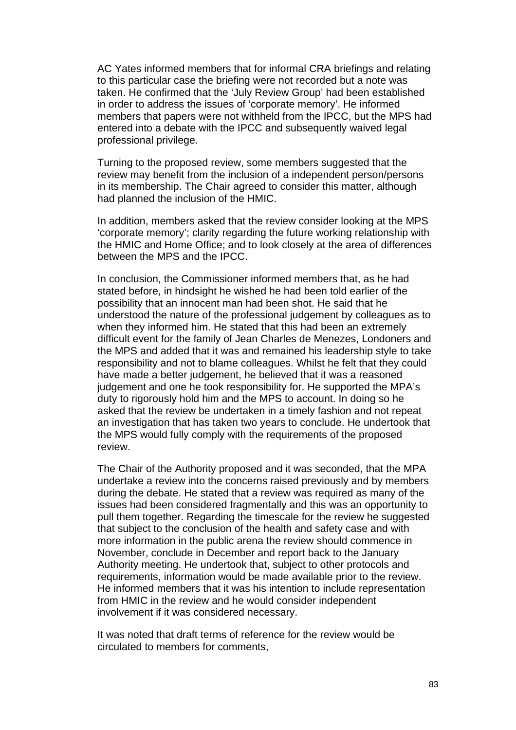AC Yates informed members that for informal CRA briefings and relating to this particular case the briefing were not recorded but a note was taken. He confirmed that the 'July Review Group' had been established in order to address the issues of 'corporate memory'. He informed members that papers were not withheld from the IPCC, but the MPS had entered into a debate with the IPCC and subsequently waived legal professional privilege.

Turning to the proposed review, some members suggested that the review may benefit from the inclusion of a independent person/persons in its membership. The Chair agreed to consider this matter, although had planned the inclusion of the HMIC.

In addition, members asked that the review consider looking at the MPS 'corporate memory'; clarity regarding the future working relationship with the HMIC and Home Office; and to look closely at the area of differences between the MPS and the IPCC.

In conclusion, the Commissioner informed members that, as he had stated before, in hindsight he wished he had been told earlier of the possibility that an innocent man had been shot. He said that he understood the nature of the professional judgement by colleagues as to when they informed him. He stated that this had been an extremely difficult event for the family of Jean Charles de Menezes, Londoners and the MPS and added that it was and remained his leadership style to take responsibility and not to blame colleagues. Whilst he felt that they could have made a better judgement, he believed that it was a reasoned judgement and one he took responsibility for. He supported the MPA's duty to rigorously hold him and the MPS to account. In doing so he asked that the review be undertaken in a timely fashion and not repeat an investigation that has taken two years to conclude. He undertook that the MPS would fully comply with the requirements of the proposed review.

The Chair of the Authority proposed and it was seconded, that the MPA undertake a review into the concerns raised previously and by members during the debate. He stated that a review was required as many of the issues had been considered fragmentally and this was an opportunity to pull them together. Regarding the timescale for the review he suggested that subject to the conclusion of the health and safety case and with more information in the public arena the review should commence in November, conclude in December and report back to the January Authority meeting. He undertook that, subject to other protocols and requirements, information would be made available prior to the review. He informed members that it was his intention to include representation from HMIC in the review and he would consider independent involvement if it was considered necessary.

It was noted that draft terms of reference for the review would be circulated to members for comments,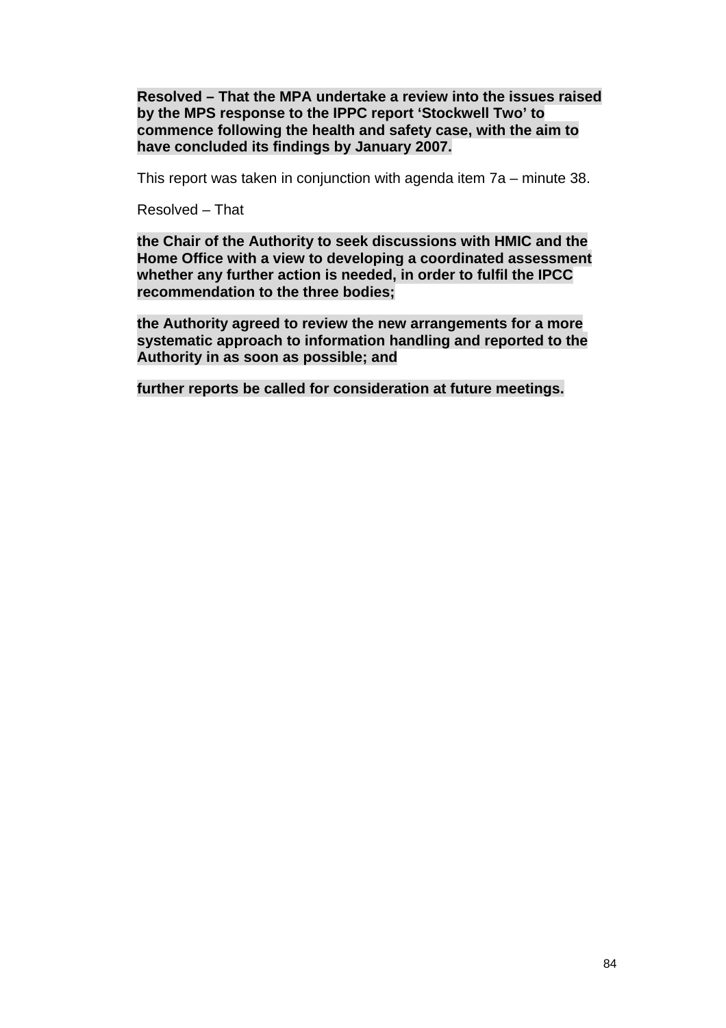**Resolved – That the MPA undertake a review into the issues raised by the MPS response to the IPPC report 'Stockwell Two' to commence following the health and safety case, with the aim to have concluded its findings by January 2007.**

This report was taken in conjunction with agenda item 7a – minute 38.

Resolved – That

**the Chair of the Authority to seek discussions with HMIC and the Home Office with a view to developing a coordinated assessment whether any further action is needed, in order to fulfil the IPCC recommendation to the three bodies;**

**the Authority agreed to review the new arrangements for a more systematic approach to information handling and reported to the Authority in as soon as possible; and**

**further reports be called for consideration at future meetings.**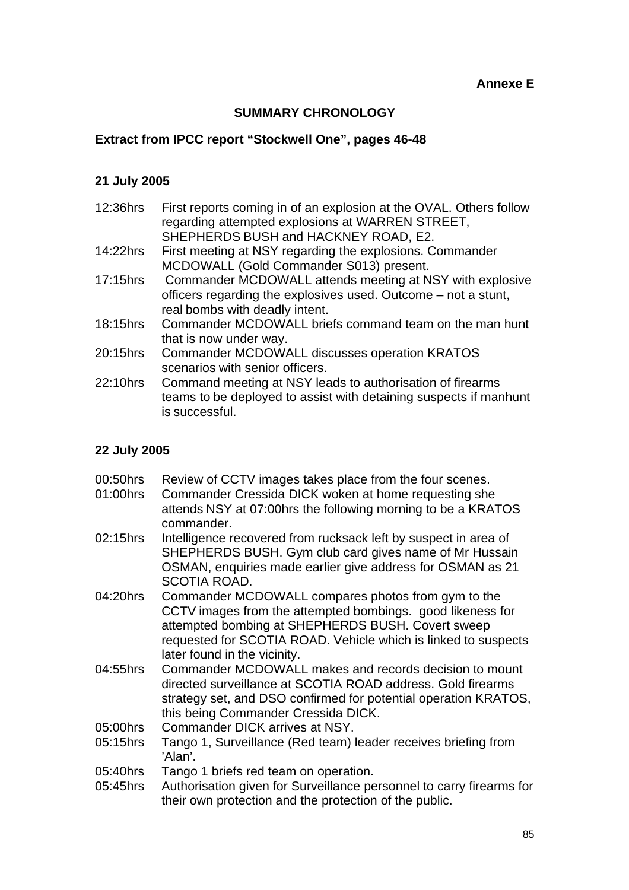**Annexe E**

## SUMMARY CHRONOLOGY

### Extract from IPCC report "Stockwell One", pages 46-48

#### 21 July 2005

| | |
|---|---|
| 12:36hrs | First reports coming in of an explosion at the OVAL. Others follow regarding attempted explosions at WARREN STREET, SHEPHERDS BUSH and HACKNEY ROAD, E2. |
| 14:22hrs | First meeting at NSY regarding the explosions. Commander MCDOWALL (Gold Commander S013) present. |
| 17:15hrs | Commander MCDOWALL attends meeting at NSY with explosive officers regarding the explosives used. Outcome – not a stunt, real bombs with deadly intent. |
| 18:15hrs | Commander MCDOWALL briefs command team on the man hunt that is now under way. |
| 20:15hrs | Commander MCDOWALL discusses operation KRATOS scenarios with senior officers. |
| 22:10hrs | Command meeting at NSY leads to authorisation of firearms teams to be deployed to assist with detaining suspects if manhunt is successful. |

#### 22 July 2005

| | |
|---|---|
| 00:50hrs | Review of CCTV images takes place from the four scenes. |
| 01:00hrs | Commander Cressida DICK woken at home requesting she attends NSY at 07:00hrs the following morning to be a KRATOS commander. |
| 02:15hrs | Intelligence recovered from rucksack left by suspect in area of SHEPHERDS BUSH. Gym club card gives name of Mr Hussain OSMAN, enquiries made earlier give address for OSMAN as 21 SCOTIA ROAD. |
| 04:20hrs | Commander MCDOWALL compares photos from gym to the CCTV images from the attempted bombings. good likeness for attempted bombing at SHEPHERDS BUSH. Covert sweep requested for SCOTIA ROAD. Vehicle which is linked to suspects later found in the vicinity. |
| 04:55hrs | Commander MCDOWALL makes and records decision to mount directed surveillance at SCOTIA ROAD address. Gold firearms strategy set, and DSO confirmed for potential operation KRATOS, this being Commander Cressida DICK. |
| 05:00hrs | Commander DICK arrives at NSY. |
| 05:15hrs | Tango 1, Surveillance (Red team) leader receives briefing from 'Alan'. |
| 05:40hrs | Tango 1 briefs red team on operation. |
| 05:45hrs | Authorisation given for Surveillance personnel to carry firearms for their own protection and the protection of the public. |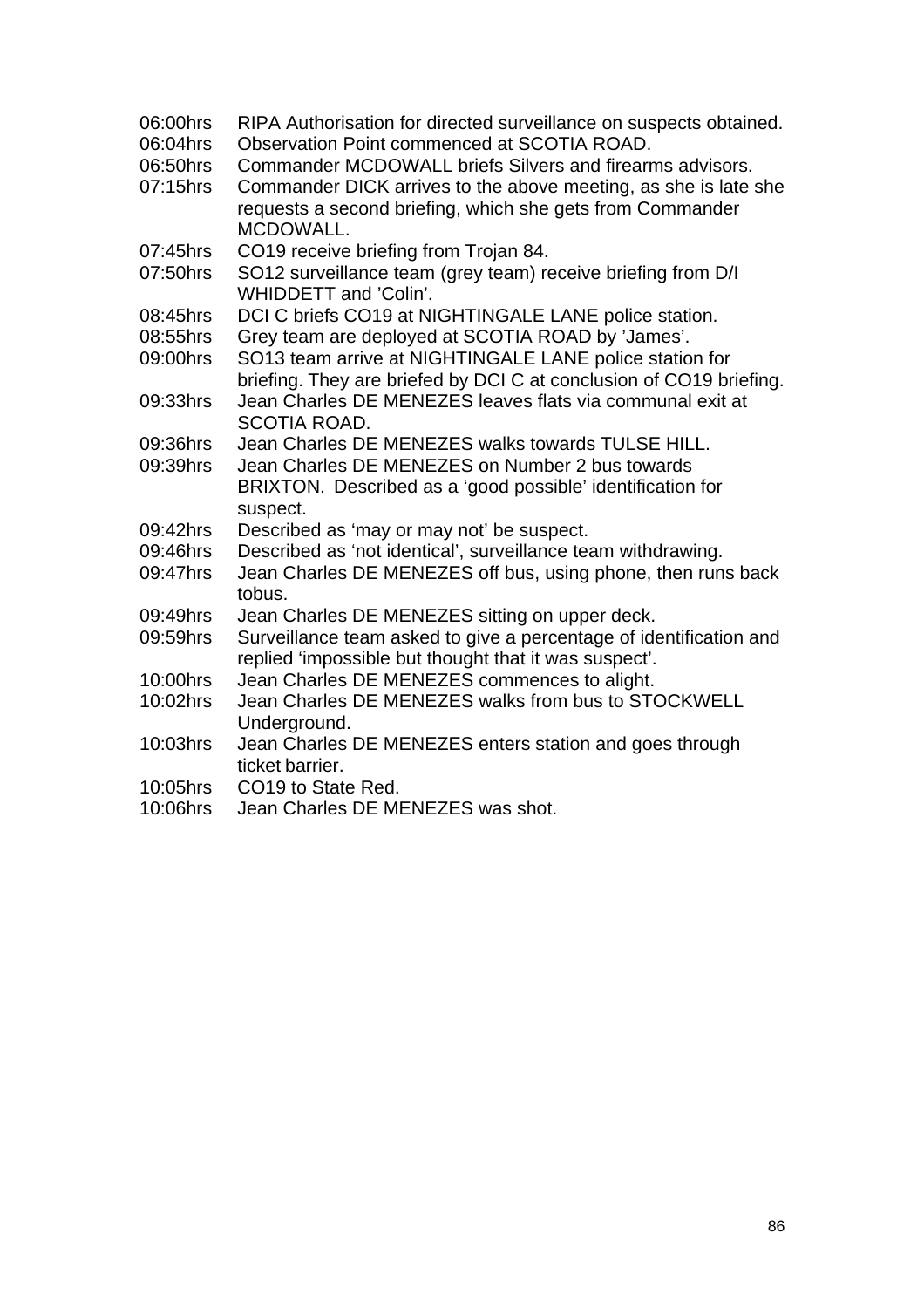| | |
|---|---|
| 06:00hrs | RIPA Authorisation for directed surveillance on suspects obtained. |
| 06:04hrs | Observation Point commenced at SCOTIA ROAD. |
| 06:50hrs | Commander MCDOWALL briefs Silvers and firearms advisors. |
| 07:15hrs | Commander DICK arrives to the above meeting, as she is late she requests a second briefing, which she gets from Commander MCDOWALL. |
| 07:45hrs | CO19 receive briefing from Trojan 84. |
| 07:50hrs | SO12 surveillance team (grey team) receive briefing from D/I WHIDDETT and 'Colin'. |
| 08:45hrs | DCI C briefs CO19 at NIGHTINGALE LANE police station. |
| 08:55hrs | Grey team are deployed at SCOTIA ROAD by 'James'. |
| 09:00hrs | SO13 team arrive at NIGHTINGALE LANE police station for briefing. They are briefed by DCI C at conclusion of CO19 briefing. |
| 09:33hrs | Jean Charles DE MENEZES leaves flats via communal exit at SCOTIA ROAD. |
| 09:36hrs | Jean Charles DE MENEZES walks towards TULSE HILL. |
| 09:39hrs | Jean Charles DE MENEZES on Number 2 bus towards BRIXTON. Described as a 'good possible' identification for suspect. |
| 09:42hrs | Described as 'may or may not' be suspect. |
| 09:46hrs | Described as 'not identical', surveillance team withdrawing. |
| 09:47hrs | Jean Charles DE MENEZES off bus, using phone, then runs back tobus. |
| 09:49hrs | Jean Charles DE MENEZES sitting on upper deck. |
| 09:59hrs | Surveillance team asked to give a percentage of identification and replied 'impossible but thought that it was suspect'. |
| 10:00hrs | Jean Charles DE MENEZES commences to alight. |
| 10:02hrs | Jean Charles DE MENEZES walks from bus to STOCKWELL Underground. |
| 10:03hrs | Jean Charles DE MENEZES enters station and goes through ticket barrier. |
| 10:05hrs | CO19 to State Red. |
| 10:06hrs | Jean Charles DE MENEZES was shot. |